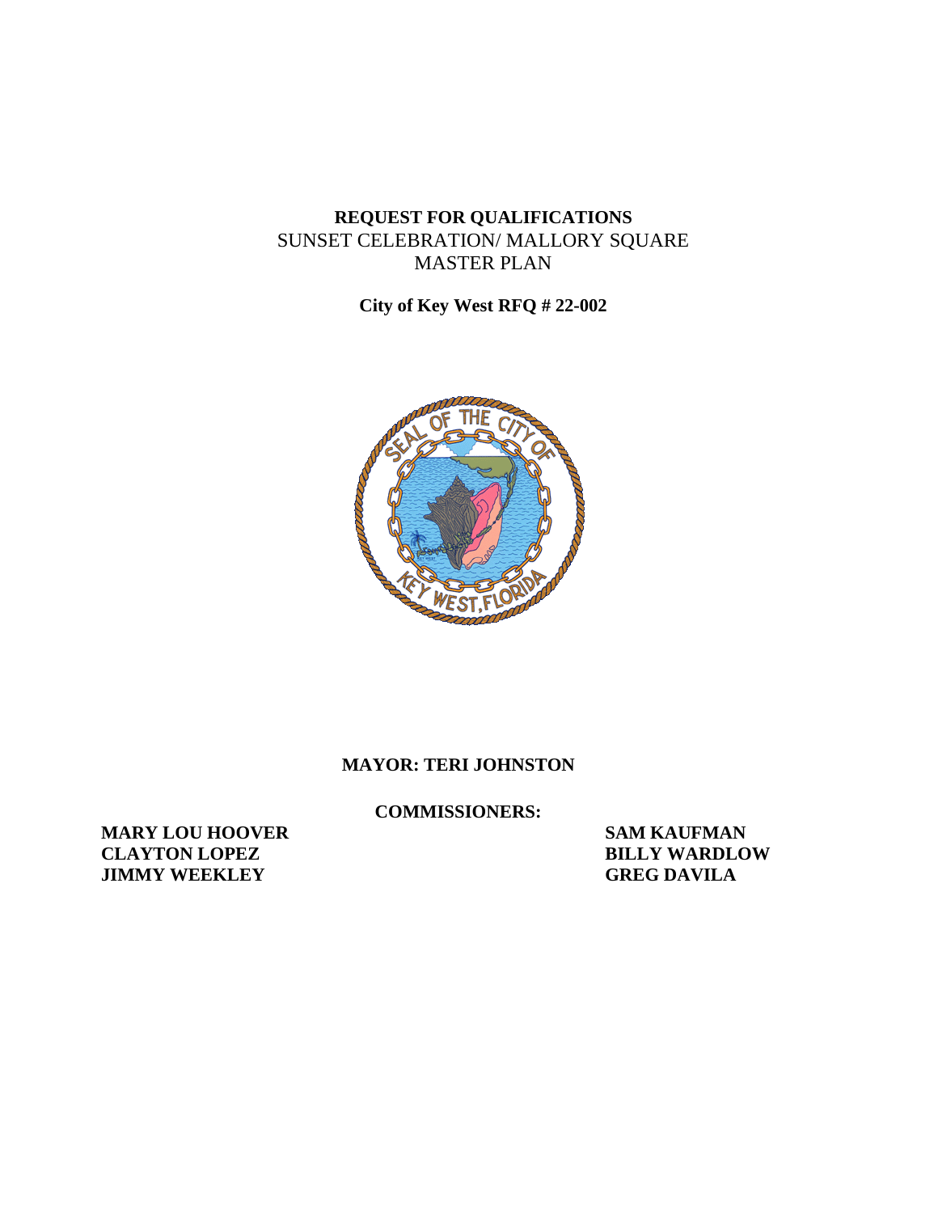# REQUEST FOR QUALIFICATIONS

SUNSET CELEBRATION/ MALLORY SQUARE
MASTER PLAN

**City of Key West RFQ # 22-002**

**MAYOR: TERI JOHNSTON**

**COMMISSIONERS:**

**MARY LOU HOOVER**
**CLAYTON LOPEZ**
**JIMMY WEEKLEY**
**SAM KAUFMAN**
**BILLY WARDLOW**
**GREG DAVILA**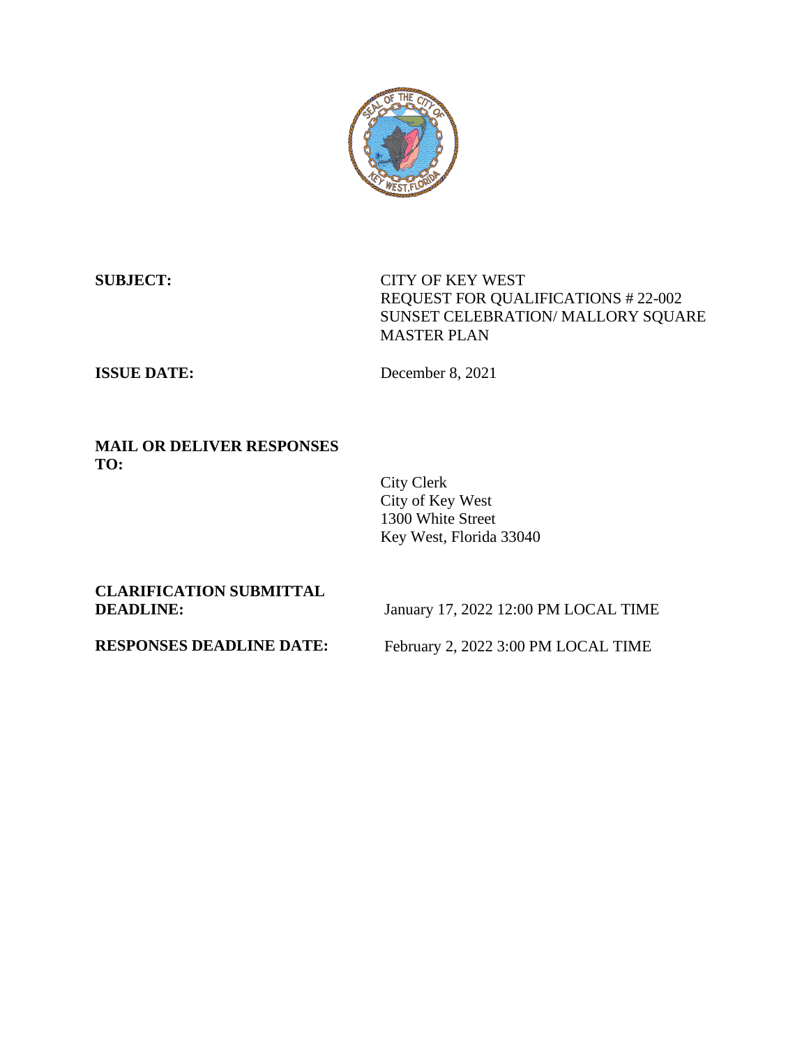**SUBJECT:** CITY OF KEY WEST
REQUEST FOR QUALIFICATIONS # 22-002
SUNSET CELEBRATION/ MALLORY SQUARE
MASTER PLAN

**ISSUE DATE:** December 8, 2021

**MAIL OR DELIVER RESPONSES TO:**

City Clerk
City of Key West
1300 White Street
Key West, Florida 33040

**CLARIFICATION SUBMITTAL DEADLINE:** January 17, 2022 12:00 PM LOCAL TIME

**RESPONSES DEADLINE DATE:** February 2, 2022 3:00 PM LOCAL TIME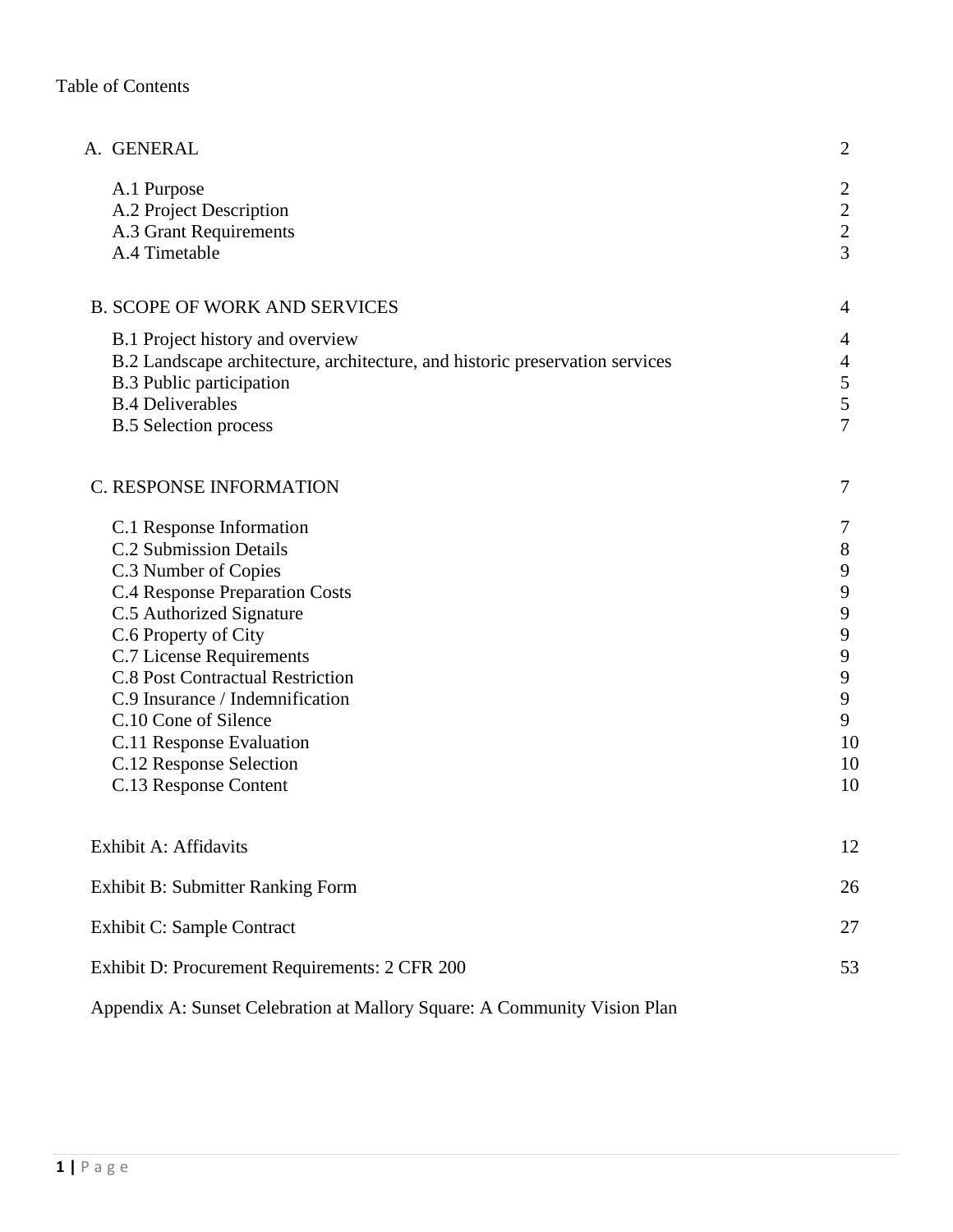Table of Contents

| | |
|---|---|
| A. GENERAL | 2 |
| A.1 Purpose | 2 |
| A.2 Project Description | 2 |
| A.3 Grant Requirements | 2 |
| A.4 Timetable | 3 |
| B. SCOPE OF WORK AND SERVICES | 4 |
| B.1 Project history and overview | 4 |
| B.2 Landscape architecture, architecture, and historic preservation services | 4 |
| B.3 Public participation | 5 |
| B.4 Deliverables | 5 |
| B.5 Selection process | 7 |
| C. RESPONSE INFORMATION | 7 |
| C.1 Response Information | 7 |
| C.2 Submission Details | 8 |
| C.3 Number of Copies | 9 |
| C.4 Response Preparation Costs | 9 |
| C.5 Authorized Signature | 9 |
| C.6 Property of City | 9 |
| C.7 License Requirements | 9 |
| C.8 Post Contractual Restriction | 9 |
| C.9 Insurance / Indemnification | 9 |
| C.10 Cone of Silence | 9 |
| C.11 Response Evaluation | 10 |
| C.12 Response Selection | 10 |
| C.13 Response Content | 10 |
| Exhibit A: Affidavits | 12 |
| Exhibit B: Submitter Ranking Form | 26 |
| Exhibit C: Sample Contract | 27 |
| Exhibit D: Procurement Requirements: 2 CFR 200 | 53 |
| Appendix A: Sunset Celebration at Mallory Square: A Community Vision Plan | |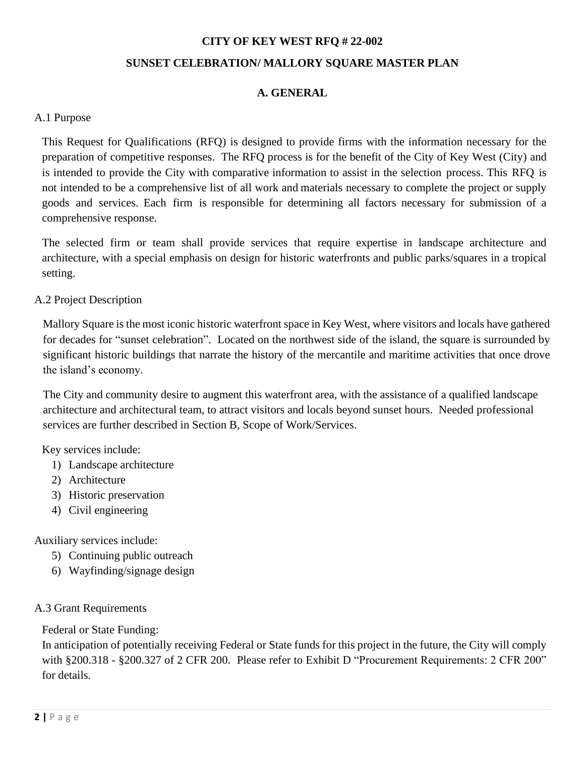**CITY OF KEY WEST RFQ # 22-002**

**SUNSET CELEBRATION/ MALLORY SQUARE MASTER PLAN**

## A. GENERAL

A.1 Purpose

This Request for Qualifications (RFQ) is designed to provide firms with the information necessary for the preparation of competitive responses. The RFQ process is for the benefit of the City of Key West (City) and is intended to provide the City with comparative information to assist in the selection process. This RFQ is not intended to be a comprehensive list of all work and materials necessary to complete the project or supply goods and services. Each firm is responsible for determining all factors necessary for submission of a comprehensive response.

The selected firm or team shall provide services that require expertise in landscape architecture and architecture, with a special emphasis on design for historic waterfronts and public parks/squares in a tropical setting.

A.2 Project Description

Mallory Square is the most iconic historic waterfront space in Key West, where visitors and locals have gathered for decades for "sunset celebration". Located on the northwest side of the island, the square is surrounded by significant historic buildings that narrate the history of the mercantile and maritime activities that once drove the island's economy.

The City and community desire to augment this waterfront area, with the assistance of a qualified landscape architecture and architectural team, to attract visitors and locals beyond sunset hours. Needed professional services are further described in Section B, Scope of Work/Services.

Key services include:

1) Landscape architecture
2) Architecture
3) Historic preservation
4) Civil engineering

Auxiliary services include:

5) Continuing public outreach
6) Wayfinding/signage design

A.3 Grant Requirements

Federal or State Funding:
In anticipation of potentially receiving Federal or State funds for this project in the future, the City will comply with §200.318 - §200.327 of 2 CFR 200. Please refer to Exhibit D "Procurement Requirements: 2 CFR 200" for details.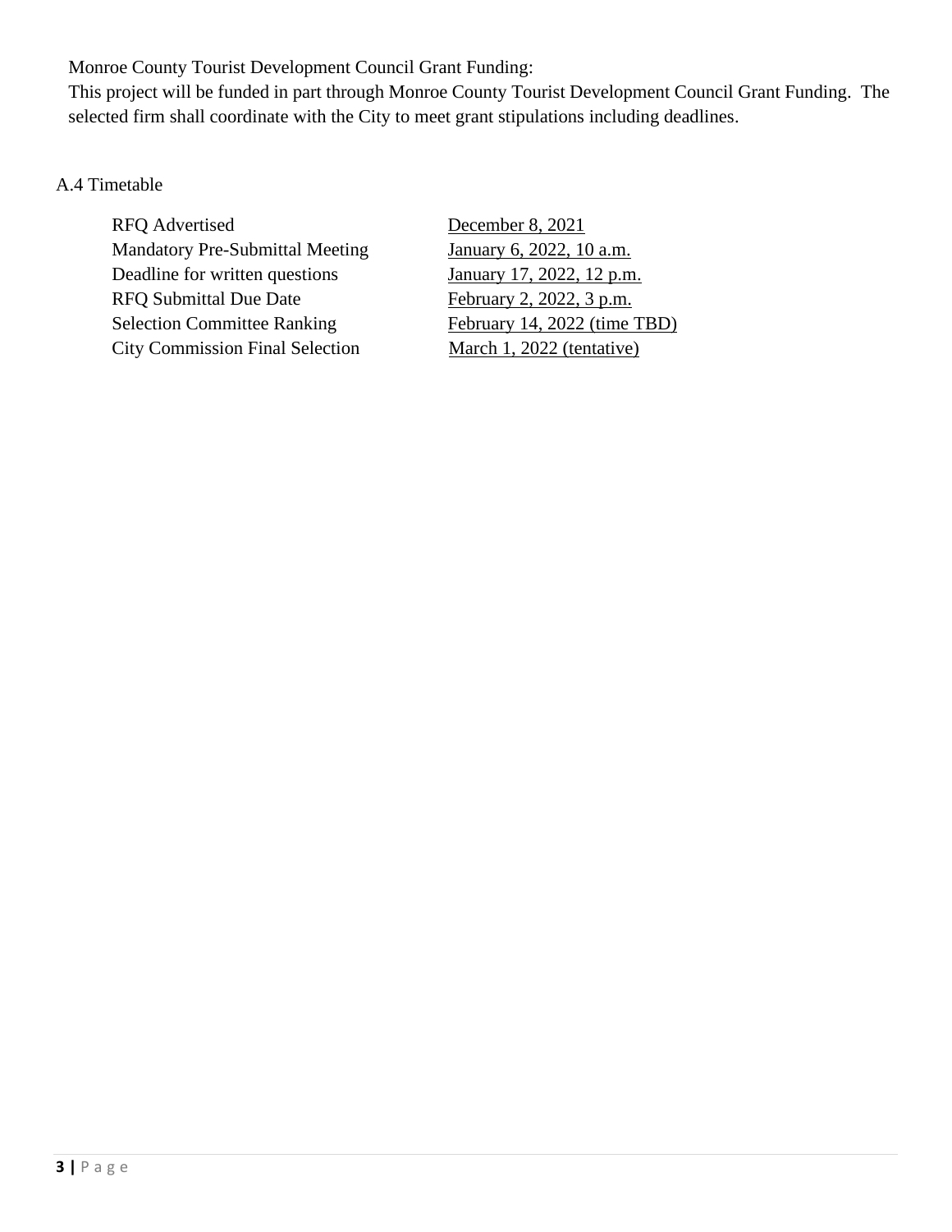Monroe County Tourist Development Council Grant Funding:
This project will be funded in part through Monroe County Tourist Development Council Grant Funding. The selected firm shall coordinate with the City to meet grant stipulations including deadlines.

A.4 Timetable

| | |
|---|---|
| RFQ Advertised | December 8, 2021 |
| Mandatory Pre-Submittal Meeting | January 6, 2022, 10 a.m. |
| Deadline for written questions | January 17, 2022, 12 p.m. |
| RFQ Submittal Due Date | February 2, 2022, 3 p.m. |
| Selection Committee Ranking | February 14, 2022 (time TBD) |
| City Commission Final Selection | March 1, 2022 (tentative) |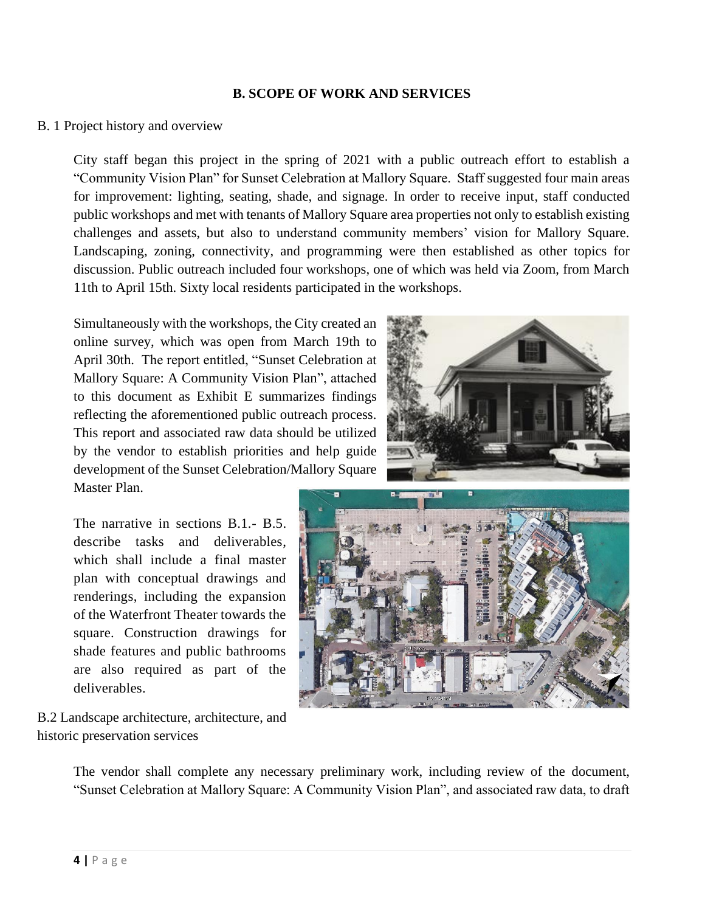## B. SCOPE OF WORK AND SERVICES

B. 1 Project history and overview

City staff began this project in the spring of 2021 with a public outreach effort to establish a "Community Vision Plan" for Sunset Celebration at Mallory Square. Staff suggested four main areas for improvement: lighting, seating, shade, and signage. In order to receive input, staff conducted public workshops and met with tenants of Mallory Square area properties not only to establish existing challenges and assets, but also to understand community members' vision for Mallory Square. Landscaping, zoning, connectivity, and programming were then established as other topics for discussion. Public outreach included four workshops, one of which was held via Zoom, from March 11th to April 15th. Sixty local residents participated in the workshops.

Simultaneously with the workshops, the City created an online survey, which was open from March 19th to April 30th. The report entitled, "Sunset Celebration at Mallory Square: A Community Vision Plan", attached to this document as Exhibit E summarizes findings reflecting the aforementioned public outreach process. This report and associated raw data should be utilized by the vendor to establish priorities and help guide development of the Sunset Celebration/Mallory Square Master Plan.

The narrative in sections B.1.- B.5. describe tasks and deliverables, which shall include a final master plan with conceptual drawings and renderings, including the expansion of the Waterfront Theater towards the square. Construction drawings for shade features and public bathrooms are also required as part of the deliverables.

B.2 Landscape architecture, architecture, and historic preservation services

The vendor shall complete any necessary preliminary work, including review of the document, "Sunset Celebration at Mallory Square: A Community Vision Plan", and associated raw data, to draft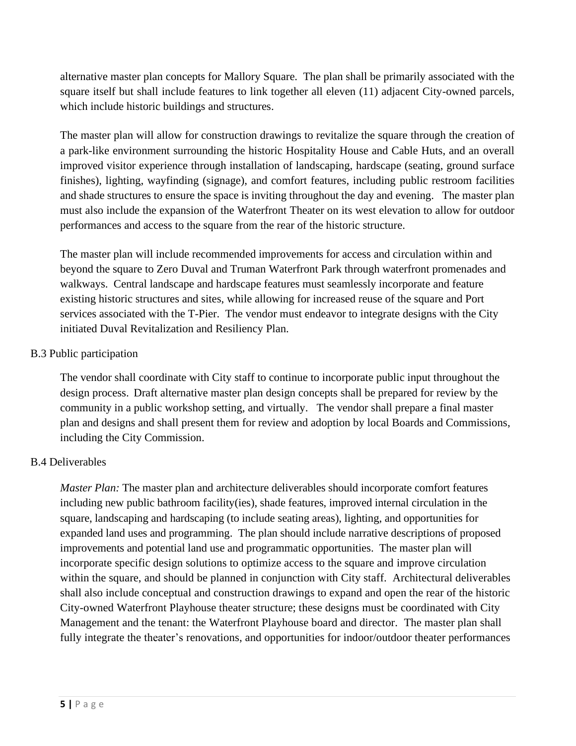alternative master plan concepts for Mallory Square. The plan shall be primarily associated with the square itself but shall include features to link together all eleven (11) adjacent City-owned parcels, which include historic buildings and structures.

The master plan will allow for construction drawings to revitalize the square through the creation of a park-like environment surrounding the historic Hospitality House and Cable Huts, and an overall improved visitor experience through installation of landscaping, hardscape (seating, ground surface finishes), lighting, wayfinding (signage), and comfort features, including public restroom facilities and shade structures to ensure the space is inviting throughout the day and evening. The master plan must also include the expansion of the Waterfront Theater on its west elevation to allow for outdoor performances and access to the square from the rear of the historic structure.

The master plan will include recommended improvements for access and circulation within and beyond the square to Zero Duval and Truman Waterfront Park through waterfront promenades and walkways. Central landscape and hardscape features must seamlessly incorporate and feature existing historic structures and sites, while allowing for increased reuse of the square and Port services associated with the T-Pier. The vendor must endeavor to integrate designs with the City initiated Duval Revitalization and Resiliency Plan.

### B.3 Public participation

The vendor shall coordinate with City staff to continue to incorporate public input throughout the design process. Draft alternative master plan design concepts shall be prepared for review by the community in a public workshop setting, and virtually. The vendor shall prepare a final master plan and designs and shall present them for review and adoption by local Boards and Commissions, including the City Commission.

### B.4 Deliverables

*Master Plan:* The master plan and architecture deliverables should incorporate comfort features including new public bathroom facility(ies), shade features, improved internal circulation in the square, landscaping and hardscaping (to include seating areas), lighting, and opportunities for expanded land uses and programming. The plan should include narrative descriptions of proposed improvements and potential land use and programmatic opportunities. The master plan will incorporate specific design solutions to optimize access to the square and improve circulation within the square, and should be planned in conjunction with City staff. Architectural deliverables shall also include conceptual and construction drawings to expand and open the rear of the historic City-owned Waterfront Playhouse theater structure; these designs must be coordinated with City Management and the tenant: the Waterfront Playhouse board and director. The master plan shall fully integrate the theater's renovations, and opportunities for indoor/outdoor theater performances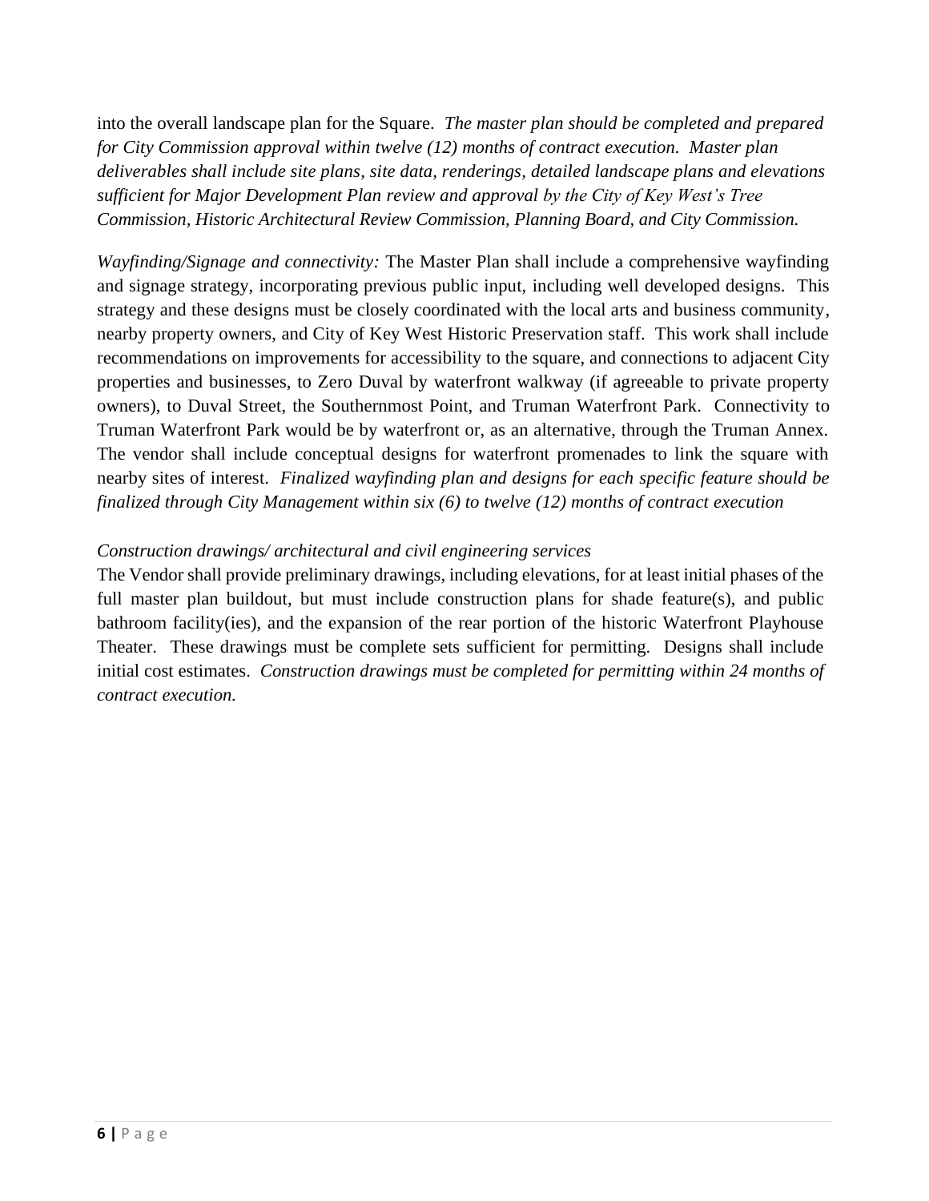into the overall landscape plan for the Square. *The master plan should be completed and prepared for City Commission approval within twelve (12) months of contract execution. Master plan deliverables shall include site plans, site data, renderings, detailed landscape plans and elevations sufficient for Major Development Plan review and approval by the City of Key West's Tree Commission, Historic Architectural Review Commission, Planning Board, and City Commission.*

*Wayfinding/Signage and connectivity:* The Master Plan shall include a comprehensive wayfinding and signage strategy, incorporating previous public input, including well developed designs. This strategy and these designs must be closely coordinated with the local arts and business community, nearby property owners, and City of Key West Historic Preservation staff. This work shall include recommendations on improvements for accessibility to the square, and connections to adjacent City properties and businesses, to Zero Duval by waterfront walkway (if agreeable to private property owners), to Duval Street, the Southernmost Point, and Truman Waterfront Park. Connectivity to Truman Waterfront Park would be by waterfront or, as an alternative, through the Truman Annex. The vendor shall include conceptual designs for waterfront promenades to link the square with nearby sites of interest. *Finalized wayfinding plan and designs for each specific feature should be finalized through City Management within six (6) to twelve (12) months of contract execution*

*Construction drawings/ architectural and civil engineering services*

The Vendor shall provide preliminary drawings, including elevations, for at least initial phases of the full master plan buildout, but must include construction plans for shade feature(s), and public bathroom facility(ies), and the expansion of the rear portion of the historic Waterfront Playhouse Theater. These drawings must be complete sets sufficient for permitting. Designs shall include initial cost estimates. *Construction drawings must be completed for permitting within 24 months of contract execution.*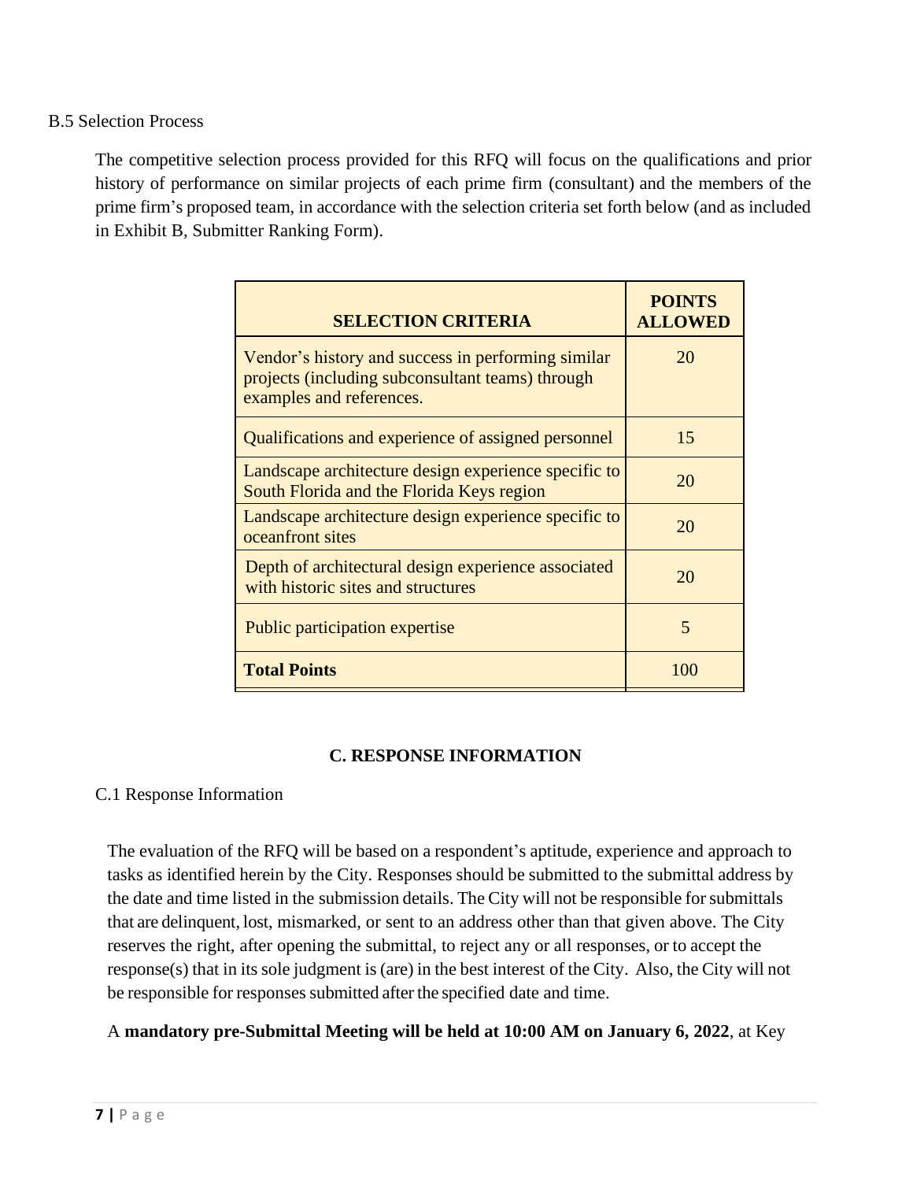B.5 Selection Process

The competitive selection process provided for this RFQ will focus on the qualifications and prior history of performance on similar projects of each prime firm (consultant) and the members of the prime firm's proposed team, in accordance with the selection criteria set forth below (and as included in Exhibit B, Submitter Ranking Form).

| **SELECTION CRITERIA** | **POINTS ALLOWED** |
| --- | --- |
| Vendor's history and success in performing similar projects (including subconsultant teams) through examples and references. | 20 |
| Qualifications and experience of assigned personnel | 15 |
| Landscape architecture design experience specific to South Florida and the Florida Keys region | 20 |
| Landscape architecture design experience specific to oceanfront sites | 20 |
| Depth of architectural design experience associated with historic sites and structures | 20 |
| Public participation expertise | 5 |
| **Total Points** | 100 |

## C. RESPONSE INFORMATION

C.1 Response Information

The evaluation of the RFQ will be based on a respondent's aptitude, experience and approach to tasks as identified herein by the City. Responses should be submitted to the submittal address by the date and time listed in the submission details. The City will not be responsible for submittals that are delinquent, lost, mismarked, or sent to an address other than that given above. The City reserves the right, after opening the submittal, to reject any or all responses, or to accept the response(s) that in its sole judgment is (are) in the best interest of the City. Also, the City will not be responsible for responses submitted after the specified date and time.

A **mandatory pre-Submittal Meeting will be held at 10:00 AM on January 6, 2022**, at Key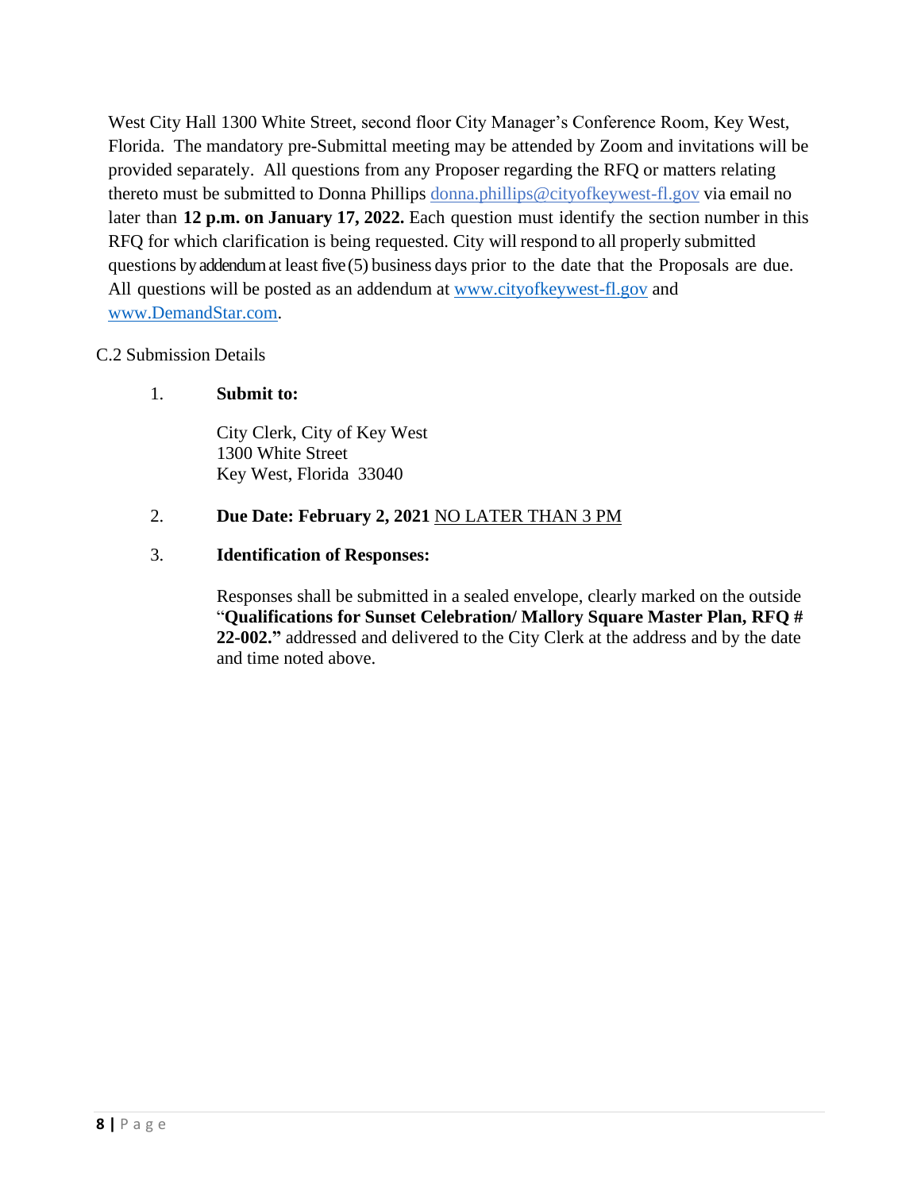West City Hall 1300 White Street, second floor City Manager's Conference Room, Key West, Florida. The mandatory pre-Submittal meeting may be attended by Zoom and invitations will be provided separately. All questions from any Proposer regarding the RFQ or matters relating thereto must be submitted to Donna Phillips donna.phillips@cityofkeywest-fl.gov via email no later than **12 p.m. on January 17, 2022.** Each question must identify the section number in this RFQ for which clarification is being requested. City will respond to all properly submitted questions by addendum at least five (5) business days prior to the date that the Proposals are due. All questions will be posted as an addendum at www.cityofkeywest-fl.gov and www.DemandStar.com.

C.2 Submission Details

1. **Submit to:**

   City Clerk, City of Key West
   1300 White Street
   Key West, Florida 33040

2. **Due Date: February 2, 2021** NO LATER THAN 3 PM

3. **Identification of Responses:**

   Responses shall be submitted in a sealed envelope, clearly marked on the outside "**Qualifications for Sunset Celebration/ Mallory Square Master Plan, RFQ # 22-002.**" addressed and delivered to the City Clerk at the address and by the date and time noted above.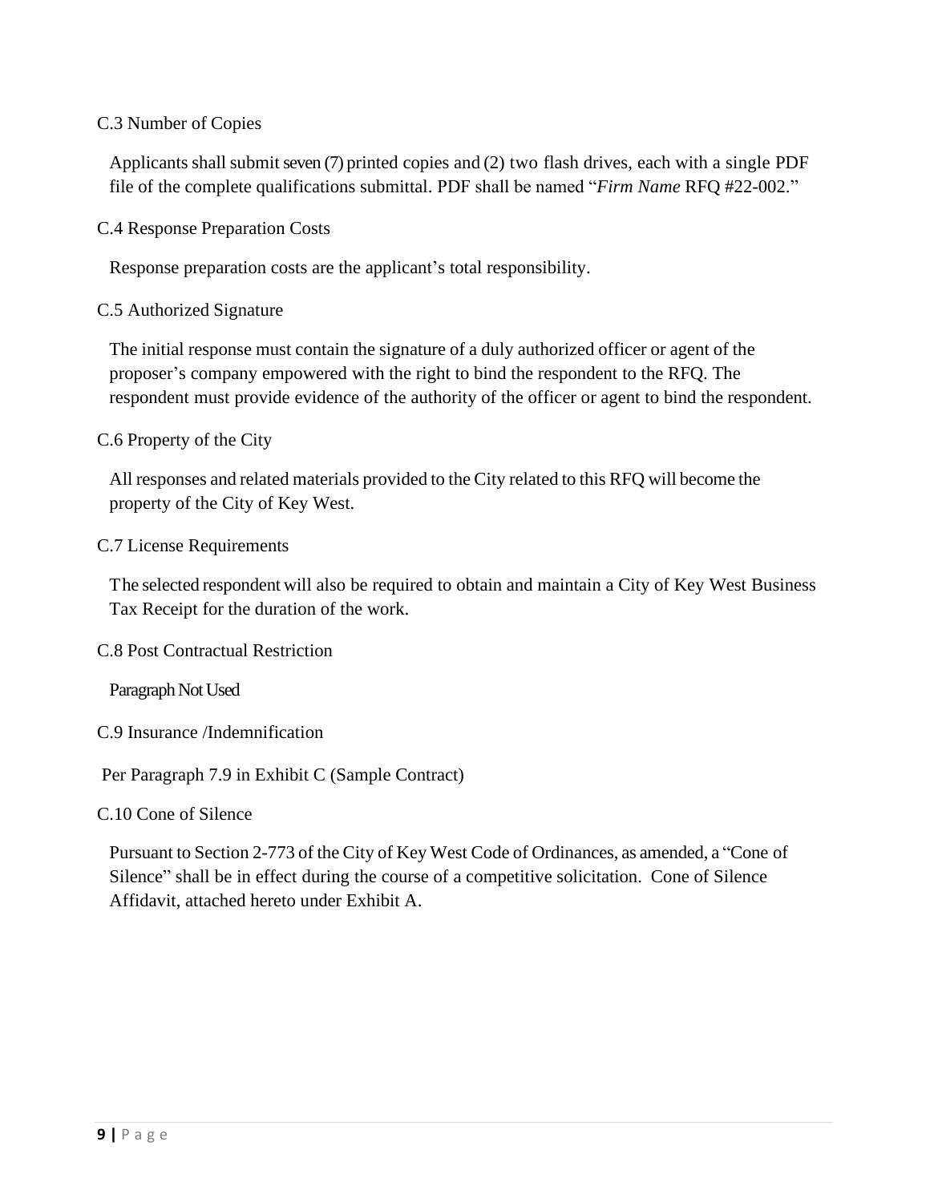C.3 Number of Copies

Applicants shall submit seven (7) printed copies and (2) two flash drives, each with a single PDF file of the complete qualifications submittal. PDF shall be named "*Firm Name* RFQ #22-002."

C.4 Response Preparation Costs

Response preparation costs are the applicant's total responsibility.

C.5 Authorized Signature

The initial response must contain the signature of a duly authorized officer or agent of the proposer's company empowered with the right to bind the respondent to the RFQ. The respondent must provide evidence of the authority of the officer or agent to bind the respondent.

C.6 Property of the City

All responses and related materials provided to the City related to this RFQ will become the property of the City of Key West.

C.7 License Requirements

The selected respondent will also be required to obtain and maintain a City of Key West Business Tax Receipt for the duration of the work.

C.8 Post Contractual Restriction

Paragraph Not Used

C.9 Insurance /Indemnification

Per Paragraph 7.9 in Exhibit C (Sample Contract)

C.10 Cone of Silence

Pursuant to Section 2-773 of the City of Key West Code of Ordinances, as amended, a "Cone of Silence" shall be in effect during the course of a competitive solicitation. Cone of Silence Affidavit, attached hereto under Exhibit A.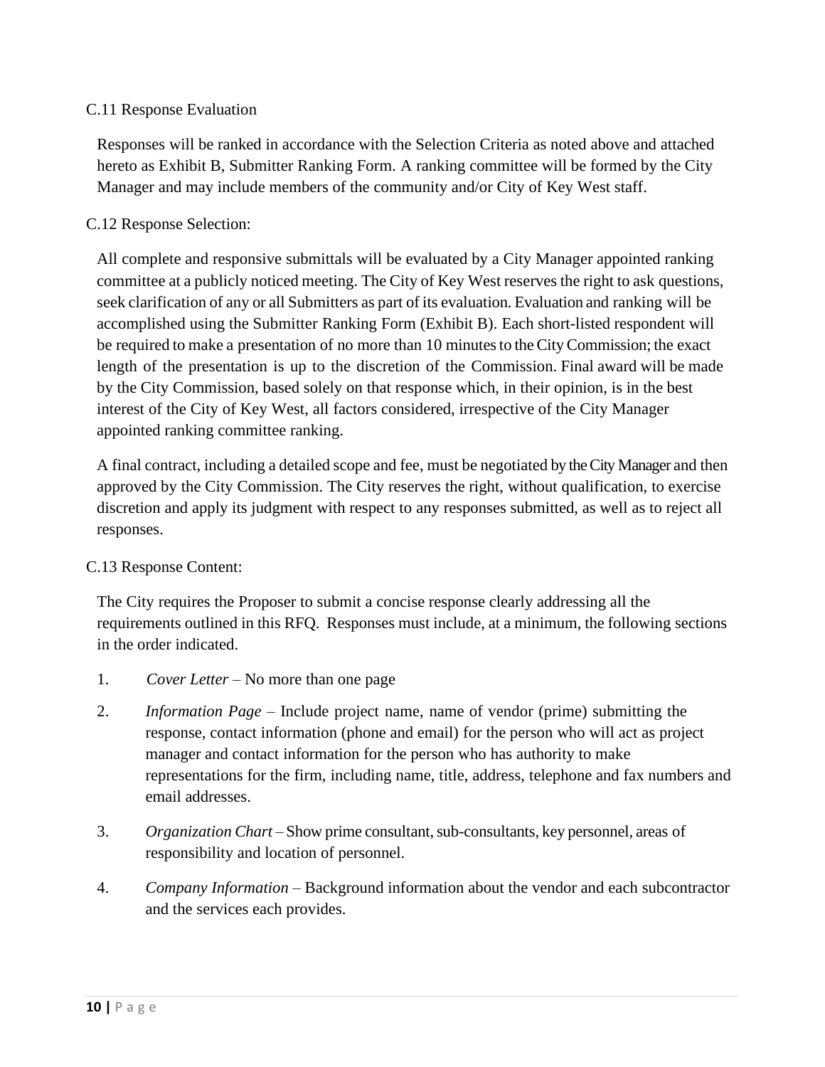C.11 Response Evaluation

Responses will be ranked in accordance with the Selection Criteria as noted above and attached hereto as Exhibit B, Submitter Ranking Form. A ranking committee will be formed by the City Manager and may include members of the community and/or City of Key West staff.

C.12 Response Selection:

All complete and responsive submittals will be evaluated by a City Manager appointed ranking committee at a publicly noticed meeting. The City of Key West reserves the right to ask questions, seek clarification of any or all Submitters as part of its evaluation. Evaluation and ranking will be accomplished using the Submitter Ranking Form (Exhibit B). Each short-listed respondent will be required to make a presentation of no more than 10 minutes to the City Commission; the exact length of the presentation is up to the discretion of the Commission. Final award will be made by the City Commission, based solely on that response which, in their opinion, is in the best interest of the City of Key West, all factors considered, irrespective of the City Manager appointed ranking committee ranking.

A final contract, including a detailed scope and fee, must be negotiated by the City Manager and then approved by the City Commission. The City reserves the right, without qualification, to exercise discretion and apply its judgment with respect to any responses submitted, as well as to reject all responses.

C.13 Response Content:

The City requires the Proposer to submit a concise response clearly addressing all the requirements outlined in this RFQ. Responses must include, at a minimum, the following sections in the order indicated.

1. *Cover Letter* – No more than one page
2. *Information Page* – Include project name, name of vendor (prime) submitting the response, contact information (phone and email) for the person who will act as project manager and contact information for the person who has authority to make representations for the firm, including name, title, address, telephone and fax numbers and email addresses.
3. *Organization Chart* – Show prime consultant, sub-consultants, key personnel, areas of responsibility and location of personnel.
4. *Company Information* – Background information about the vendor and each subcontractor and the services each provides.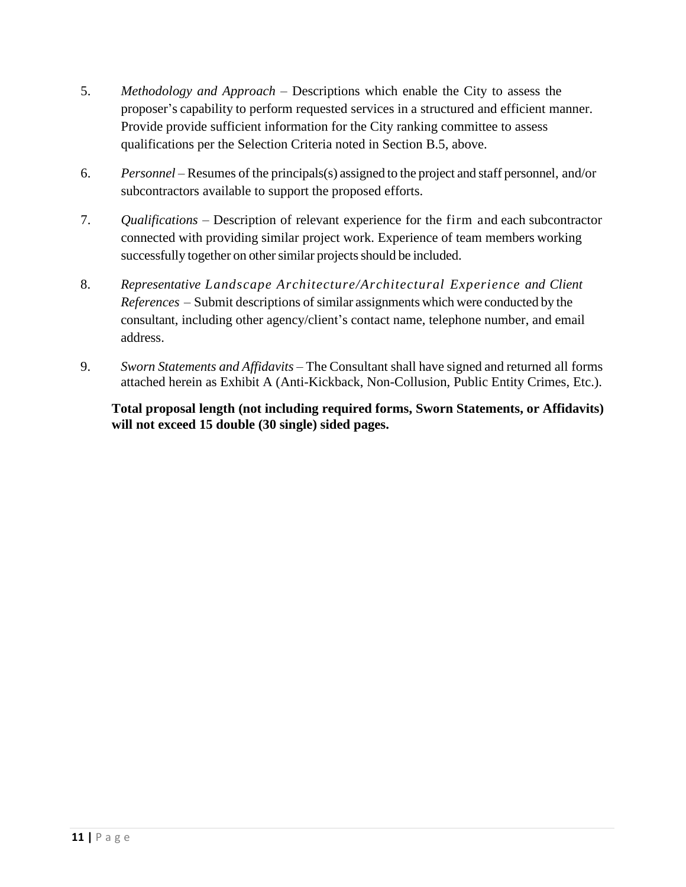5. *Methodology and Approach* – Descriptions which enable the City to assess the proposer's capability to perform requested services in a structured and efficient manner. Provide provide sufficient information for the City ranking committee to assess qualifications per the Selection Criteria noted in Section B.5, above.

6. *Personnel* – Resumes of the principals(s) assigned to the project and staff personnel, and/or subcontractors available to support the proposed efforts.

7. *Qualifications* – Description of relevant experience for the firm and each subcontractor connected with providing similar project work. Experience of team members working successfully together on other similar projects should be included.

8. *Representative Landscape Architecture/Architectural Experience and Client References* – Submit descriptions of similar assignments which were conducted by the consultant, including other agency/client's contact name, telephone number, and email address.

9. *Sworn Statements and Affidavits* – The Consultant shall have signed and returned all forms attached herein as Exhibit A (Anti-Kickback, Non-Collusion, Public Entity Crimes, Etc.).

**Total proposal length (not including required forms, Sworn Statements, or Affidavits) will not exceed 15 double (30 single) sided pages.**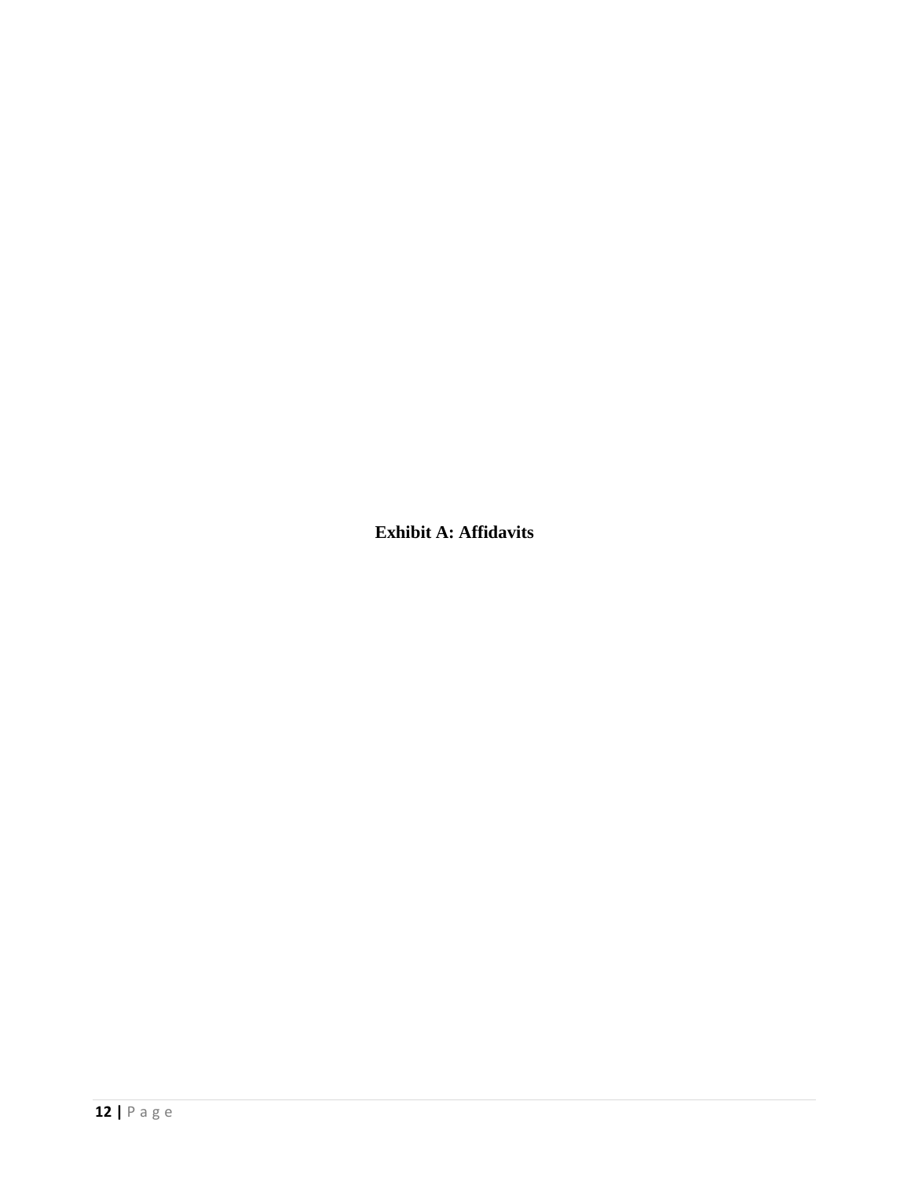**Exhibit A: Affidavits**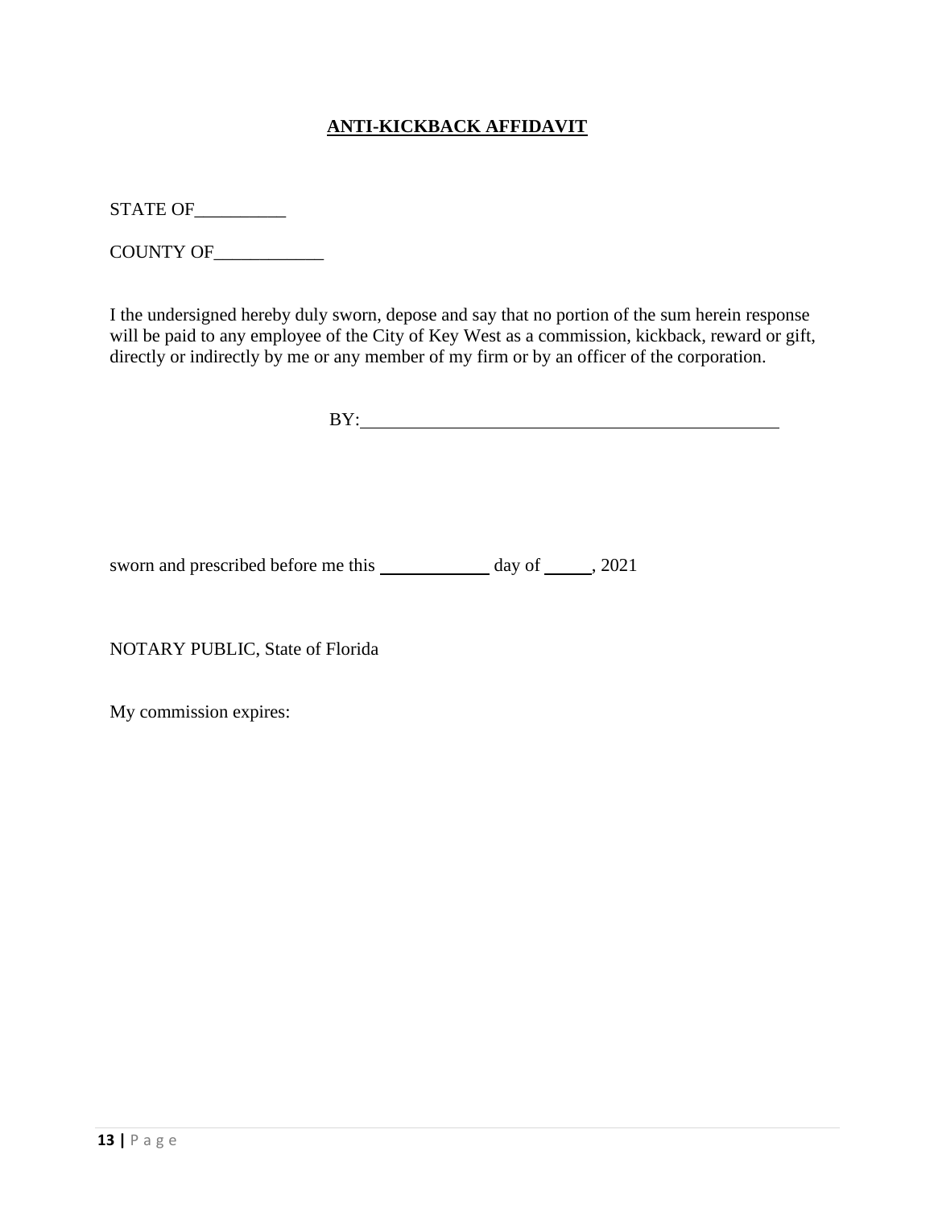# ANTI-KICKBACK AFFIDAVIT

STATE OF__________

COUNTY OF____________

I the undersigned hereby duly sworn, depose and say that no portion of the sum herein response will be paid to any employee of the City of Key West as a commission, kickback, reward or gift, directly or indirectly by me or any member of my firm or by an officer of the corporation.

BY:_______________________________________________

sworn and prescribed before me this ____________ day of _____, 2021

NOTARY PUBLIC, State of Florida

My commission expires: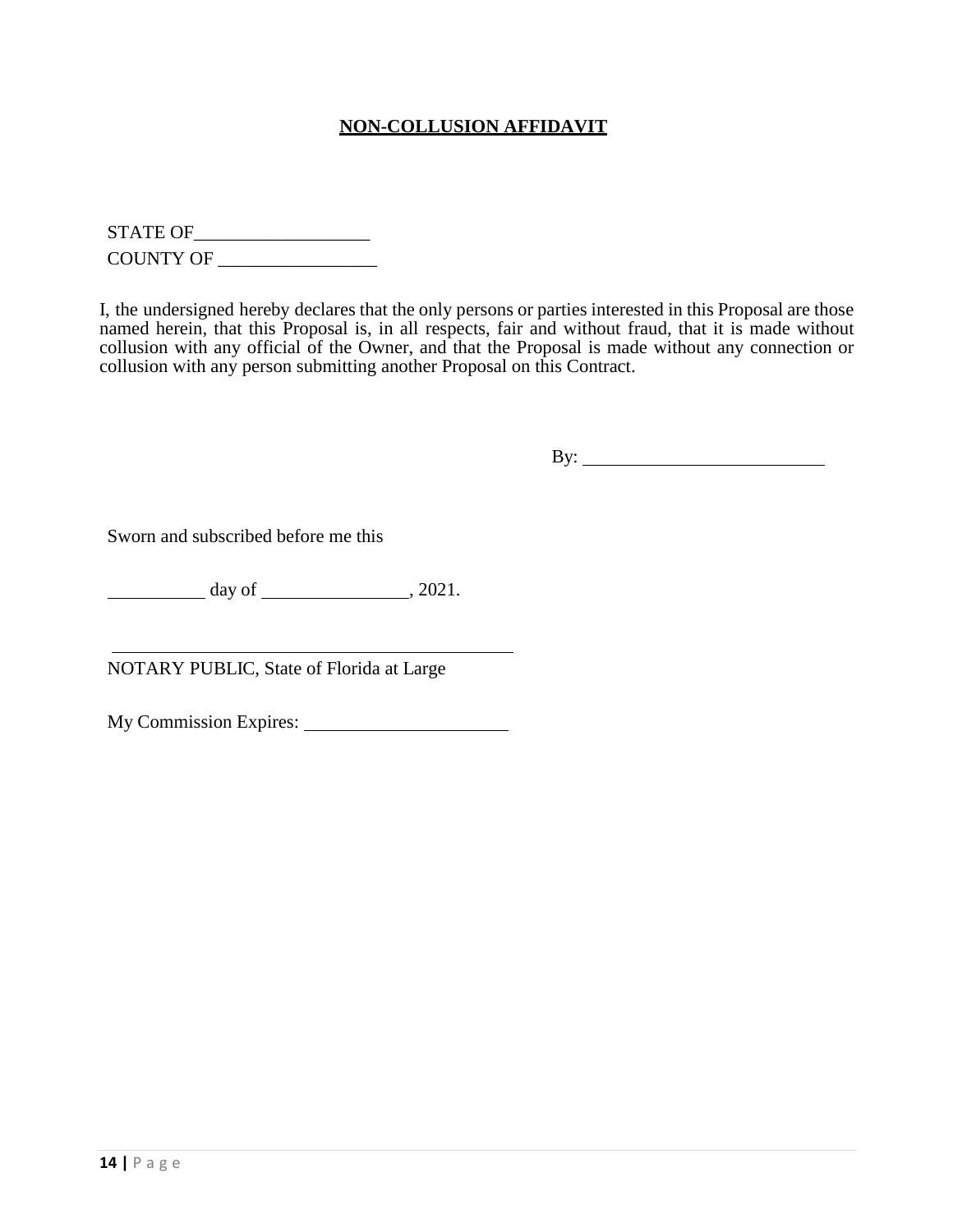**NON-COLLUSION AFFIDAVIT**

STATE OF___________________

COUNTY OF _________________

I, the undersigned hereby declares that the only persons or parties interested in this Proposal are those named herein, that this Proposal is, in all respects, fair and without fraud, that it is made without collusion with any official of the Owner, and that the Proposal is made without any connection or collusion with any person submitting another Proposal on this Contract.

By: ___________________________

Sworn and subscribed before me this

__________ day of ________________, 2021.

_____________________________________________

NOTARY PUBLIC, State of Florida at Large

My Commission Expires: ______________________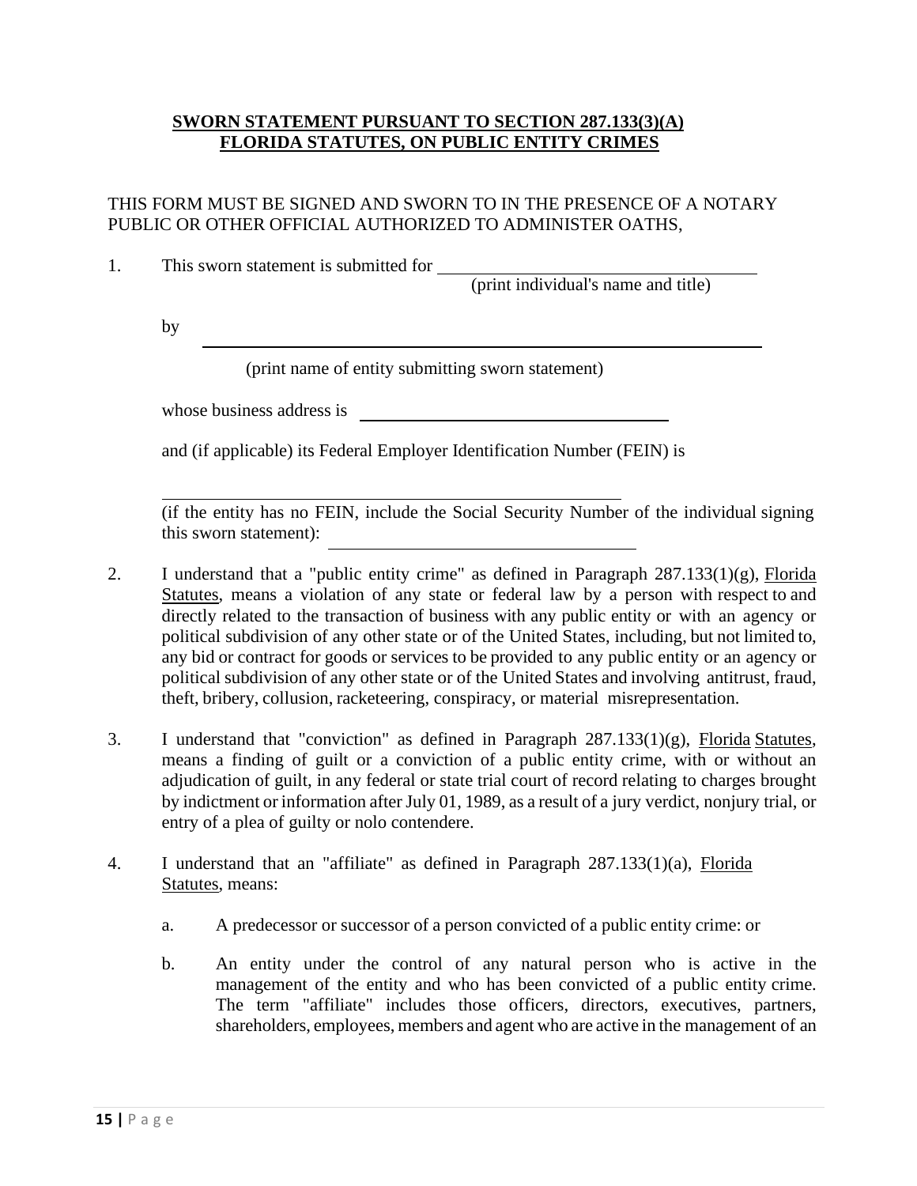**SWORN STATEMENT PURSUANT TO SECTION 287.133(3)(A) FLORIDA STATUTES, ON PUBLIC ENTITY CRIMES**

THIS FORM MUST BE SIGNED AND SWORN TO IN THE PRESENCE OF A NOTARY PUBLIC OR OTHER OFFICIAL AUTHORIZED TO ADMINISTER OATHS,

1. This sworn statement is submitted for ____________________________________
(print individual's name and title)

   by ______________________________________________________________

   (print name of entity submitting sworn statement)

   whose business address is ____________________________________

   and (if applicable) its Federal Employer Identification Number (FEIN) is

   ______________________________________________________

   (if the entity has no FEIN, include the Social Security Number of the individual signing this sworn statement): ____________________________________

2. I understand that a "public entity crime" as defined in Paragraph 287.133(1)(g), Florida Statutes, means a violation of any state or federal law by a person with respect to and directly related to the transaction of business with any public entity or with an agency or political subdivision of any other state or of the United States, including, but not limited to, any bid or contract for goods or services to be provided to any public entity or an agency or political subdivision of any other state or of the United States and involving antitrust, fraud, theft, bribery, collusion, racketeering, conspiracy, or material misrepresentation.

3. I understand that "conviction" as defined in Paragraph 287.133(1)(g), Florida Statutes, means a finding of guilt or a conviction of a public entity crime, with or without an adjudication of guilt, in any federal or state trial court of record relating to charges brought by indictment or information after July 01, 1989, as a result of a jury verdict, nonjury trial, or entry of a plea of guilty or nolo contendere.

4. I understand that an "affiliate" as defined in Paragraph 287.133(1)(a), Florida Statutes, means:

   a. A predecessor or successor of a person convicted of a public entity crime: or

   b. An entity under the control of any natural person who is active in the management of the entity and who has been convicted of a public entity crime. The term "affiliate" includes those officers, directors, executives, partners, shareholders, employees, members and agent who are active in the management of an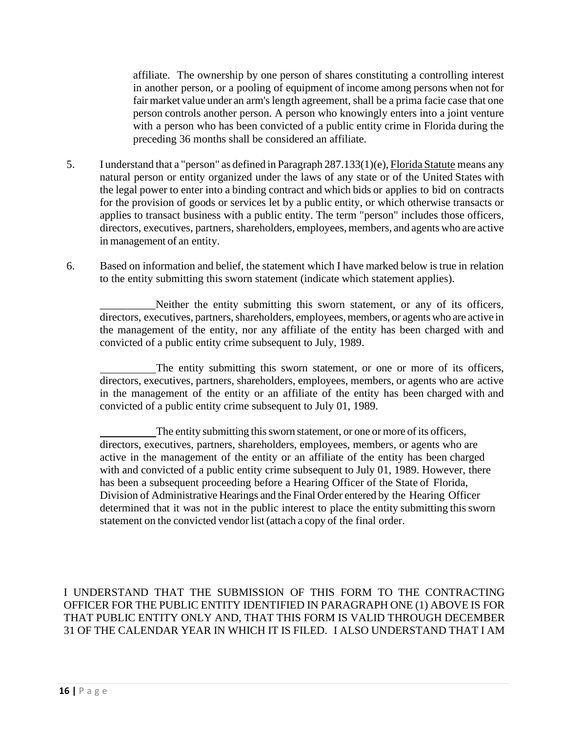affiliate. The ownership by one person of shares constituting a controlling interest in another person, or a pooling of equipment of income among persons when not for fair market value under an arm's length agreement, shall be a prima facie case that one person controls another person. A person who knowingly enters into a joint venture with a person who has been convicted of a public entity crime in Florida during the preceding 36 months shall be considered an affiliate.

5. I understand that a "person" as defined in Paragraph 287.133(1)(e), Florida Statute means any natural person or entity organized under the laws of any state or of the United States with the legal power to enter into a binding contract and which bids or applies to bid on contracts for the provision of goods or services let by a public entity, or which otherwise transacts or applies to transact business with a public entity. The term "person" includes those officers, directors, executives, partners, shareholders, employees, members, and agents who are active in management of an entity.

6. Based on information and belief, the statement which I have marked below is true in relation to the entity submitting this sworn statement (indicate which statement applies).

   __________Neither the entity submitting this sworn statement, or any of its officers, directors, executives, partners, shareholders, employees, members, or agents who are active in the management of the entity, nor any affiliate of the entity has been charged with and convicted of a public entity crime subsequent to July, 1989.

   __________The entity submitting this sworn statement, or one or more of its officers, directors, executives, partners, shareholders, employees, members, or agents who are active in the management of the entity or an affiliate of the entity has been charged with and convicted of a public entity crime subsequent to July 01, 1989.

   __________The entity submitting this sworn statement, or one or more of its officers, directors, executives, partners, shareholders, employees, members, or agents who are active in the management of the entity or an affiliate of the entity has been charged with and convicted of a public entity crime subsequent to July 01, 1989. However, there has been a subsequent proceeding before a Hearing Officer of the State of Florida, Division of Administrative Hearings and the Final Order entered by the Hearing Officer determined that it was not in the public interest to place the entity submitting this sworn statement on the convicted vendor list (attach a copy of the final order.

I UNDERSTAND THAT THE SUBMISSION OF THIS FORM TO THE CONTRACTING OFFICER FOR THE PUBLIC ENTITY IDENTIFIED IN PARAGRAPH ONE (1) ABOVE IS FOR THAT PUBLIC ENTITY ONLY AND, THAT THIS FORM IS VALID THROUGH DECEMBER 31 OF THE CALENDAR YEAR IN WHICH IT IS FILED. I ALSO UNDERSTAND THAT I AM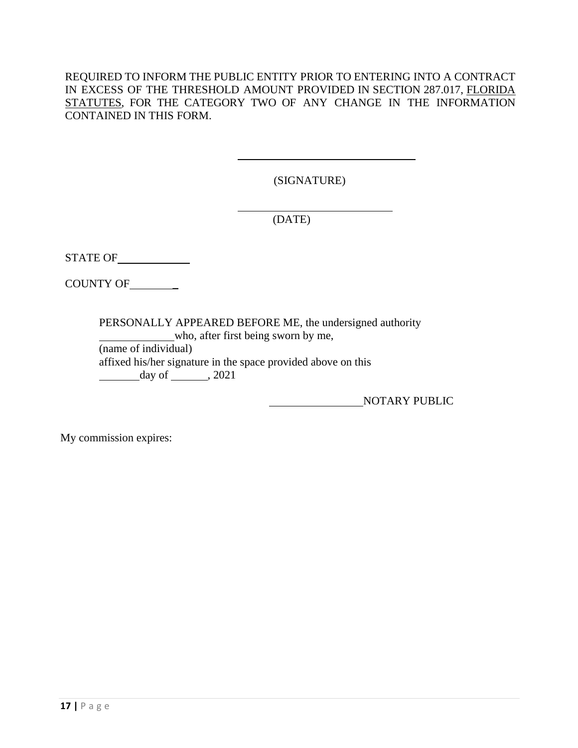REQUIRED TO INFORM THE PUBLIC ENTITY PRIOR TO ENTERING INTO A CONTRACT IN EXCESS OF THE THRESHOLD AMOUNT PROVIDED IN SECTION 287.017, FLORIDA STATUTES, FOR THE CATEGORY TWO OF ANY CHANGE IN THE INFORMATION CONTAINED IN THIS FORM.

\_\_\_\_\_\_\_\_\_\_\_\_\_\_\_\_\_\_\_\_\_\_\_\_\_\_\_\_\_\_\_\_

(SIGNATURE)

\_\_\_\_\_\_\_\_\_\_\_\_\_\_\_\_\_\_\_\_\_\_\_\_\_\_\_\_

(DATE)

STATE OF\_\_\_\_\_\_\_\_\_\_\_\_\_

COUNTY OF\_\_\_\_\_\_\_\_\_

PERSONALLY APPEARED BEFORE ME, the undersigned authority \_\_\_\_\_\_\_\_\_\_\_\_\_who, after first being sworn by me,
(name of individual)
affixed his/her signature in the space provided above on this \_\_\_\_\_\_\_day of \_\_\_\_\_\_\_, 2021

\_\_\_\_\_\_\_\_\_\_\_\_\_\_\_\_\_NOTARY PUBLIC

My commission expires: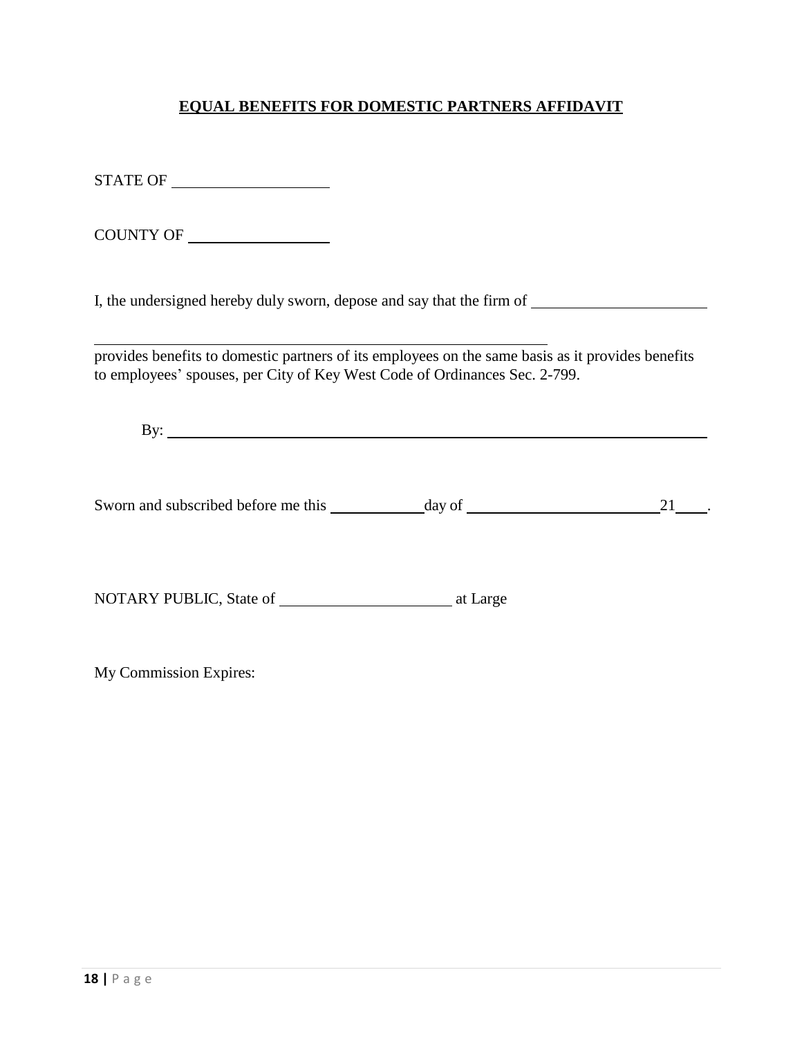## EQUAL BENEFITS FOR DOMESTIC PARTNERS AFFIDAVIT

STATE OF ____________________

COUNTY OF __________________

I, the undersigned hereby duly sworn, depose and say that the firm of ______________________

____________________________________________________________

provides benefits to domestic partners of its employees on the same basis as it provides benefits to employees' spouses, per City of Key West Code of Ordinances Sec. 2-799.

By: ______________________________________________________________________

Sworn and subscribed before me this ___________ day of ________________________ 21____.

NOTARY PUBLIC, State of ______________________ at Large

My Commission Expires: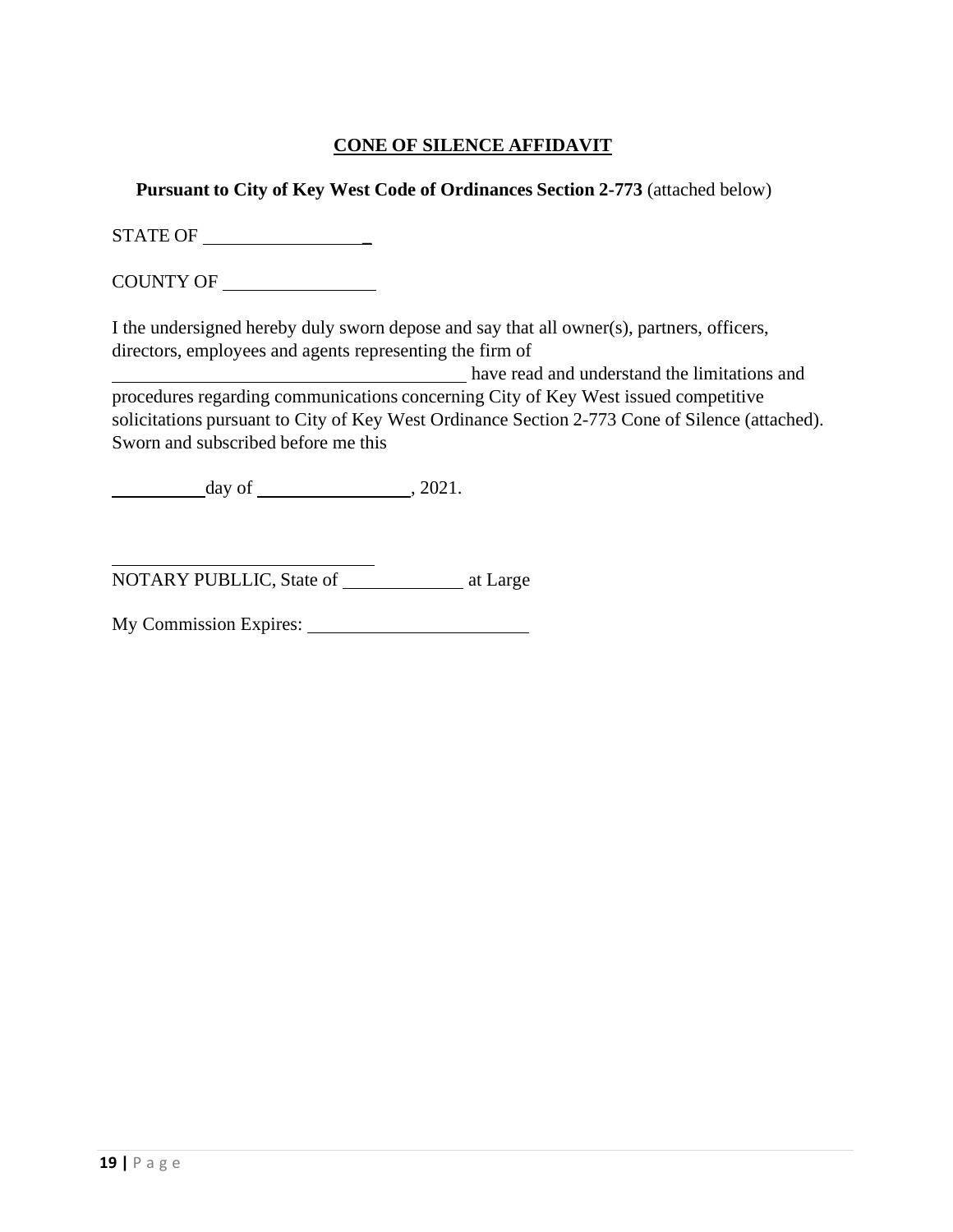**CONE OF SILENCE AFFIDAVIT**

**Pursuant to City of Key West Code of Ordinances Section 2-773** (attached below)

STATE OF ___________________

COUNTY OF _________________

I the undersigned hereby duly sworn depose and say that all owner(s), partners, officers, directors, employees and agents representing the firm of _______________________________________ have read and understand the limitations and procedures regarding communications concerning City of Key West issued competitive solicitations pursuant to City of Key West Ordinance Section 2-773 Cone of Silence (attached). Sworn and subscribed before me this

__________day of _________________, 2021.

______________________________
NOTARY PUBLLIC, State of _____________ at Large

My Commission Expires: ________________________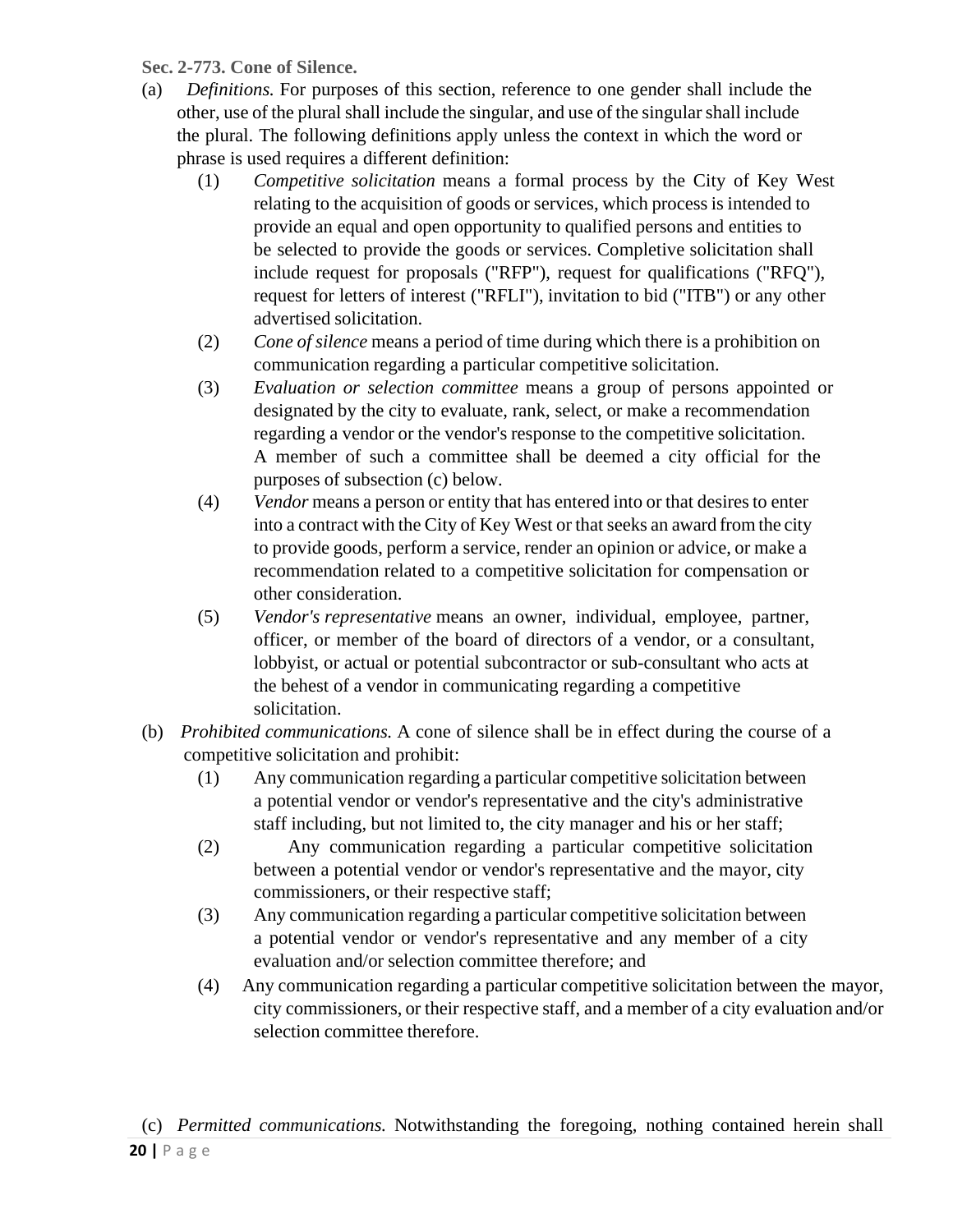**Sec. 2-773. Cone of Silence.**

(a) *Definitions.* For purposes of this section, reference to one gender shall include the other, use of the plural shall include the singular, and use of the singular shall include the plural. The following definitions apply unless the context in which the word or phrase is used requires a different definition:

(1) *Competitive solicitation* means a formal process by the City of Key West relating to the acquisition of goods or services, which process is intended to provide an equal and open opportunity to qualified persons and entities to be selected to provide the goods or services. Completive solicitation shall include request for proposals ("RFP"), request for qualifications ("RFQ"), request for letters of interest ("RFLI"), invitation to bid ("ITB") or any other advertised solicitation.

(2) *Cone of silence* means a period of time during which there is a prohibition on communication regarding a particular competitive solicitation.

(3) *Evaluation or selection committee* means a group of persons appointed or designated by the city to evaluate, rank, select, or make a recommendation regarding a vendor or the vendor's response to the competitive solicitation. A member of such a committee shall be deemed a city official for the purposes of subsection (c) below.

(4) *Vendor* means a person or entity that has entered into or that desires to enter into a contract with the City of Key West or that seeks an award from the city to provide goods, perform a service, render an opinion or advice, or make a recommendation related to a competitive solicitation for compensation or other consideration.

(5) *Vendor's representative* means an owner, individual, employee, partner, officer, or member of the board of directors of a vendor, or a consultant, lobbyist, or actual or potential subcontractor or sub-consultant who acts at the behest of a vendor in communicating regarding a competitive solicitation.

(b) *Prohibited communications.* A cone of silence shall be in effect during the course of a competitive solicitation and prohibit:

(1) Any communication regarding a particular competitive solicitation between a potential vendor or vendor's representative and the city's administrative staff including, but not limited to, the city manager and his or her staff;

(2) Any communication regarding a particular competitive solicitation between a potential vendor or vendor's representative and the mayor, city commissioners, or their respective staff;

(3) Any communication regarding a particular competitive solicitation between a potential vendor or vendor's representative and any member of a city evaluation and/or selection committee therefore; and

(4) Any communication regarding a particular competitive solicitation between the mayor, city commissioners, or their respective staff, and a member of a city evaluation and/or selection committee therefore.

(c) *Permitted communications.* Notwithstanding the foregoing, nothing contained herein shall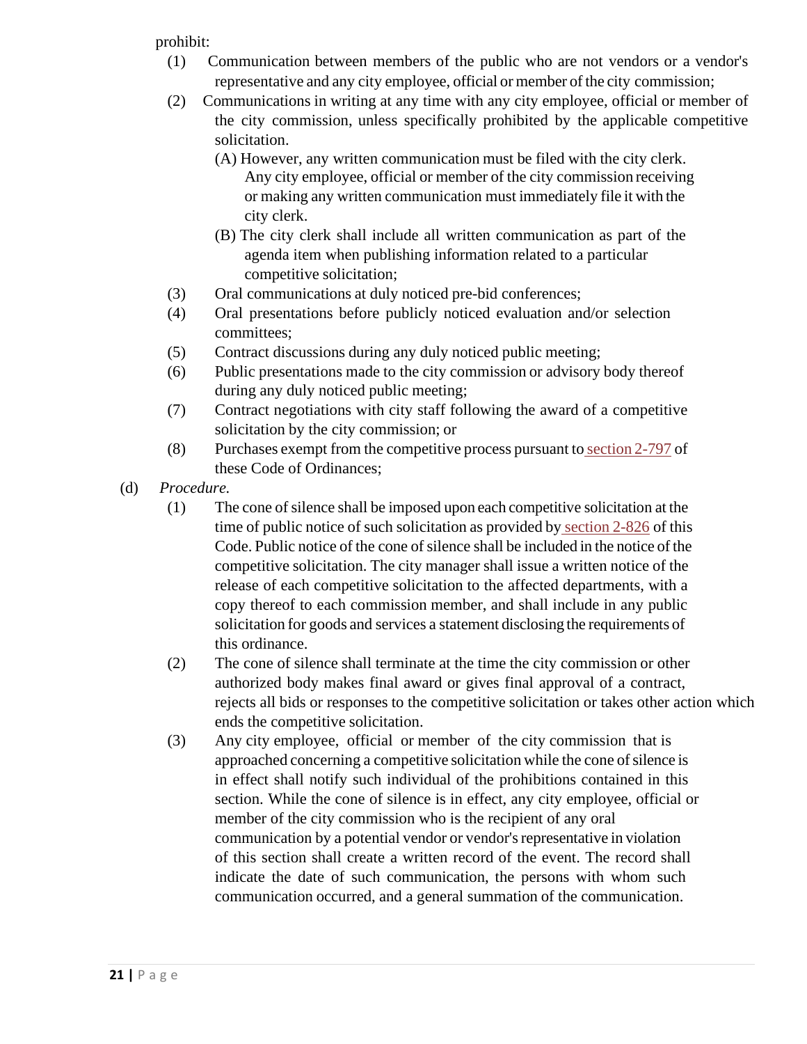prohibit:

(1) Communication between members of the public who are not vendors or a vendor's representative and any city employee, official or member of the city commission;

(2) Communications in writing at any time with any city employee, official or member of the city commission, unless specifically prohibited by the applicable competitive solicitation.

   (A) However, any written communication must be filed with the city clerk. Any city employee, official or member of the city commission receiving or making any written communication must immediately file it with the city clerk.

   (B) The city clerk shall include all written communication as part of the agenda item when publishing information related to a particular competitive solicitation;

(3) Oral communications at duly noticed pre-bid conferences;

(4) Oral presentations before publicly noticed evaluation and/or selection committees;

(5) Contract discussions during any duly noticed public meeting;

(6) Public presentations made to the city commission or advisory body thereof during any duly noticed public meeting;

(7) Contract negotiations with city staff following the award of a competitive solicitation by the city commission; or

(8) Purchases exempt from the competitive process pursuant to section 2-797 of these Code of Ordinances;

(d) *Procedure.*

(1) The cone of silence shall be imposed upon each competitive solicitation at the time of public notice of such solicitation as provided by section 2-826 of this Code. Public notice of the cone of silence shall be included in the notice of the competitive solicitation. The city manager shall issue a written notice of the release of each competitive solicitation to the affected departments, with a copy thereof to each commission member, and shall include in any public solicitation for goods and services a statement disclosing the requirements of this ordinance.

(2) The cone of silence shall terminate at the time the city commission or other authorized body makes final award or gives final approval of a contract, rejects all bids or responses to the competitive solicitation or takes other action which ends the competitive solicitation.

(3) Any city employee, official or member of the city commission that is approached concerning a competitive solicitation while the cone of silence is in effect shall notify such individual of the prohibitions contained in this section. While the cone of silence is in effect, any city employee, official or member of the city commission who is the recipient of any oral communication by a potential vendor or vendor's representative in violation of this section shall create a written record of the event. The record shall indicate the date of such communication, the persons with whom such communication occurred, and a general summation of the communication.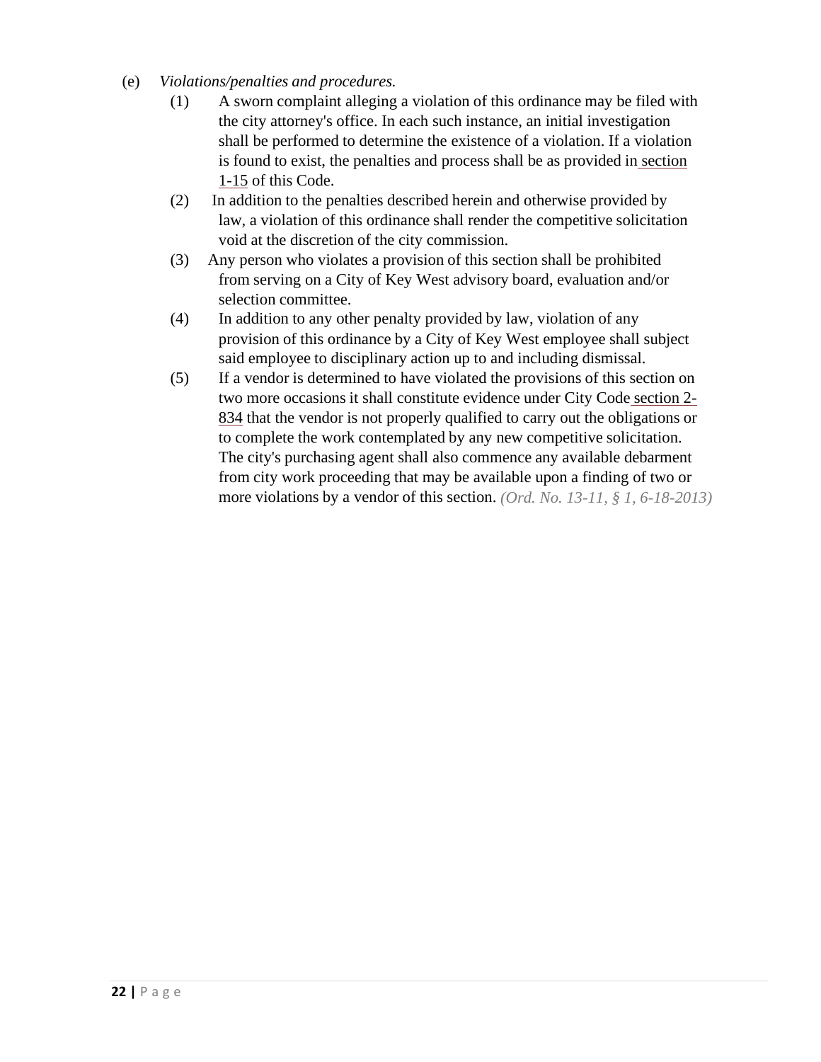(e) *Violations/penalties and procedures.*

(1) A sworn complaint alleging a violation of this ordinance may be filed with the city attorney's office. In each such instance, an initial investigation shall be performed to determine the existence of a violation. If a violation is found to exist, the penalties and process shall be as provided in section 1-15 of this Code.

(2) In addition to the penalties described herein and otherwise provided by law, a violation of this ordinance shall render the competitive solicitation void at the discretion of the city commission.

(3) Any person who violates a provision of this section shall be prohibited from serving on a City of Key West advisory board, evaluation and/or selection committee.

(4) In addition to any other penalty provided by law, violation of any provision of this ordinance by a City of Key West employee shall subject said employee to disciplinary action up to and including dismissal.

(5) If a vendor is determined to have violated the provisions of this section on two more occasions it shall constitute evidence under City Code section 2-834 that the vendor is not properly qualified to carry out the obligations or to complete the work contemplated by any new competitive solicitation. The city's purchasing agent shall also commence any available debarment from city work proceeding that may be available upon a finding of two or more violations by a vendor of this section. *(Ord. No. 13-11, § 1, 6-18-2013)*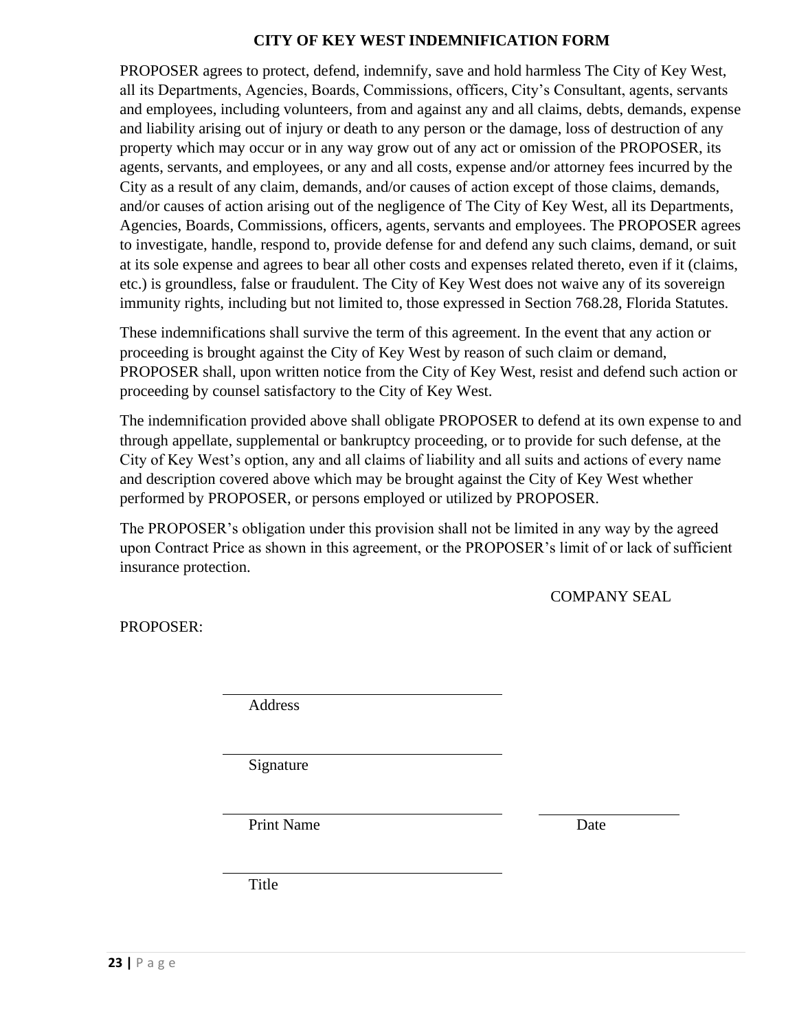## CITY OF KEY WEST INDEMNIFICATION FORM

PROPOSER agrees to protect, defend, indemnify, save and hold harmless The City of Key West, all its Departments, Agencies, Boards, Commissions, officers, City's Consultant, agents, servants and employees, including volunteers, from and against any and all claims, debts, demands, expense and liability arising out of injury or death to any person or the damage, loss of destruction of any property which may occur or in any way grow out of any act or omission of the PROPOSER, its agents, servants, and employees, or any and all costs, expense and/or attorney fees incurred by the City as a result of any claim, demands, and/or causes of action except of those claims, demands, and/or causes of action arising out of the negligence of The City of Key West, all its Departments, Agencies, Boards, Commissions, officers, agents, servants and employees. The PROPOSER agrees to investigate, handle, respond to, provide defense for and defend any such claims, demand, or suit at its sole expense and agrees to bear all other costs and expenses related thereto, even if it (claims, etc.) is groundless, false or fraudulent. The City of Key West does not waive any of its sovereign immunity rights, including but not limited to, those expressed in Section 768.28, Florida Statutes.

These indemnifications shall survive the term of this agreement. In the event that any action or proceeding is brought against the City of Key West by reason of such claim or demand, PROPOSER shall, upon written notice from the City of Key West, resist and defend such action or proceeding by counsel satisfactory to the City of Key West.

The indemnification provided above shall obligate PROPOSER to defend at its own expense to and through appellate, supplemental or bankruptcy proceeding, or to provide for such defense, at the City of Key West's option, any and all claims of liability and all suits and actions of every name and description covered above which may be brought against the City of Key West whether performed by PROPOSER, or persons employed or utilized by PROPOSER.

The PROPOSER's obligation under this provision shall not be limited in any way by the agreed upon Contract Price as shown in this agreement, or the PROPOSER's limit of or lack of sufficient insurance protection.

COMPANY SEAL

PROPOSER:

_______________________________
Address

_______________________________
Signature

_______________________________ _______________
Print Name Date

_______________________________
Title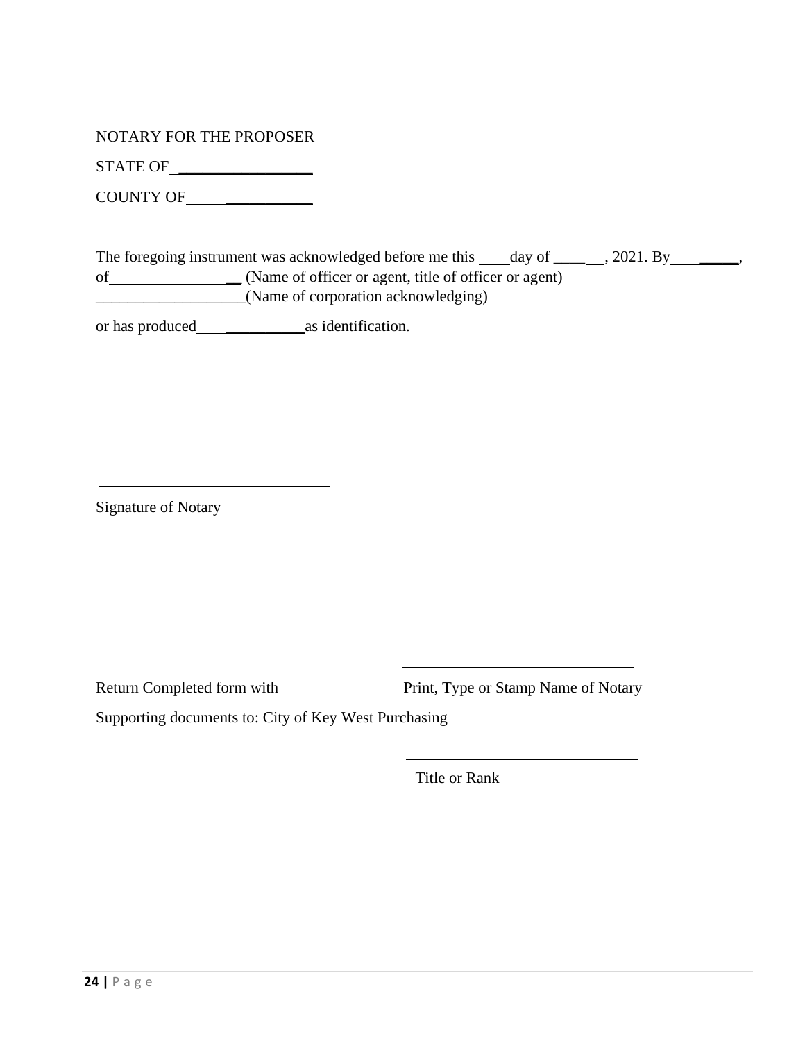NOTARY FOR THE PROPOSER

STATE OF ________________

COUNTY OF ________________

The foregoing instrument was acknowledged before me this ____day of ______, 2021. By __________, of__________________ (Name of officer or agent, title of officer or agent) ___________________(Name of corporation acknowledging)

or has produced_______________as identification.

______________________________

Signature of Notary

______________________________

Return Completed form with Supporting documents to: City of Key West Purchasing

Print, Type or Stamp Name of Notary

______________________________

Title or Rank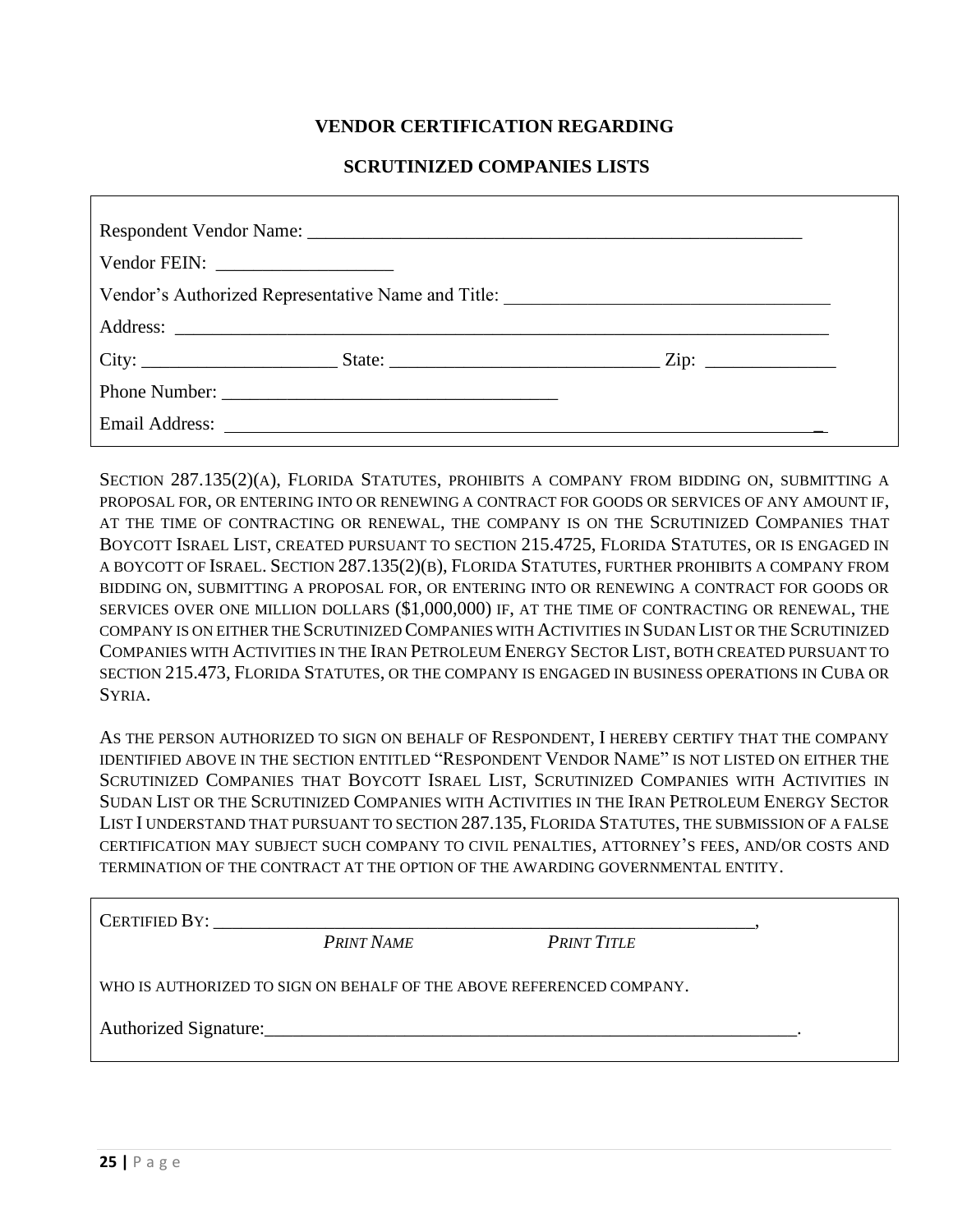## VENDOR CERTIFICATION REGARDING

## SCRUTINIZED COMPANIES LISTS

Respondent Vendor Name: ______________________________________________________

Vendor FEIN: __________________

Vendor's Authorized Representative Name and Title: __________________________________

Address: ________________________________________________________________________

City: ____________________ State: ____________________________ Zip: ______________

Phone Number: ___________________________________

Email Address: ____________________________________________________________________

SECTION 287.135(2)(A), FLORIDA STATUTES, PROHIBITS A COMPANY FROM BIDDING ON, SUBMITTING A PROPOSAL FOR, OR ENTERING INTO OR RENEWING A CONTRACT FOR GOODS OR SERVICES OF ANY AMOUNT IF, AT THE TIME OF CONTRACTING OR RENEWAL, THE COMPANY IS ON THE SCRUTINIZED COMPANIES THAT BOYCOTT ISRAEL LIST, CREATED PURSUANT TO SECTION 215.4725, FLORIDA STATUTES, OR IS ENGAGED IN A BOYCOTT OF ISRAEL. SECTION 287.135(2)(B), FLORIDA STATUTES, FURTHER PROHIBITS A COMPANY FROM BIDDING ON, SUBMITTING A PROPOSAL FOR, OR ENTERING INTO OR RENEWING A CONTRACT FOR GOODS OR SERVICES OVER ONE MILLION DOLLARS ($1,000,000) IF, AT THE TIME OF CONTRACTING OR RENEWAL, THE COMPANY IS ON EITHER THE SCRUTINIZED COMPANIES WITH ACTIVITIES IN SUDAN LIST OR THE SCRUTINIZED COMPANIES WITH ACTIVITIES IN THE IRAN PETROLEUM ENERGY SECTOR LIST, BOTH CREATED PURSUANT TO SECTION 215.473, FLORIDA STATUTES, OR THE COMPANY IS ENGAGED IN BUSINESS OPERATIONS IN CUBA OR SYRIA.

AS THE PERSON AUTHORIZED TO SIGN ON BEHALF OF RESPONDENT, I HEREBY CERTIFY THAT THE COMPANY IDENTIFIED ABOVE IN THE SECTION ENTITLED "RESPONDENT VENDOR NAME" IS NOT LISTED ON EITHER THE SCRUTINIZED COMPANIES THAT BOYCOTT ISRAEL LIST, SCRUTINIZED COMPANIES WITH ACTIVITIES IN SUDAN LIST OR THE SCRUTINIZED COMPANIES WITH ACTIVITIES IN THE IRAN PETROLEUM ENERGY SECTOR LIST I UNDERSTAND THAT PURSUANT TO SECTION 287.135, FLORIDA STATUTES, THE SUBMISSION OF A FALSE CERTIFICATION MAY SUBJECT SUCH COMPANY TO CIVIL PENALTIES, ATTORNEY'S FEES, AND/OR COSTS AND TERMINATION OF THE CONTRACT AT THE OPTION OF THE AWARDING GOVERNMENTAL ENTITY.

CERTIFIED BY: ___________________________________________________________,

*PRINT NAME* *PRINT TITLE*

WHO IS AUTHORIZED TO SIGN ON BEHALF OF THE ABOVE REFERENCED COMPANY.

Authorized Signature:___________________________________________________________.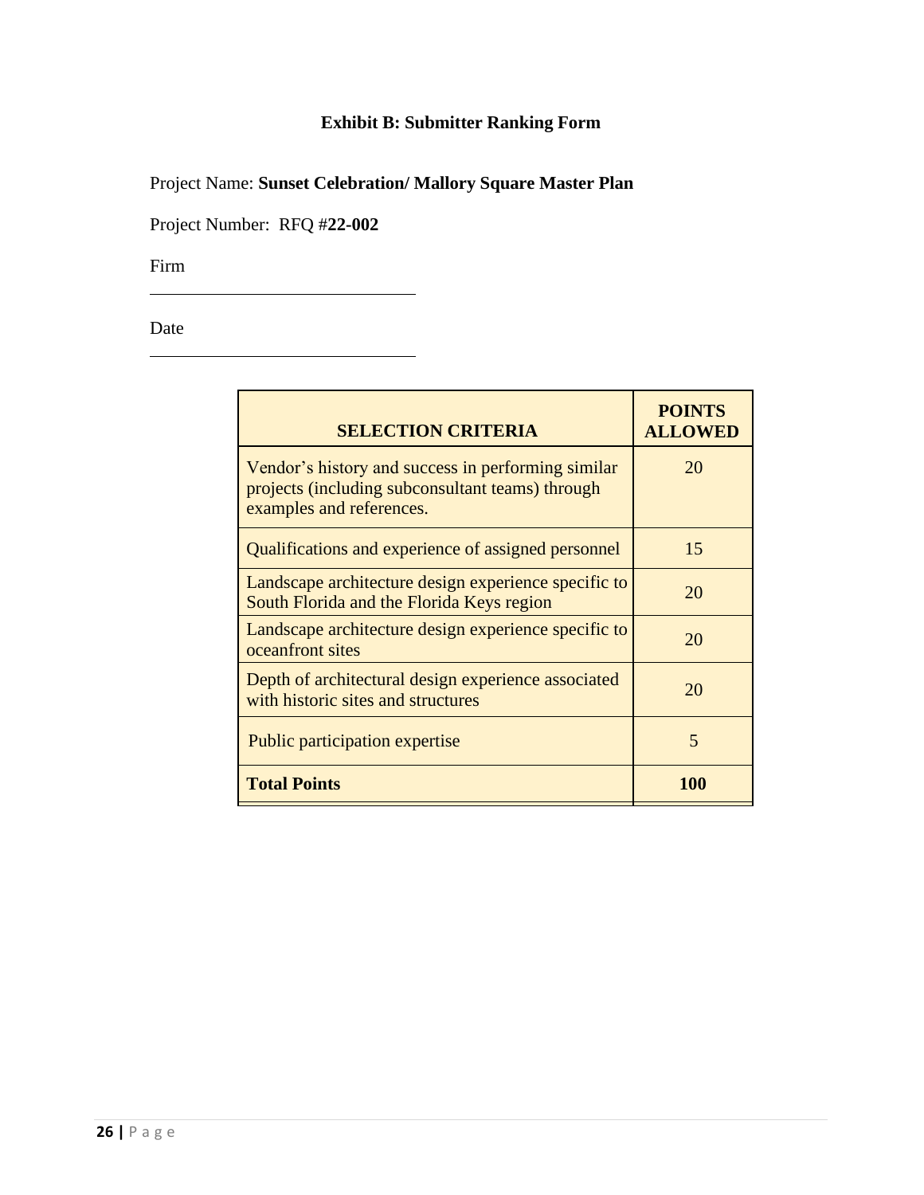# Exhibit B: Submitter Ranking Form

Project Name: **Sunset Celebration/ Mallory Square Master Plan**

Project Number: RFQ #**22-002**

Firm

\_\_\_\_\_\_\_\_\_\_\_\_\_\_\_\_\_\_\_\_\_\_\_\_\_\_\_\_\_\_

Date

\_\_\_\_\_\_\_\_\_\_\_\_\_\_\_\_\_\_\_\_\_\_\_\_\_\_\_\_\_\_

| SELECTION CRITERIA | POINTS ALLOWED |
|---|---|
| Vendor’s history and success in performing similar projects (including subconsultant teams) through examples and references. | 20 |
| Qualifications and experience of assigned personnel | 15 |
| Landscape architecture design experience specific to South Florida and the Florida Keys region | 20 |
| Landscape architecture design experience specific to oceanfront sites | 20 |
| Depth of architectural design experience associated with historic sites and structures | 20 |
| Public participation expertise | 5 |
| **Total Points** | **100** |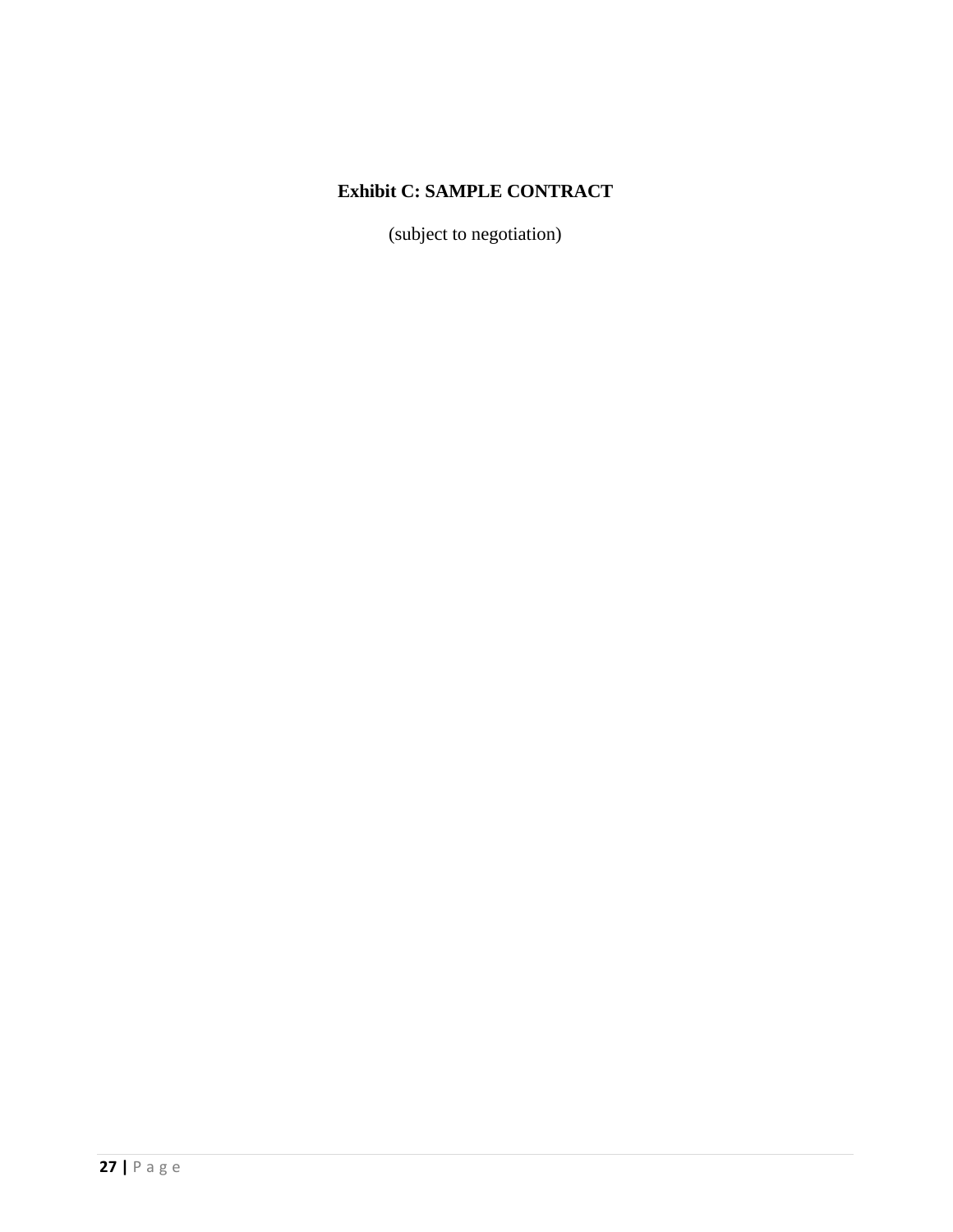**Exhibit C: SAMPLE CONTRACT**

(subject to negotiation)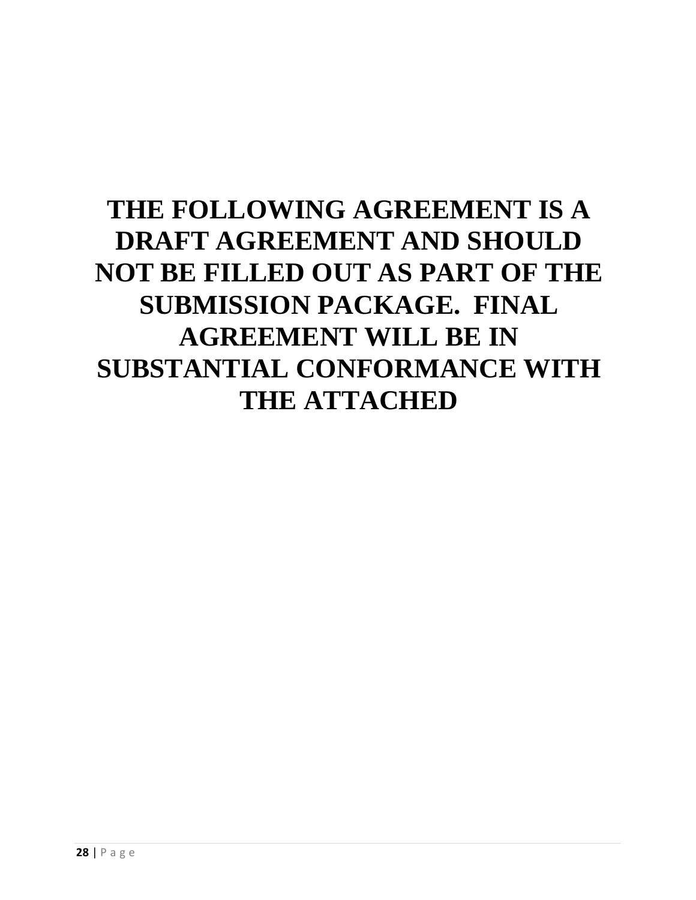**THE FOLLOWING AGREEMENT IS A DRAFT AGREEMENT AND SHOULD NOT BE FILLED OUT AS PART OF THE SUBMISSION PACKAGE. FINAL AGREEMENT WILL BE IN SUBSTANTIAL CONFORMANCE WITH THE ATTACHED**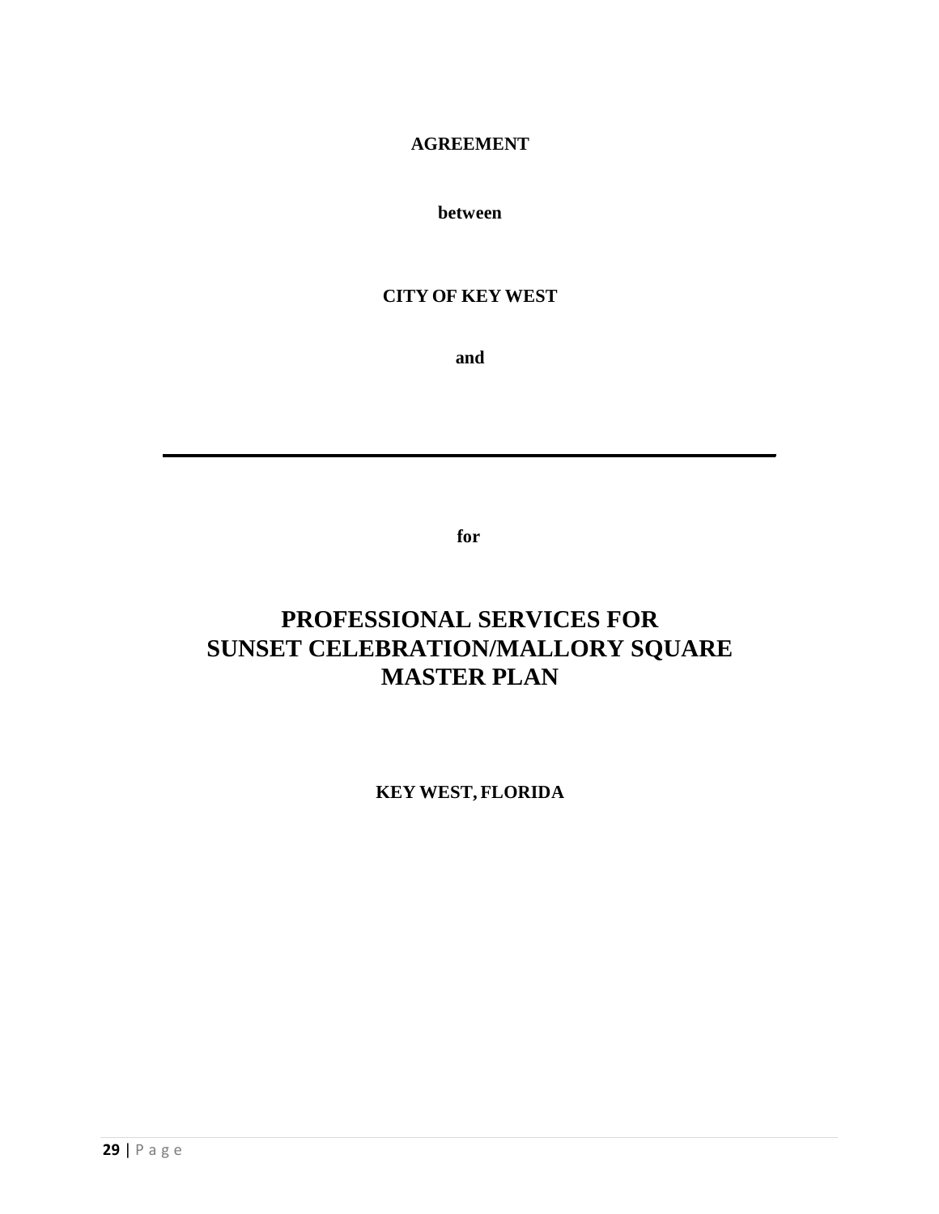**AGREEMENT**

**between**

**CITY OF KEY WEST**

**and**

---

**for**

# PROFESSIONAL SERVICES FOR SUNSET CELEBRATION/MALLORY SQUARE MASTER PLAN

**KEY WEST, FLORIDA**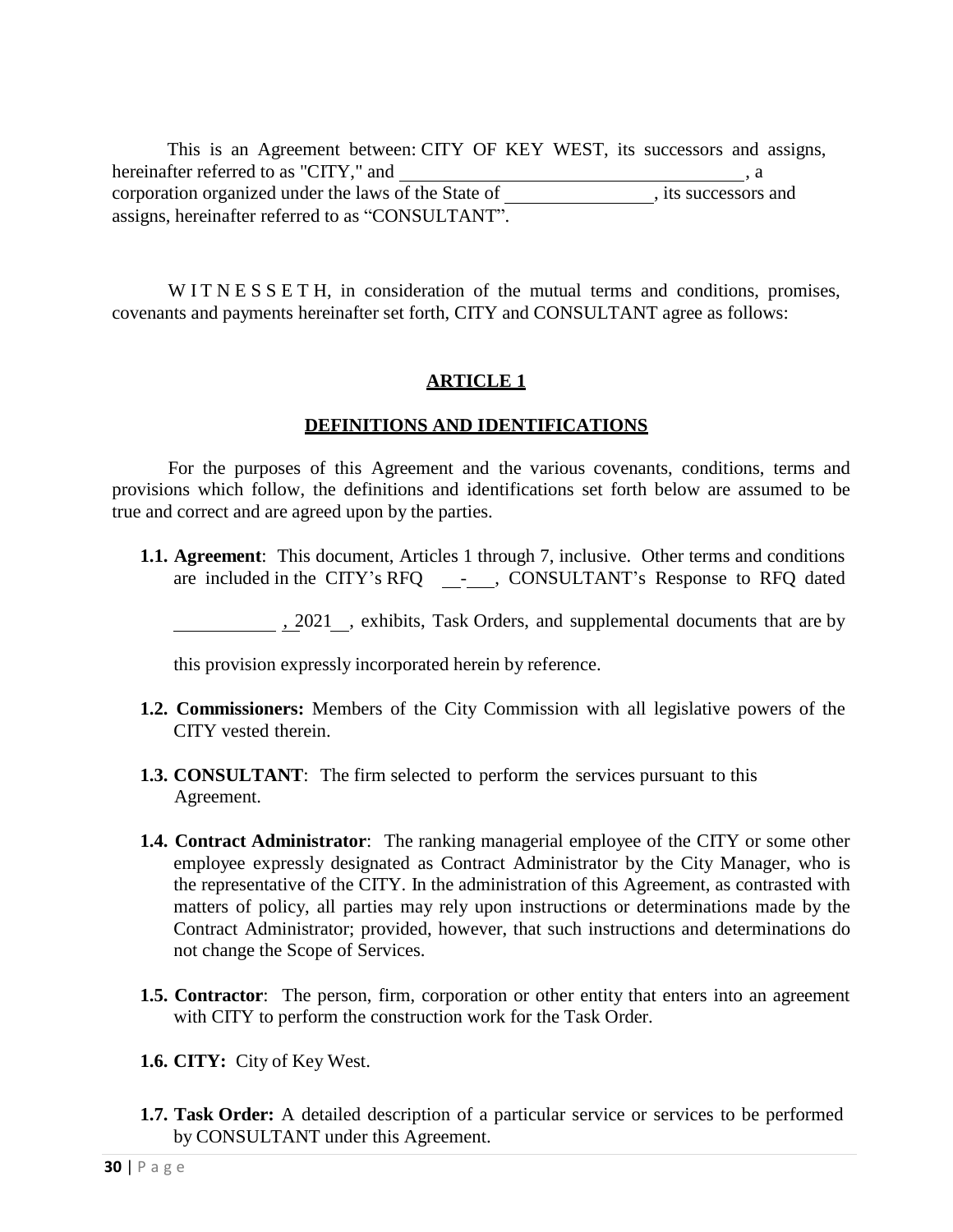This is an Agreement between: CITY OF KEY WEST, its successors and assigns, hereinafter referred to as "CITY," and \_\_\_\_\_\_\_\_\_\_\_\_\_\_\_\_\_\_\_\_\_\_\_\_\_\_\_\_\_\_\_\_\_\_\_\_\_\_, a corporation organized under the laws of the State of \_\_\_\_\_\_\_\_\_\_\_\_\_\_\_\_, its successors and assigns, hereinafter referred to as "CONSULTANT".

W I T N E S S E T H, in consideration of the mutual terms and conditions, promises, covenants and payments hereinafter set forth, CITY and CONSULTANT agree as follows:

## ARTICLE 1

## DEFINITIONS AND IDENTIFICATIONS

For the purposes of this Agreement and the various covenants, conditions, terms and provisions which follow, the definitions and identifications set forth below are assumed to be true and correct and are agreed upon by the parties.

**1.1. Agreement**: This document, Articles 1 through 7, inclusive. Other terms and conditions are included in the CITY's RFQ \_\_-\_\_\_, CONSULTANT's Response to RFQ dated \_\_\_\_\_\_\_\_\_\_\_, 2021\_\_, exhibits, Task Orders, and supplemental documents that are by this provision expressly incorporated herein by reference.

**1.2. Commissioners:** Members of the City Commission with all legislative powers of the CITY vested therein.

**1.3. CONSULTANT**: The firm selected to perform the services pursuant to this Agreement.

**1.4. Contract Administrator**: The ranking managerial employee of the CITY or some other employee expressly designated as Contract Administrator by the City Manager, who is the representative of the CITY. In the administration of this Agreement, as contrasted with matters of policy, all parties may rely upon instructions or determinations made by the Contract Administrator; provided, however, that such instructions and determinations do not change the Scope of Services.

**1.5. Contractor**: The person, firm, corporation or other entity that enters into an agreement with CITY to perform the construction work for the Task Order.

**1.6. CITY:** City of Key West.

**1.7. Task Order:** A detailed description of a particular service or services to be performed by CONSULTANT under this Agreement.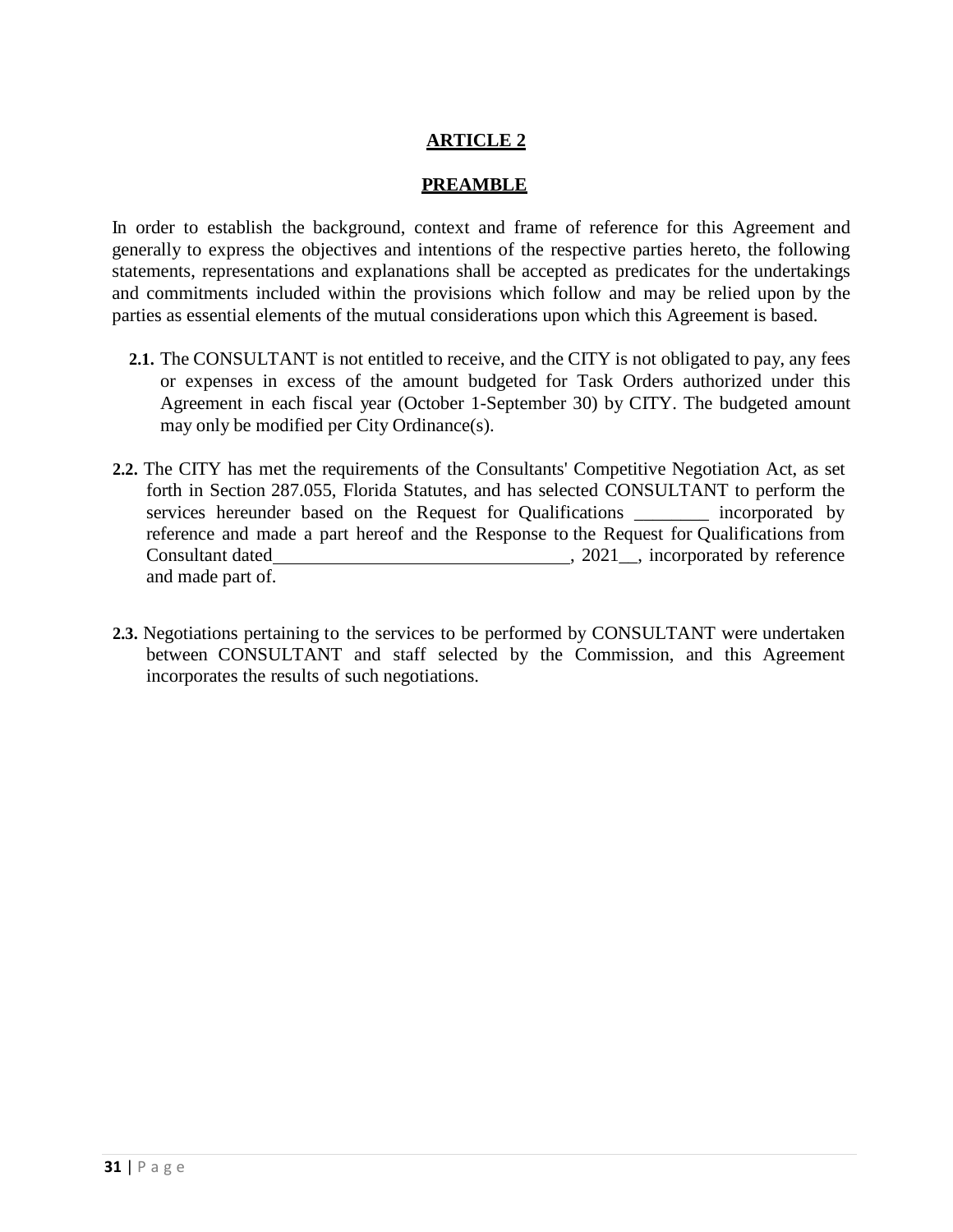# ARTICLE 2

## PREAMBLE

In order to establish the background, context and frame of reference for this Agreement and generally to express the objectives and intentions of the respective parties hereto, the following statements, representations and explanations shall be accepted as predicates for the undertakings and commitments included within the provisions which follow and may be relied upon by the parties as essential elements of the mutual considerations upon which this Agreement is based.

**2.1.** The CONSULTANT is not entitled to receive, and the CITY is not obligated to pay, any fees or expenses in excess of the amount budgeted for Task Orders authorized under this Agreement in each fiscal year (October 1-September 30) by CITY. The budgeted amount may only be modified per City Ordinance(s).

**2.2.** The CITY has met the requirements of the Consultants' Competitive Negotiation Act, as set forth in Section 287.055, Florida Statutes, and has selected CONSULTANT to perform the services hereunder based on the Request for Qualifications ________ incorporated by reference and made a part hereof and the Response to the Request for Qualifications from Consultant dated________________________________, 2021__, incorporated by reference and made part of.

**2.3.** Negotiations pertaining to the services to be performed by CONSULTANT were undertaken between CONSULTANT and staff selected by the Commission, and this Agreement incorporates the results of such negotiations.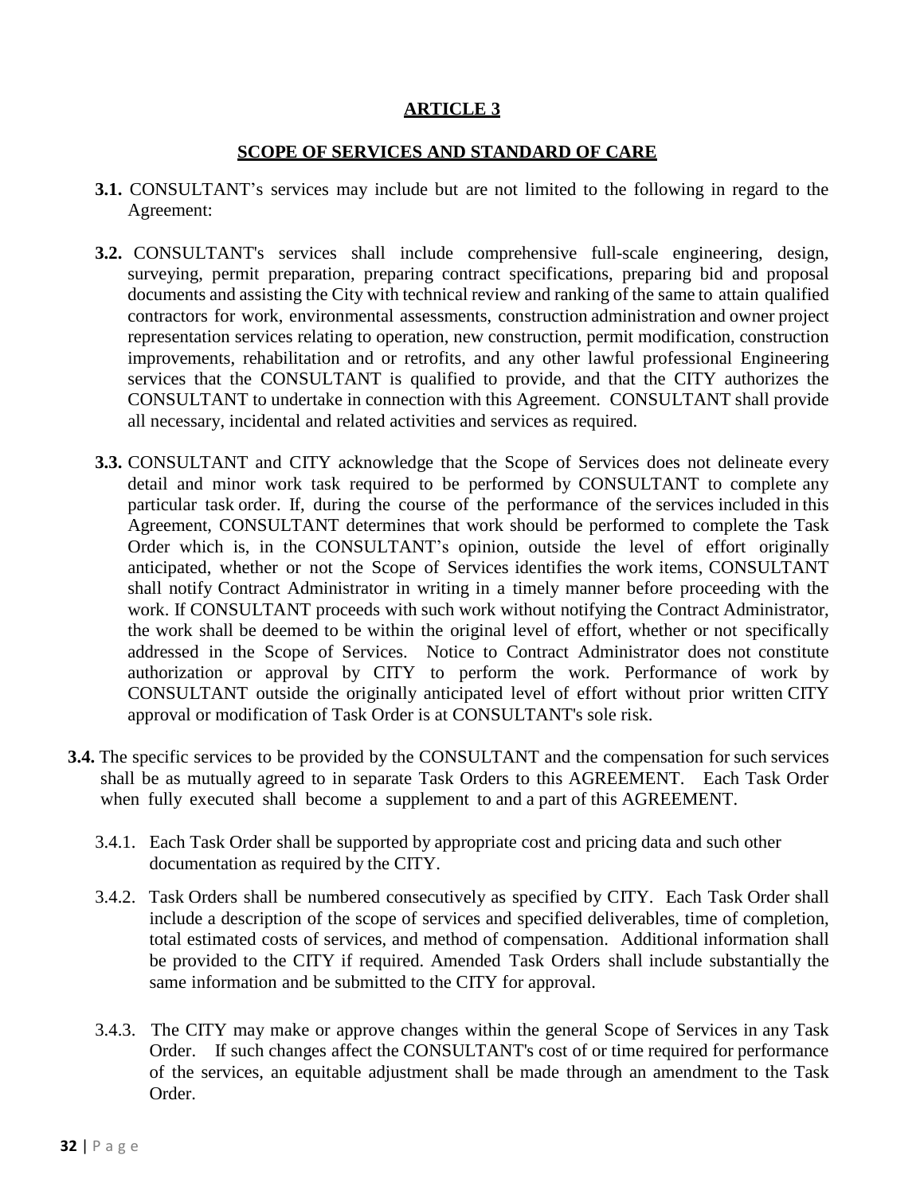# ARTICLE 3

## SCOPE OF SERVICES AND STANDARD OF CARE

**3.1.** CONSULTANT's services may include but are not limited to the following in regard to the Agreement:

**3.2.** CONSULTANT's services shall include comprehensive full-scale engineering, design, surveying, permit preparation, preparing contract specifications, preparing bid and proposal documents and assisting the City with technical review and ranking of the same to attain qualified contractors for work, environmental assessments, construction administration and owner project representation services relating to operation, new construction, permit modification, construction improvements, rehabilitation and or retrofits, and any other lawful professional Engineering services that the CONSULTANT is qualified to provide, and that the CITY authorizes the CONSULTANT to undertake in connection with this Agreement. CONSULTANT shall provide all necessary, incidental and related activities and services as required.

**3.3.** CONSULTANT and CITY acknowledge that the Scope of Services does not delineate every detail and minor work task required to be performed by CONSULTANT to complete any particular task order. If, during the course of the performance of the services included in this Agreement, CONSULTANT determines that work should be performed to complete the Task Order which is, in the CONSULTANT's opinion, outside the level of effort originally anticipated, whether or not the Scope of Services identifies the work items, CONSULTANT shall notify Contract Administrator in writing in a timely manner before proceeding with the work. If CONSULTANT proceeds with such work without notifying the Contract Administrator, the work shall be deemed to be within the original level of effort, whether or not specifically addressed in the Scope of Services. Notice to Contract Administrator does not constitute authorization or approval by CITY to perform the work. Performance of work by CONSULTANT outside the originally anticipated level of effort without prior written CITY approval or modification of Task Order is at CONSULTANT's sole risk.

**3.4.** The specific services to be provided by the CONSULTANT and the compensation for such services shall be as mutually agreed to in separate Task Orders to this AGREEMENT. Each Task Order when fully executed shall become a supplement to and a part of this AGREEMENT.

3.4.1. Each Task Order shall be supported by appropriate cost and pricing data and such other documentation as required by the CITY.

3.4.2. Task Orders shall be numbered consecutively as specified by CITY. Each Task Order shall include a description of the scope of services and specified deliverables, time of completion, total estimated costs of services, and method of compensation. Additional information shall be provided to the CITY if required. Amended Task Orders shall include substantially the same information and be submitted to the CITY for approval.

3.4.3. The CITY may make or approve changes within the general Scope of Services in any Task Order. If such changes affect the CONSULTANT's cost of or time required for performance of the services, an equitable adjustment shall be made through an amendment to the Task Order.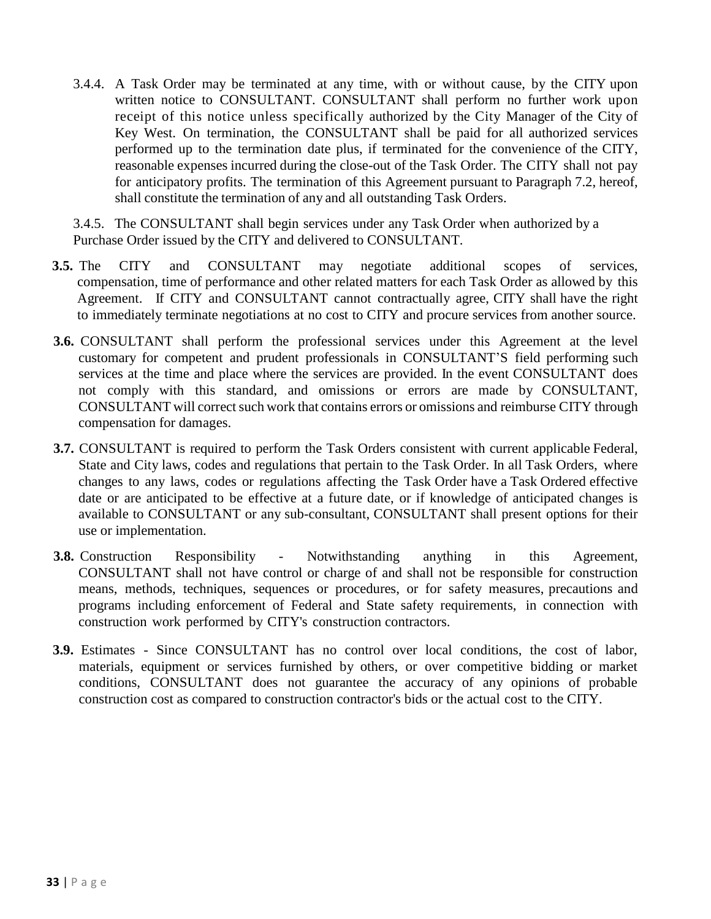3.4.4. A Task Order may be terminated at any time, with or without cause, by the CITY upon written notice to CONSULTANT. CONSULTANT shall perform no further work upon receipt of this notice unless specifically authorized by the City Manager of the City of Key West. On termination, the CONSULTANT shall be paid for all authorized services performed up to the termination date plus, if terminated for the convenience of the CITY, reasonable expenses incurred during the close-out of the Task Order. The CITY shall not pay for anticipatory profits. The termination of this Agreement pursuant to Paragraph 7.2, hereof, shall constitute the termination of any and all outstanding Task Orders.

3.4.5. The CONSULTANT shall begin services under any Task Order when authorized by a Purchase Order issued by the CITY and delivered to CONSULTANT.

**3.5.** The CITY and CONSULTANT may negotiate additional scopes of services, compensation, time of performance and other related matters for each Task Order as allowed by this Agreement. If CITY and CONSULTANT cannot contractually agree, CITY shall have the right to immediately terminate negotiations at no cost to CITY and procure services from another source.

**3.6.** CONSULTANT shall perform the professional services under this Agreement at the level customary for competent and prudent professionals in CONSULTANT'S field performing such services at the time and place where the services are provided. In the event CONSULTANT does not comply with this standard, and omissions or errors are made by CONSULTANT, CONSULTANT will correct such work that contains errors or omissions and reimburse CITY through compensation for damages.

**3.7.** CONSULTANT is required to perform the Task Orders consistent with current applicable Federal, State and City laws, codes and regulations that pertain to the Task Order. In all Task Orders, where changes to any laws, codes or regulations affecting the Task Order have a Task Ordered effective date or are anticipated to be effective at a future date, or if knowledge of anticipated changes is available to CONSULTANT or any sub-consultant, CONSULTANT shall present options for their use or implementation.

**3.8.** Construction Responsibility - Notwithstanding anything in this Agreement, CONSULTANT shall not have control or charge of and shall not be responsible for construction means, methods, techniques, sequences or procedures, or for safety measures, precautions and programs including enforcement of Federal and State safety requirements, in connection with construction work performed by CITY's construction contractors.

**3.9.** Estimates - Since CONSULTANT has no control over local conditions, the cost of labor, materials, equipment or services furnished by others, or over competitive bidding or market conditions, CONSULTANT does not guarantee the accuracy of any opinions of probable construction cost as compared to construction contractor's bids or the actual cost to the CITY.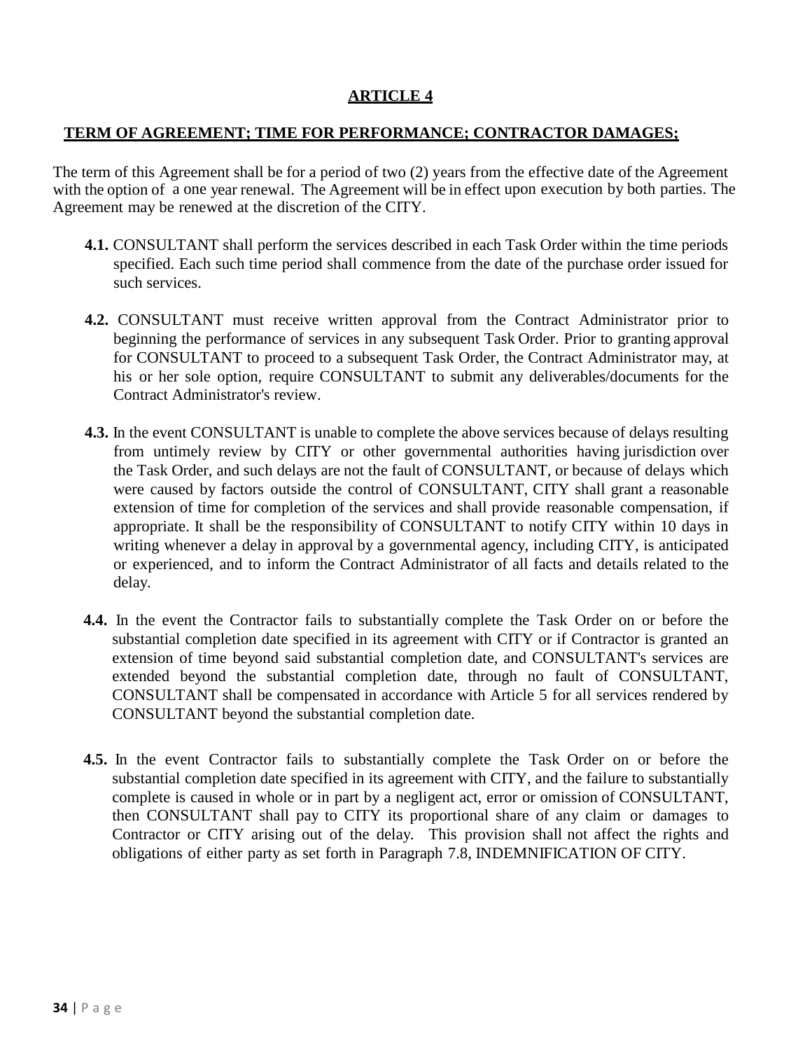## ARTICLE 4

## TERM OF AGREEMENT; TIME FOR PERFORMANCE; CONTRACTOR DAMAGES;

The term of this Agreement shall be for a period of two (2) years from the effective date of the Agreement with the option of a one year renewal. The Agreement will be in effect upon execution by both parties. The Agreement may be renewed at the discretion of the CITY.

**4.1.** CONSULTANT shall perform the services described in each Task Order within the time periods specified. Each such time period shall commence from the date of the purchase order issued for such services.

**4.2.** CONSULTANT must receive written approval from the Contract Administrator prior to beginning the performance of services in any subsequent Task Order. Prior to granting approval for CONSULTANT to proceed to a subsequent Task Order, the Contract Administrator may, at his or her sole option, require CONSULTANT to submit any deliverables/documents for the Contract Administrator's review.

**4.3.** In the event CONSULTANT is unable to complete the above services because of delays resulting from untimely review by CITY or other governmental authorities having jurisdiction over the Task Order, and such delays are not the fault of CONSULTANT, or because of delays which were caused by factors outside the control of CONSULTANT, CITY shall grant a reasonable extension of time for completion of the services and shall provide reasonable compensation, if appropriate. It shall be the responsibility of CONSULTANT to notify CITY within 10 days in writing whenever a delay in approval by a governmental agency, including CITY, is anticipated or experienced, and to inform the Contract Administrator of all facts and details related to the delay.

**4.4.** In the event the Contractor fails to substantially complete the Task Order on or before the substantial completion date specified in its agreement with CITY or if Contractor is granted an extension of time beyond said substantial completion date, and CONSULTANT's services are extended beyond the substantial completion date, through no fault of CONSULTANT, CONSULTANT shall be compensated in accordance with Article 5 for all services rendered by CONSULTANT beyond the substantial completion date.

**4.5.** In the event Contractor fails to substantially complete the Task Order on or before the substantial completion date specified in its agreement with CITY, and the failure to substantially complete is caused in whole or in part by a negligent act, error or omission of CONSULTANT, then CONSULTANT shall pay to CITY its proportional share of any claim or damages to Contractor or CITY arising out of the delay. This provision shall not affect the rights and obligations of either party as set forth in Paragraph 7.8, INDEMNIFICATION OF CITY.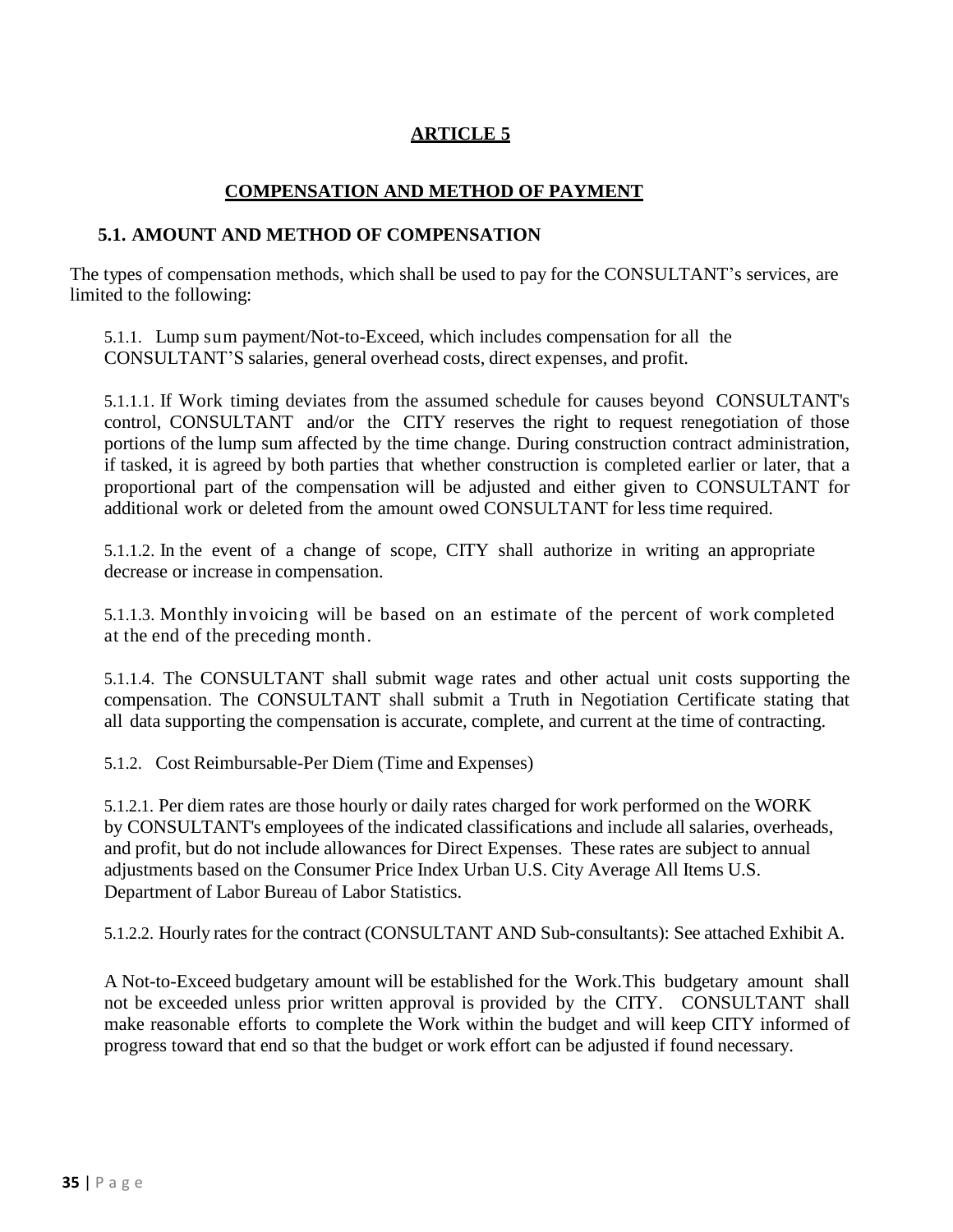# ARTICLE 5

## COMPENSATION AND METHOD OF PAYMENT

### 5.1. AMOUNT AND METHOD OF COMPENSATION

The types of compensation methods, which shall be used to pay for the CONSULTANT's services, are limited to the following:

5.1.1. Lump sum payment/Not-to-Exceed, which includes compensation for all the CONSULTANT'S salaries, general overhead costs, direct expenses, and profit.

5.1.1.1. If Work timing deviates from the assumed schedule for causes beyond CONSULTANT's control, CONSULTANT and/or the CITY reserves the right to request renegotiation of those portions of the lump sum affected by the time change. During construction contract administration, if tasked, it is agreed by both parties that whether construction is completed earlier or later, that a proportional part of the compensation will be adjusted and either given to CONSULTANT for additional work or deleted from the amount owed CONSULTANT for less time required.

5.1.1.2. In the event of a change of scope, CITY shall authorize in writing an appropriate decrease or increase in compensation.

5.1.1.3. Monthly invoicing will be based on an estimate of the percent of work completed at the end of the preceding month.

5.1.1.4. The CONSULTANT shall submit wage rates and other actual unit costs supporting the compensation. The CONSULTANT shall submit a Truth in Negotiation Certificate stating that all data supporting the compensation is accurate, complete, and current at the time of contracting.

5.1.2. Cost Reimbursable-Per Diem (Time and Expenses)

5.1.2.1. Per diem rates are those hourly or daily rates charged for work performed on the WORK by CONSULTANT's employees of the indicated classifications and include all salaries, overheads, and profit, but do not include allowances for Direct Expenses. These rates are subject to annual adjustments based on the Consumer Price Index Urban U.S. City Average All Items U.S. Department of Labor Bureau of Labor Statistics.

5.1.2.2. Hourly rates for the contract (CONSULTANT AND Sub-consultants): See attached Exhibit A.

A Not-to-Exceed budgetary amount will be established for the Work.This budgetary amount shall not be exceeded unless prior written approval is provided by the CITY. CONSULTANT shall make reasonable efforts to complete the Work within the budget and will keep CITY informed of progress toward that end so that the budget or work effort can be adjusted if found necessary.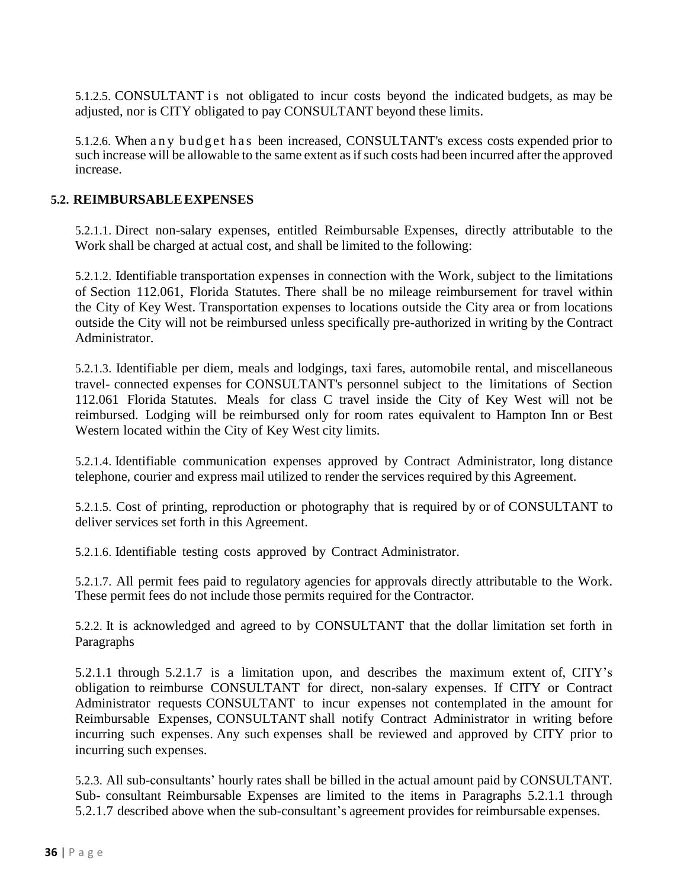5.1.2.5. CONSULTANT is not obligated to incur costs beyond the indicated budgets, as may be adjusted, nor is CITY obligated to pay CONSULTANT beyond these limits.

5.1.2.6. When any budget has been increased, CONSULTANT's excess costs expended prior to such increase will be allowable to the same extent as if such costs had been incurred after the approved increase.

### 5.2. REIMBURSABLE EXPENSES

5.2.1.1. Direct non-salary expenses, entitled Reimbursable Expenses, directly attributable to the Work shall be charged at actual cost, and shall be limited to the following:

5.2.1.2. Identifiable transportation expenses in connection with the Work, subject to the limitations of Section 112.061, Florida Statutes. There shall be no mileage reimbursement for travel within the City of Key West. Transportation expenses to locations outside the City area or from locations outside the City will not be reimbursed unless specifically pre-authorized in writing by the Contract Administrator.

5.2.1.3. Identifiable per diem, meals and lodgings, taxi fares, automobile rental, and miscellaneous travel- connected expenses for CONSULTANT's personnel subject to the limitations of Section 112.061 Florida Statutes. Meals for class C travel inside the City of Key West will not be reimbursed. Lodging will be reimbursed only for room rates equivalent to Hampton Inn or Best Western located within the City of Key West city limits.

5.2.1.4. Identifiable communication expenses approved by Contract Administrator, long distance telephone, courier and express mail utilized to render the services required by this Agreement.

5.2.1.5. Cost of printing, reproduction or photography that is required by or of CONSULTANT to deliver services set forth in this Agreement.

5.2.1.6. Identifiable testing costs approved by Contract Administrator.

5.2.1.7. All permit fees paid to regulatory agencies for approvals directly attributable to the Work. These permit fees do not include those permits required for the Contractor.

5.2.2. It is acknowledged and agreed to by CONSULTANT that the dollar limitation set forth in Paragraphs

5.2.1.1 through 5.2.1.7 is a limitation upon, and describes the maximum extent of, CITY's obligation to reimburse CONSULTANT for direct, non-salary expenses. If CITY or Contract Administrator requests CONSULTANT to incur expenses not contemplated in the amount for Reimbursable Expenses, CONSULTANT shall notify Contract Administrator in writing before incurring such expenses. Any such expenses shall be reviewed and approved by CITY prior to incurring such expenses.

5.2.3. All sub-consultants' hourly rates shall be billed in the actual amount paid by CONSULTANT. Sub- consultant Reimbursable Expenses are limited to the items in Paragraphs 5.2.1.1 through 5.2.1.7 described above when the sub-consultant's agreement provides for reimbursable expenses.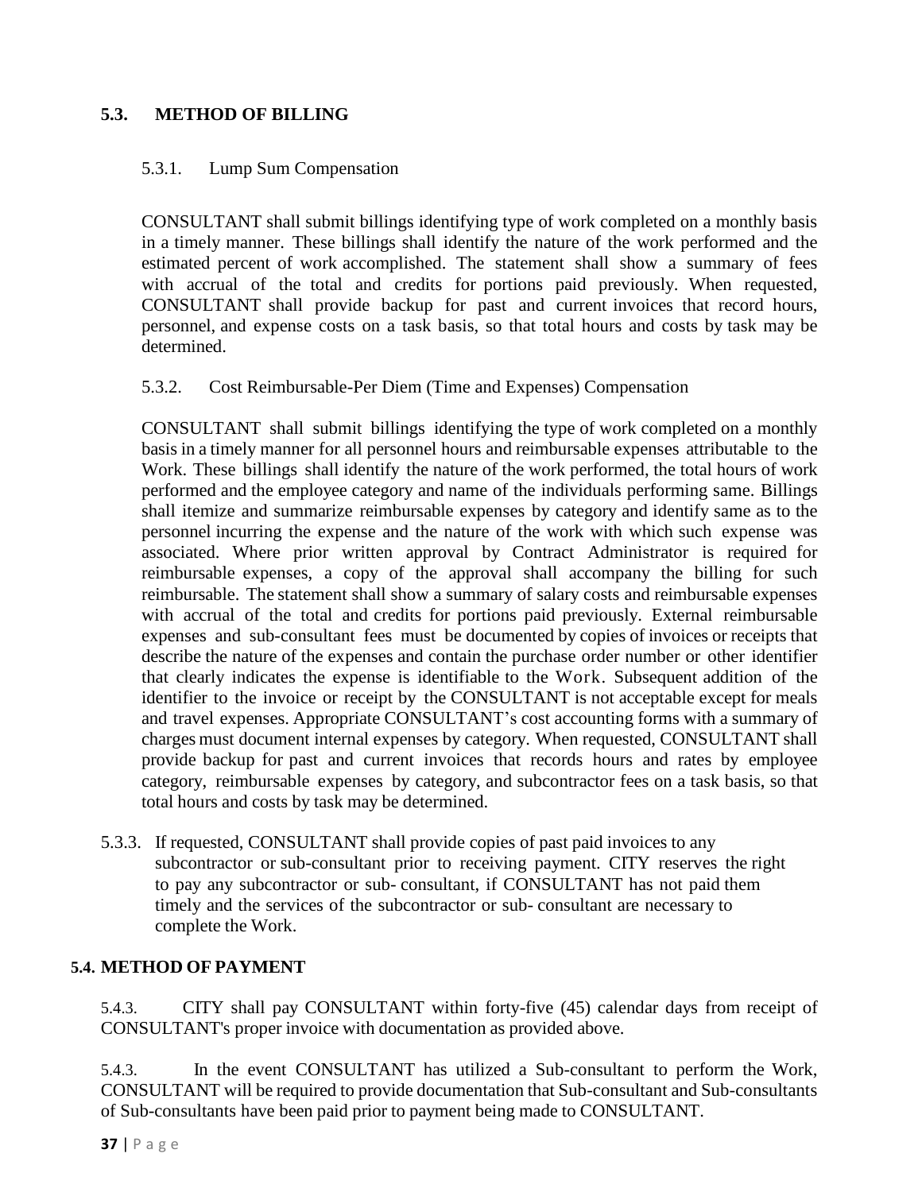## 5.3. METHOD OF BILLING

### 5.3.1. Lump Sum Compensation

CONSULTANT shall submit billings identifying type of work completed on a monthly basis in a timely manner. These billings shall identify the nature of the work performed and the estimated percent of work accomplished. The statement shall show a summary of fees with accrual of the total and credits for portions paid previously. When requested, CONSULTANT shall provide backup for past and current invoices that record hours, personnel, and expense costs on a task basis, so that total hours and costs by task may be determined.

### 5.3.2. Cost Reimbursable-Per Diem (Time and Expenses) Compensation

CONSULTANT shall submit billings identifying the type of work completed on a monthly basis in a timely manner for all personnel hours and reimbursable expenses attributable to the Work. These billings shall identify the nature of the work performed, the total hours of work performed and the employee category and name of the individuals performing same. Billings shall itemize and summarize reimbursable expenses by category and identify same as to the personnel incurring the expense and the nature of the work with which such expense was associated. Where prior written approval by Contract Administrator is required for reimbursable expenses, a copy of the approval shall accompany the billing for such reimbursable. The statement shall show a summary of salary costs and reimbursable expenses with accrual of the total and credits for portions paid previously. External reimbursable expenses and sub-consultant fees must be documented by copies of invoices or receipts that describe the nature of the expenses and contain the purchase order number or other identifier that clearly indicates the expense is identifiable to the Work. Subsequent addition of the identifier to the invoice or receipt by the CONSULTANT is not acceptable except for meals and travel expenses. Appropriate CONSULTANT's cost accounting forms with a summary of charges must document internal expenses by category. When requested, CONSULTANT shall provide backup for past and current invoices that records hours and rates by employee category, reimbursable expenses by category, and subcontractor fees on a task basis, so that total hours and costs by task may be determined.

5.3.3. If requested, CONSULTANT shall provide copies of past paid invoices to any subcontractor or sub-consultant prior to receiving payment. CITY reserves the right to pay any subcontractor or sub- consultant, if CONSULTANT has not paid them timely and the services of the subcontractor or sub- consultant are necessary to complete the Work.

## 5.4. METHOD OF PAYMENT

5.4.3. CITY shall pay CONSULTANT within forty-five (45) calendar days from receipt of CONSULTANT's proper invoice with documentation as provided above.

5.4.3. In the event CONSULTANT has utilized a Sub-consultant to perform the Work, CONSULTANT will be required to provide documentation that Sub-consultant and Sub-consultants of Sub-consultants have been paid prior to payment being made to CONSULTANT.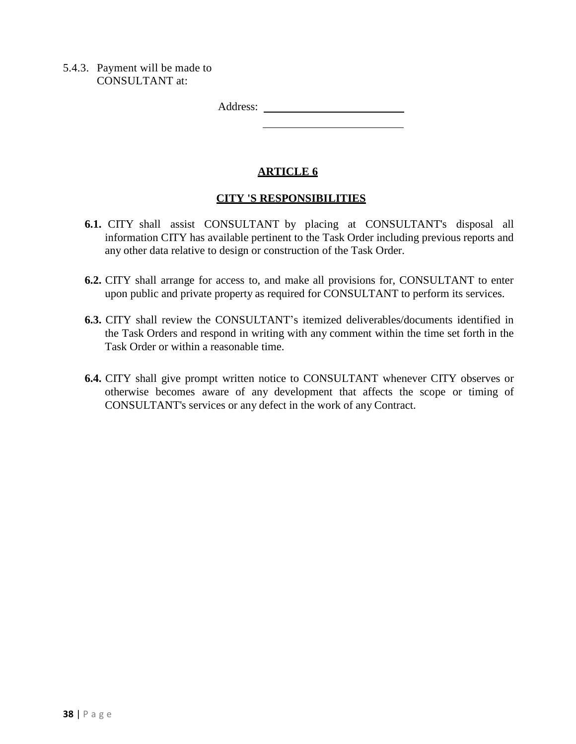5.4.3. Payment will be made to CONSULTANT at:

Address: \_\_\_\_\_\_\_\_\_\_\_\_\_\_\_\_\_\_\_\_\_\_\_\_\_\_

\_\_\_\_\_\_\_\_\_\_\_\_\_\_\_\_\_\_\_\_\_\_\_\_\_\_

## ARTICLE 6

## CITY 'S RESPONSIBILITIES

**6.1.** CITY shall assist CONSULTANT by placing at CONSULTANT's disposal all information CITY has available pertinent to the Task Order including previous reports and any other data relative to design or construction of the Task Order.

**6.2.** CITY shall arrange for access to, and make all provisions for, CONSULTANT to enter upon public and private property as required for CONSULTANT to perform its services.

**6.3.** CITY shall review the CONSULTANT's itemized deliverables/documents identified in the Task Orders and respond in writing with any comment within the time set forth in the Task Order or within a reasonable time.

**6.4.** CITY shall give prompt written notice to CONSULTANT whenever CITY observes or otherwise becomes aware of any development that affects the scope or timing of CONSULTANT's services or any defect in the work of any Contract.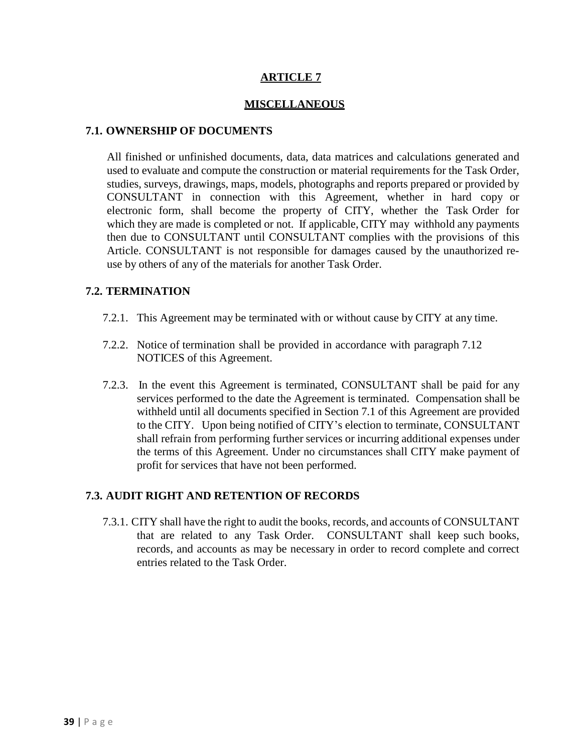# ARTICLE 7

## MISCELLANEOUS

### 7.1. OWNERSHIP OF DOCUMENTS

All finished or unfinished documents, data, data matrices and calculations generated and used to evaluate and compute the construction or material requirements for the Task Order, studies, surveys, drawings, maps, models, photographs and reports prepared or provided by CONSULTANT in connection with this Agreement, whether in hard copy or electronic form, shall become the property of CITY, whether the Task Order for which they are made is completed or not. If applicable, CITY may withhold any payments then due to CONSULTANT until CONSULTANT complies with the provisions of this Article. CONSULTANT is not responsible for damages caused by the unauthorized re-use by others of any of the materials for another Task Order.

### 7.2. TERMINATION

7.2.1. This Agreement may be terminated with or without cause by CITY at any time.

7.2.2. Notice of termination shall be provided in accordance with paragraph 7.12 NOTICES of this Agreement.

7.2.3. In the event this Agreement is terminated, CONSULTANT shall be paid for any services performed to the date the Agreement is terminated. Compensation shall be withheld until all documents specified in Section 7.1 of this Agreement are provided to the CITY. Upon being notified of CITY's election to terminate, CONSULTANT shall refrain from performing further services or incurring additional expenses under the terms of this Agreement. Under no circumstances shall CITY make payment of profit for services that have not been performed.

### 7.3. AUDIT RIGHT AND RETENTION OF RECORDS

7.3.1. CITY shall have the right to audit the books, records, and accounts of CONSULTANT that are related to any Task Order. CONSULTANT shall keep such books, records, and accounts as may be necessary in order to record complete and correct entries related to the Task Order.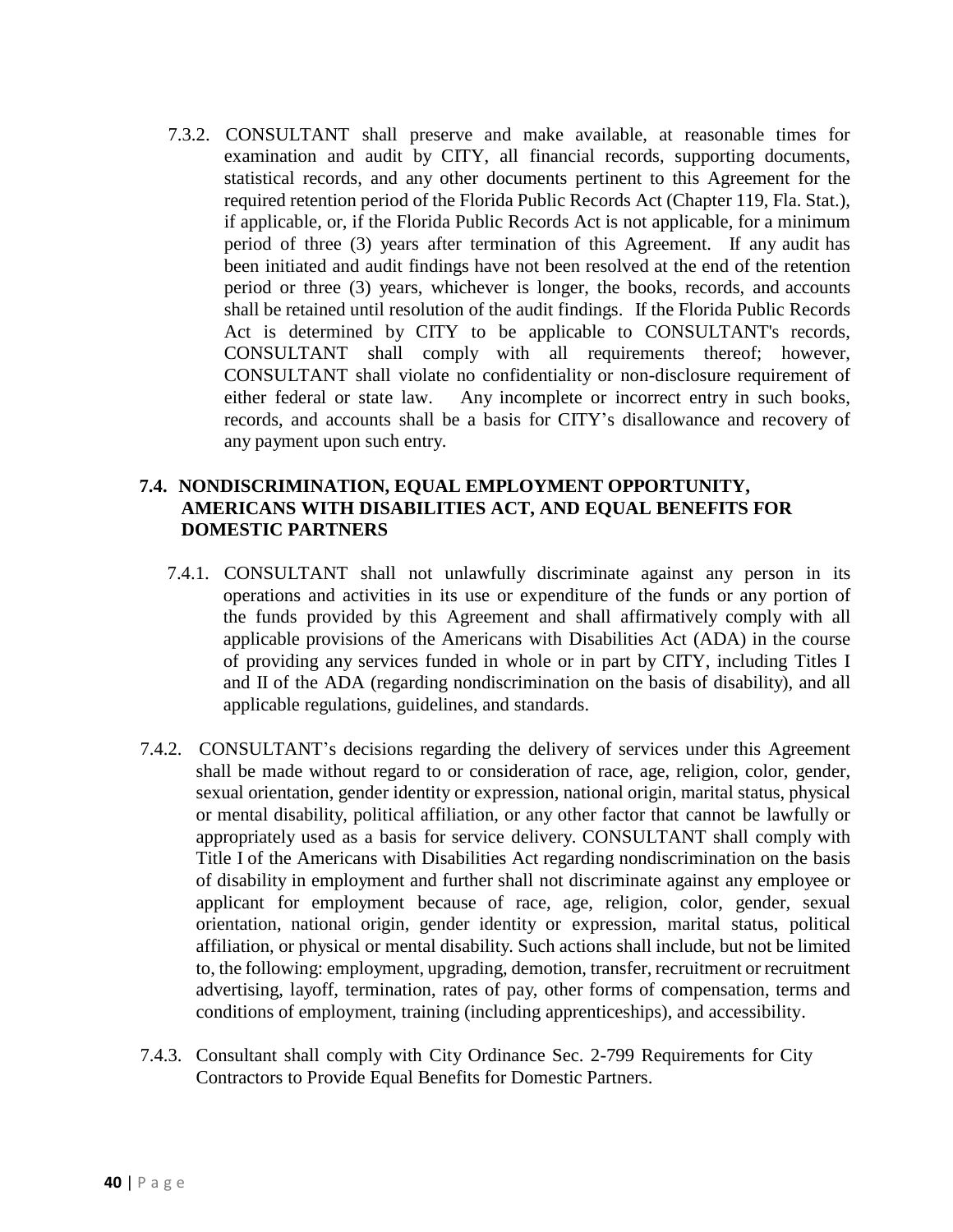7.3.2. CONSULTANT shall preserve and make available, at reasonable times for examination and audit by CITY, all financial records, supporting documents, statistical records, and any other documents pertinent to this Agreement for the required retention period of the Florida Public Records Act (Chapter 119, Fla. Stat.), if applicable, or, if the Florida Public Records Act is not applicable, for a minimum period of three (3) years after termination of this Agreement. If any audit has been initiated and audit findings have not been resolved at the end of the retention period or three (3) years, whichever is longer, the books, records, and accounts shall be retained until resolution of the audit findings. If the Florida Public Records Act is determined by CITY to be applicable to CONSULTANT's records, CONSULTANT shall comply with all requirements thereof; however, CONSULTANT shall violate no confidentiality or non-disclosure requirement of either federal or state law. Any incomplete or incorrect entry in such books, records, and accounts shall be a basis for CITY's disallowance and recovery of any payment upon such entry.

### 7.4. NONDISCRIMINATION, EQUAL EMPLOYMENT OPPORTUNITY, AMERICANS WITH DISABILITIES ACT, AND EQUAL BENEFITS FOR DOMESTIC PARTNERS

7.4.1. CONSULTANT shall not unlawfully discriminate against any person in its operations and activities in its use or expenditure of the funds or any portion of the funds provided by this Agreement and shall affirmatively comply with all applicable provisions of the Americans with Disabilities Act (ADA) in the course of providing any services funded in whole or in part by CITY, including Titles I and II of the ADA (regarding nondiscrimination on the basis of disability), and all applicable regulations, guidelines, and standards.

7.4.2. CONSULTANT's decisions regarding the delivery of services under this Agreement shall be made without regard to or consideration of race, age, religion, color, gender, sexual orientation, gender identity or expression, national origin, marital status, physical or mental disability, political affiliation, or any other factor that cannot be lawfully or appropriately used as a basis for service delivery. CONSULTANT shall comply with Title I of the Americans with Disabilities Act regarding nondiscrimination on the basis of disability in employment and further shall not discriminate against any employee or applicant for employment because of race, age, religion, color, gender, sexual orientation, national origin, gender identity or expression, marital status, political affiliation, or physical or mental disability. Such actions shall include, but not be limited to, the following: employment, upgrading, demotion, transfer, recruitment or recruitment advertising, layoff, termination, rates of pay, other forms of compensation, terms and conditions of employment, training (including apprenticeships), and accessibility.

7.4.3. Consultant shall comply with City Ordinance Sec. 2-799 Requirements for City Contractors to Provide Equal Benefits for Domestic Partners.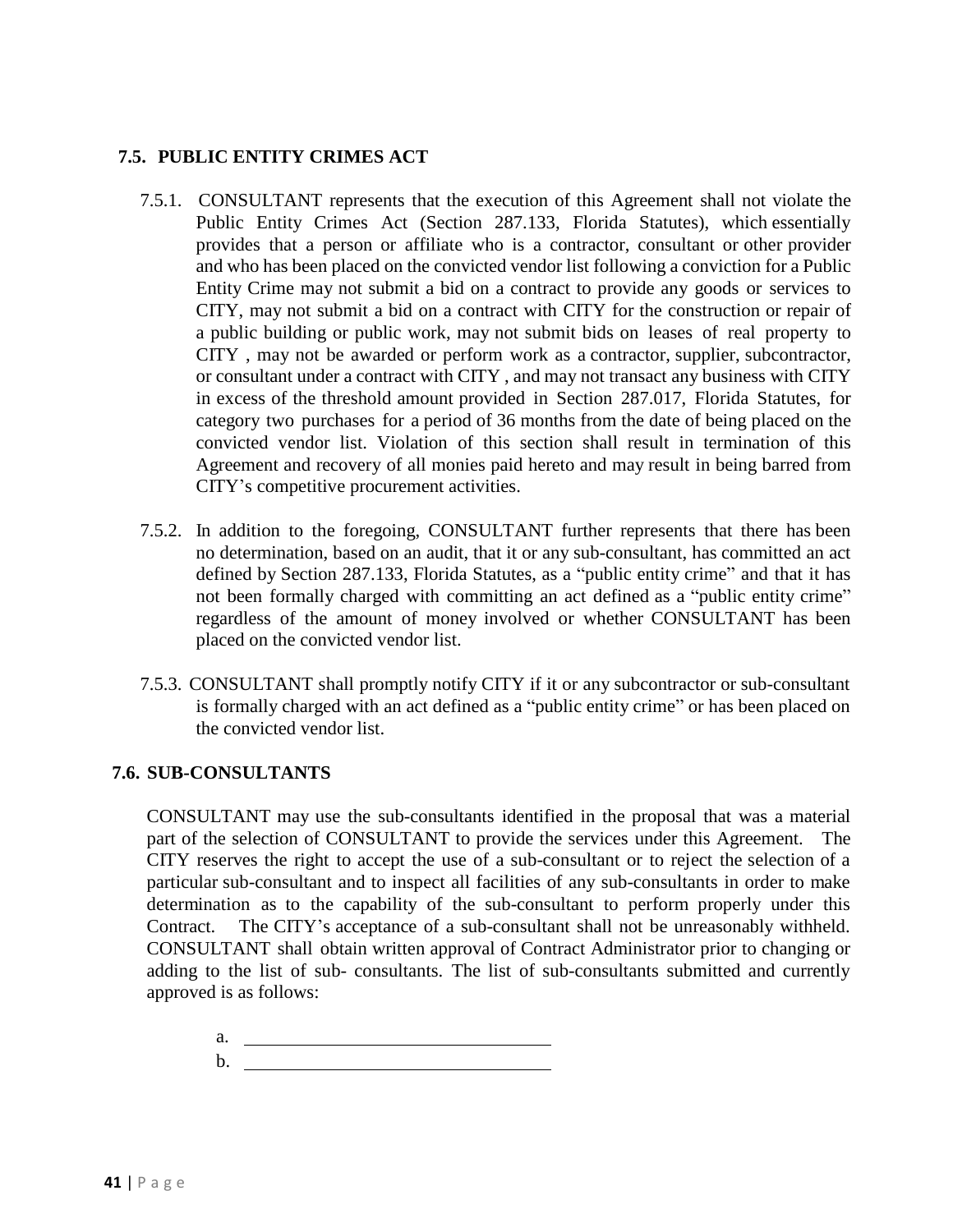### 7.5. PUBLIC ENTITY CRIMES ACT

7.5.1. CONSULTANT represents that the execution of this Agreement shall not violate the Public Entity Crimes Act (Section 287.133, Florida Statutes), which essentially provides that a person or affiliate who is a contractor, consultant or other provider and who has been placed on the convicted vendor list following a conviction for a Public Entity Crime may not submit a bid on a contract to provide any goods or services to CITY, may not submit a bid on a contract with CITY for the construction or repair of a public building or public work, may not submit bids on leases of real property to CITY , may not be awarded or perform work as a contractor, supplier, subcontractor, or consultant under a contract with CITY , and may not transact any business with CITY in excess of the threshold amount provided in Section 287.017, Florida Statutes, for category two purchases for a period of 36 months from the date of being placed on the convicted vendor list. Violation of this section shall result in termination of this Agreement and recovery of all monies paid hereto and may result in being barred from CITY's competitive procurement activities.

7.5.2. In addition to the foregoing, CONSULTANT further represents that there has been no determination, based on an audit, that it or any sub-consultant, has committed an act defined by Section 287.133, Florida Statutes, as a "public entity crime" and that it has not been formally charged with committing an act defined as a "public entity crime" regardless of the amount of money involved or whether CONSULTANT has been placed on the convicted vendor list.

7.5.3. CONSULTANT shall promptly notify CITY if it or any subcontractor or sub-consultant is formally charged with an act defined as a "public entity crime" or has been placed on the convicted vendor list.

### 7.6. SUB-CONSULTANTS

CONSULTANT may use the sub-consultants identified in the proposal that was a material part of the selection of CONSULTANT to provide the services under this Agreement. The CITY reserves the right to accept the use of a sub-consultant or to reject the selection of a particular sub-consultant and to inspect all facilities of any sub-consultants in order to make determination as to the capability of the sub-consultant to perform properly under this Contract. The CITY's acceptance of a sub-consultant shall not be unreasonably withheld. CONSULTANT shall obtain written approval of Contract Administrator prior to changing or adding to the list of sub- consultants. The list of sub-consultants submitted and currently approved is as follows:

a. ______________________________

b. ______________________________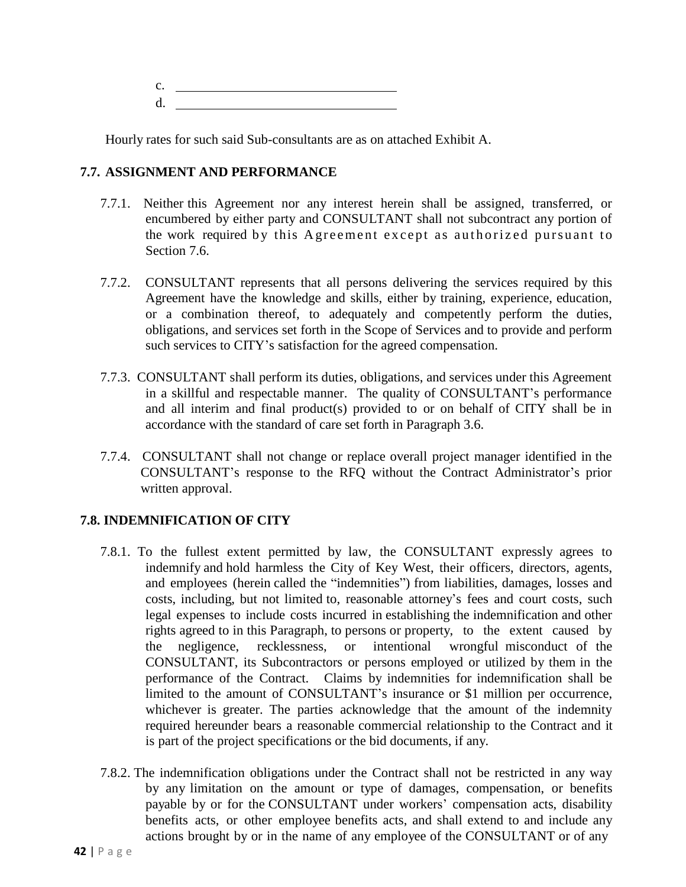c. ______________________________

d. ______________________________

Hourly rates for such said Sub-consultants are as on attached Exhibit A.

### 7.7. ASSIGNMENT AND PERFORMANCE

7.7.1. Neither this Agreement nor any interest herein shall be assigned, transferred, or encumbered by either party and CONSULTANT shall not subcontract any portion of the work required by this Agreement except as authorized pursuant to Section 7.6.

7.7.2. CONSULTANT represents that all persons delivering the services required by this Agreement have the knowledge and skills, either by training, experience, education, or a combination thereof, to adequately and competently perform the duties, obligations, and services set forth in the Scope of Services and to provide and perform such services to CITY's satisfaction for the agreed compensation.

7.7.3. CONSULTANT shall perform its duties, obligations, and services under this Agreement in a skillful and respectable manner. The quality of CONSULTANT's performance and all interim and final product(s) provided to or on behalf of CITY shall be in accordance with the standard of care set forth in Paragraph 3.6.

7.7.4. CONSULTANT shall not change or replace overall project manager identified in the CONSULTANT's response to the RFQ without the Contract Administrator's prior written approval.

### 7.8. INDEMNIFICATION OF CITY

7.8.1. To the fullest extent permitted by law, the CONSULTANT expressly agrees to indemnify and hold harmless the City of Key West, their officers, directors, agents, and employees (herein called the "indemnities") from liabilities, damages, losses and costs, including, but not limited to, reasonable attorney's fees and court costs, such legal expenses to include costs incurred in establishing the indemnification and other rights agreed to in this Paragraph, to persons or property, to the extent caused by the negligence, recklessness, or intentional wrongful misconduct of the CONSULTANT, its Subcontractors or persons employed or utilized by them in the performance of the Contract. Claims by indemnities for indemnification shall be limited to the amount of CONSULTANT's insurance or $1 million per occurrence, whichever is greater. The parties acknowledge that the amount of the indemnity required hereunder bears a reasonable commercial relationship to the Contract and it is part of the project specifications or the bid documents, if any.

7.8.2. The indemnification obligations under the Contract shall not be restricted in any way by any limitation on the amount or type of damages, compensation, or benefits payable by or for the CONSULTANT under workers' compensation acts, disability benefits acts, or other employee benefits acts, and shall extend to and include any actions brought by or in the name of any employee of the CONSULTANT or of any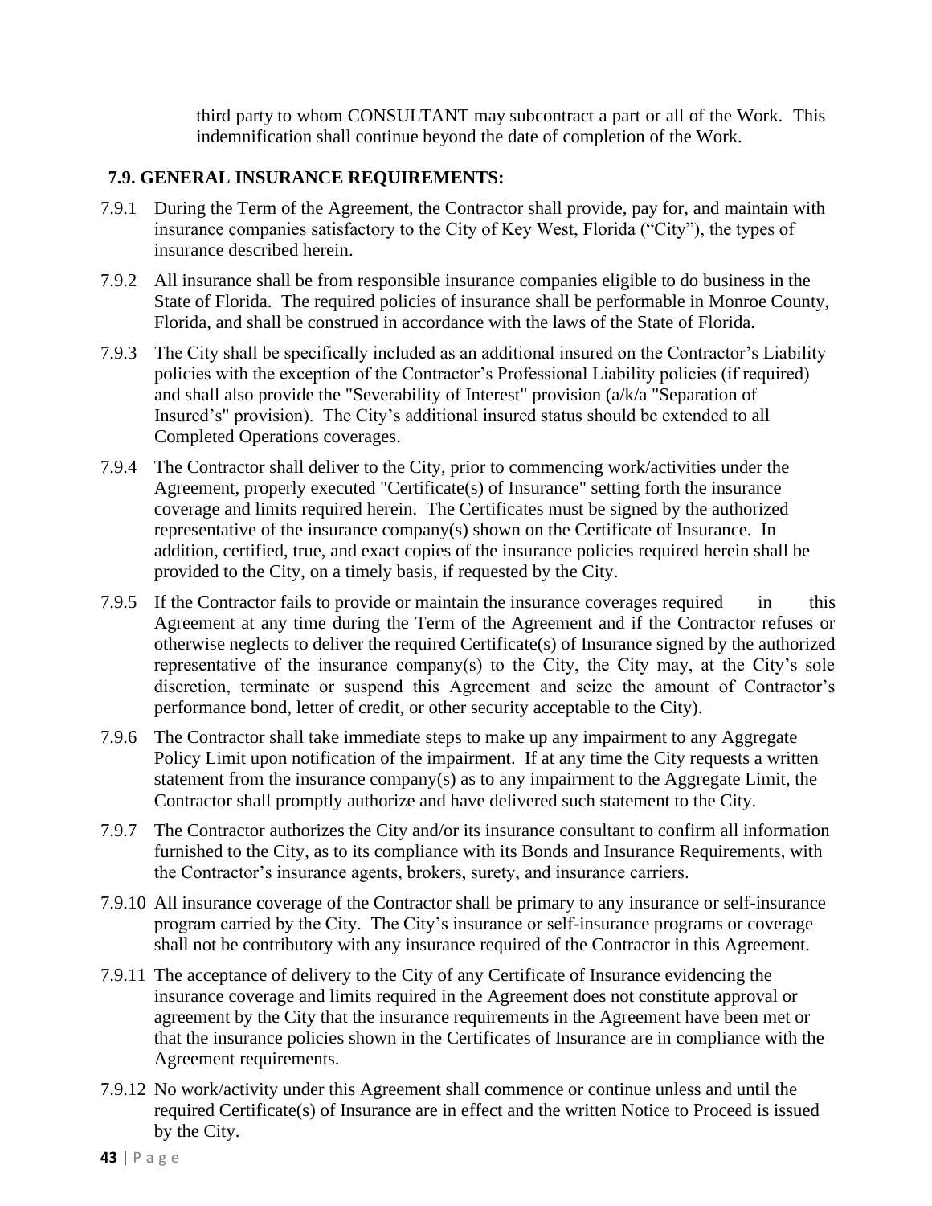third party to whom CONSULTANT may subcontract a part or all of the Work. This indemnification shall continue beyond the date of completion of the Work.

**7.9. GENERAL INSURANCE REQUIREMENTS:**

7.9.1 During the Term of the Agreement, the Contractor shall provide, pay for, and maintain with insurance companies satisfactory to the City of Key West, Florida ("City"), the types of insurance described herein.

7.9.2 All insurance shall be from responsible insurance companies eligible to do business in the State of Florida. The required policies of insurance shall be performable in Monroe County, Florida, and shall be construed in accordance with the laws of the State of Florida.

7.9.3 The City shall be specifically included as an additional insured on the Contractor's Liability policies with the exception of the Contractor's Professional Liability policies (if required) and shall also provide the "Severability of Interest" provision (a/k/a "Separation of Insured's" provision). The City's additional insured status should be extended to all Completed Operations coverages.

7.9.4 The Contractor shall deliver to the City, prior to commencing work/activities under the Agreement, properly executed "Certificate(s) of Insurance" setting forth the insurance coverage and limits required herein. The Certificates must be signed by the authorized representative of the insurance company(s) shown on the Certificate of Insurance. In addition, certified, true, and exact copies of the insurance policies required herein shall be provided to the City, on a timely basis, if requested by the City.

7.9.5 If the Contractor fails to provide or maintain the insurance coverages required in this Agreement at any time during the Term of the Agreement and if the Contractor refuses or otherwise neglects to deliver the required Certificate(s) of Insurance signed by the authorized representative of the insurance company(s) to the City, the City may, at the City's sole discretion, terminate or suspend this Agreement and seize the amount of Contractor's performance bond, letter of credit, or other security acceptable to the City).

7.9.6 The Contractor shall take immediate steps to make up any impairment to any Aggregate Policy Limit upon notification of the impairment. If at any time the City requests a written statement from the insurance company(s) as to any impairment to the Aggregate Limit, the Contractor shall promptly authorize and have delivered such statement to the City.

7.9.7 The Contractor authorizes the City and/or its insurance consultant to confirm all information furnished to the City, as to its compliance with its Bonds and Insurance Requirements, with the Contractor's insurance agents, brokers, surety, and insurance carriers.

7.9.10 All insurance coverage of the Contractor shall be primary to any insurance or self-insurance program carried by the City. The City's insurance or self-insurance programs or coverage shall not be contributory with any insurance required of the Contractor in this Agreement.

7.9.11 The acceptance of delivery to the City of any Certificate of Insurance evidencing the insurance coverage and limits required in the Agreement does not constitute approval or agreement by the City that the insurance requirements in the Agreement have been met or that the insurance policies shown in the Certificates of Insurance are in compliance with the Agreement requirements.

7.9.12 No work/activity under this Agreement shall commence or continue unless and until the required Certificate(s) of Insurance are in effect and the written Notice to Proceed is issued by the City.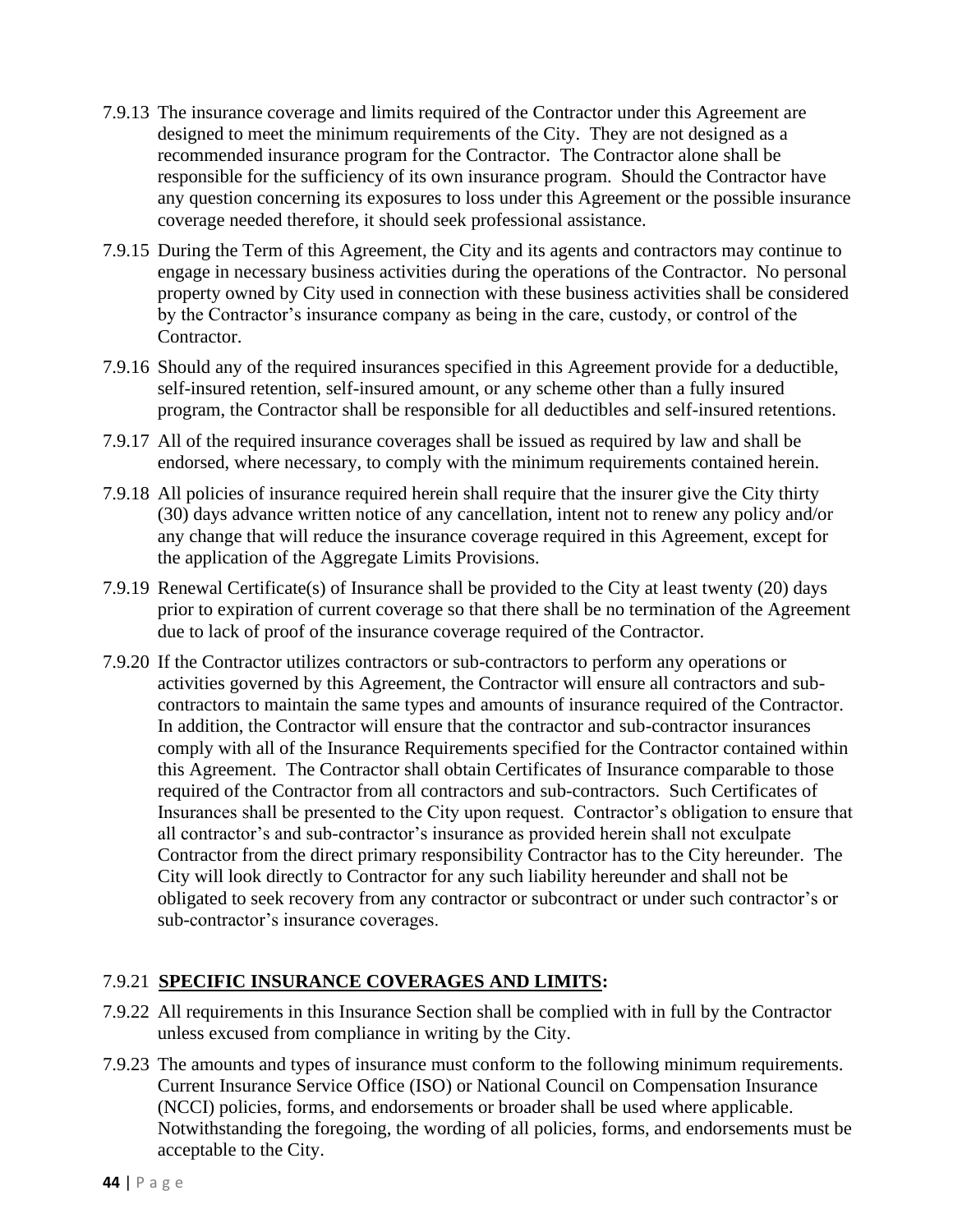7.9.13 The insurance coverage and limits required of the Contractor under this Agreement are designed to meet the minimum requirements of the City. They are not designed as a recommended insurance program for the Contractor. The Contractor alone shall be responsible for the sufficiency of its own insurance program. Should the Contractor have any question concerning its exposures to loss under this Agreement or the possible insurance coverage needed therefore, it should seek professional assistance.

7.9.15 During the Term of this Agreement, the City and its agents and contractors may continue to engage in necessary business activities during the operations of the Contractor. No personal property owned by City used in connection with these business activities shall be considered by the Contractor's insurance company as being in the care, custody, or control of the Contractor.

7.9.16 Should any of the required insurances specified in this Agreement provide for a deductible, self-insured retention, self-insured amount, or any scheme other than a fully insured program, the Contractor shall be responsible for all deductibles and self-insured retentions.

7.9.17 All of the required insurance coverages shall be issued as required by law and shall be endorsed, where necessary, to comply with the minimum requirements contained herein.

7.9.18 All policies of insurance required herein shall require that the insurer give the City thirty (30) days advance written notice of any cancellation, intent not to renew any policy and/or any change that will reduce the insurance coverage required in this Agreement, except for the application of the Aggregate Limits Provisions.

7.9.19 Renewal Certificate(s) of Insurance shall be provided to the City at least twenty (20) days prior to expiration of current coverage so that there shall be no termination of the Agreement due to lack of proof of the insurance coverage required of the Contractor.

7.9.20 If the Contractor utilizes contractors or sub-contractors to perform any operations or activities governed by this Agreement, the Contractor will ensure all contractors and sub-contractors to maintain the same types and amounts of insurance required of the Contractor. In addition, the Contractor will ensure that the contractor and sub-contractor insurances comply with all of the Insurance Requirements specified for the Contractor contained within this Agreement. The Contractor shall obtain Certificates of Insurance comparable to those required of the Contractor from all contractors and sub-contractors. Such Certificates of Insurances shall be presented to the City upon request. Contractor's obligation to ensure that all contractor's and sub-contractor's insurance as provided herein shall not exculpate Contractor from the direct primary responsibility Contractor has to the City hereunder. The City will look directly to Contractor for any such liability hereunder and shall not be obligated to seek recovery from any contractor or subcontract or under such contractor's or sub-contractor's insurance coverages.

7.9.21 **SPECIFIC INSURANCE COVERAGES AND LIMITS:**

7.9.22 All requirements in this Insurance Section shall be complied with in full by the Contractor unless excused from compliance in writing by the City.

7.9.23 The amounts and types of insurance must conform to the following minimum requirements. Current Insurance Service Office (ISO) or National Council on Compensation Insurance (NCCI) policies, forms, and endorsements or broader shall be used where applicable. Notwithstanding the foregoing, the wording of all policies, forms, and endorsements must be acceptable to the City.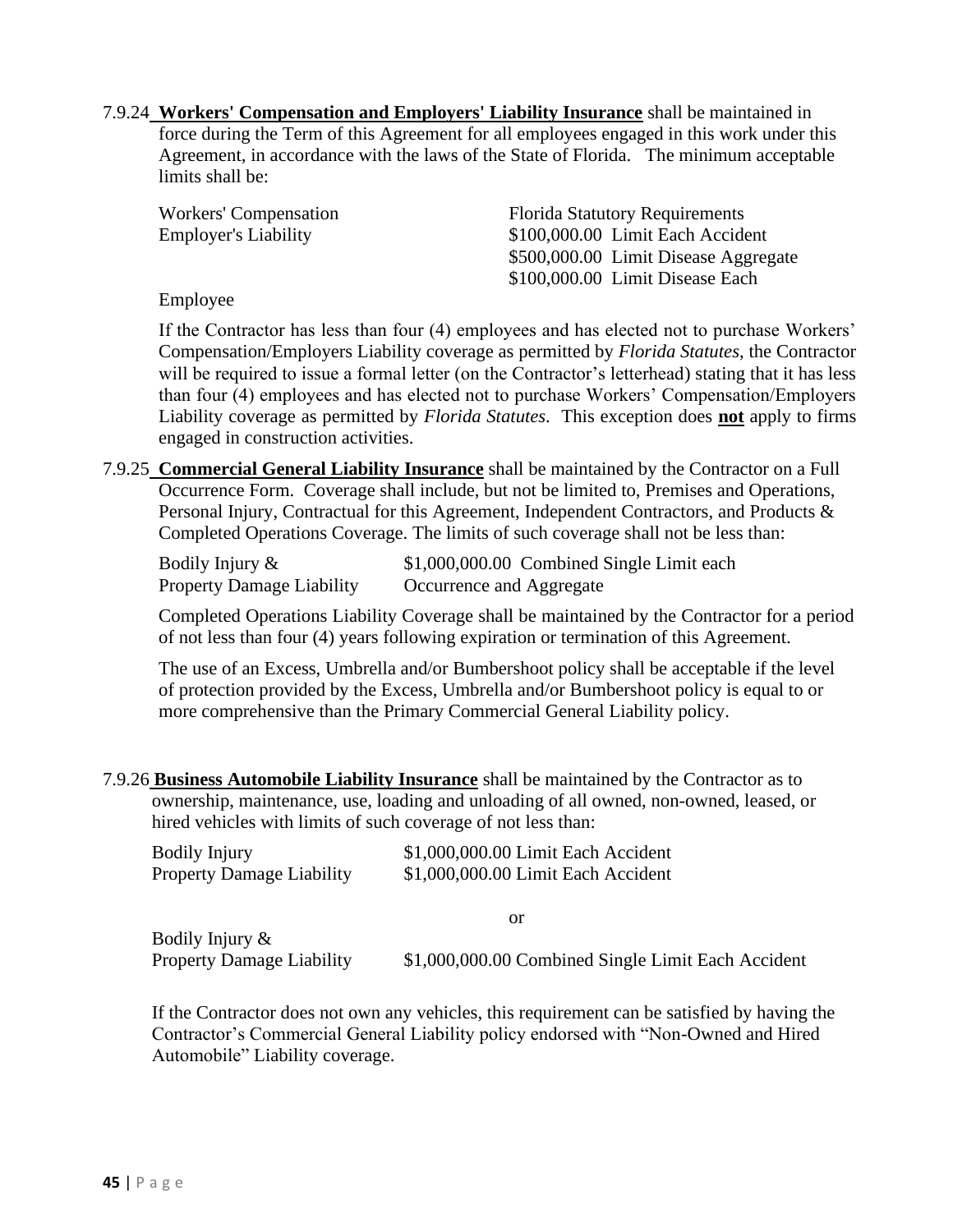7.9.24 **Workers' Compensation and Employers' Liability Insurance** shall be maintained in force during the Term of this Agreement for all employees engaged in this work under this Agreement, in accordance with the laws of the State of Florida. The minimum acceptable limits shall be:

| | |
|---|---|
| Workers' Compensation | Florida Statutory Requirements |
| Employer's Liability | \$100,000.00 Limit Each Accident |
| | \$500,000.00 Limit Disease Aggregate |
| | \$100,000.00 Limit Disease Each |

Employee

If the Contractor has less than four (4) employees and has elected not to purchase Workers' Compensation/Employers Liability coverage as permitted by *Florida Statutes*, the Contractor will be required to issue a formal letter (on the Contractor's letterhead) stating that it has less than four (4) employees and has elected not to purchase Workers' Compensation/Employers Liability coverage as permitted by *Florida Statutes*. This exception does **not** apply to firms engaged in construction activities.

7.9.25 **Commercial General Liability Insurance** shall be maintained by the Contractor on a Full Occurrence Form. Coverage shall include, but not be limited to, Premises and Operations, Personal Injury, Contractual for this Agreement, Independent Contractors, and Products & Completed Operations Coverage. The limits of such coverage shall not be less than:

| | |
|---|---|
| Bodily Injury & | \$1,000,000.00 Combined Single Limit each |
| Property Damage Liability | Occurrence and Aggregate |

Completed Operations Liability Coverage shall be maintained by the Contractor for a period of not less than four (4) years following expiration or termination of this Agreement.

The use of an Excess, Umbrella and/or Bumbershoot policy shall be acceptable if the level of protection provided by the Excess, Umbrella and/or Bumbershoot policy is equal to or more comprehensive than the Primary Commercial General Liability policy.

7.9.26 **Business Automobile Liability Insurance** shall be maintained by the Contractor as to ownership, maintenance, use, loading and unloading of all owned, non-owned, leased, or hired vehicles with limits of such coverage of not less than:

| | |
|---|---|
| Bodily Injury | \$1,000,000.00 Limit Each Accident |
| Property Damage Liability | \$1,000,000.00 Limit Each Accident |

or

| | |
|---|---|
| Bodily Injury & | |
| Property Damage Liability | \$1,000,000.00 Combined Single Limit Each Accident |

If the Contractor does not own any vehicles, this requirement can be satisfied by having the Contractor's Commercial General Liability policy endorsed with "Non-Owned and Hired Automobile" Liability coverage.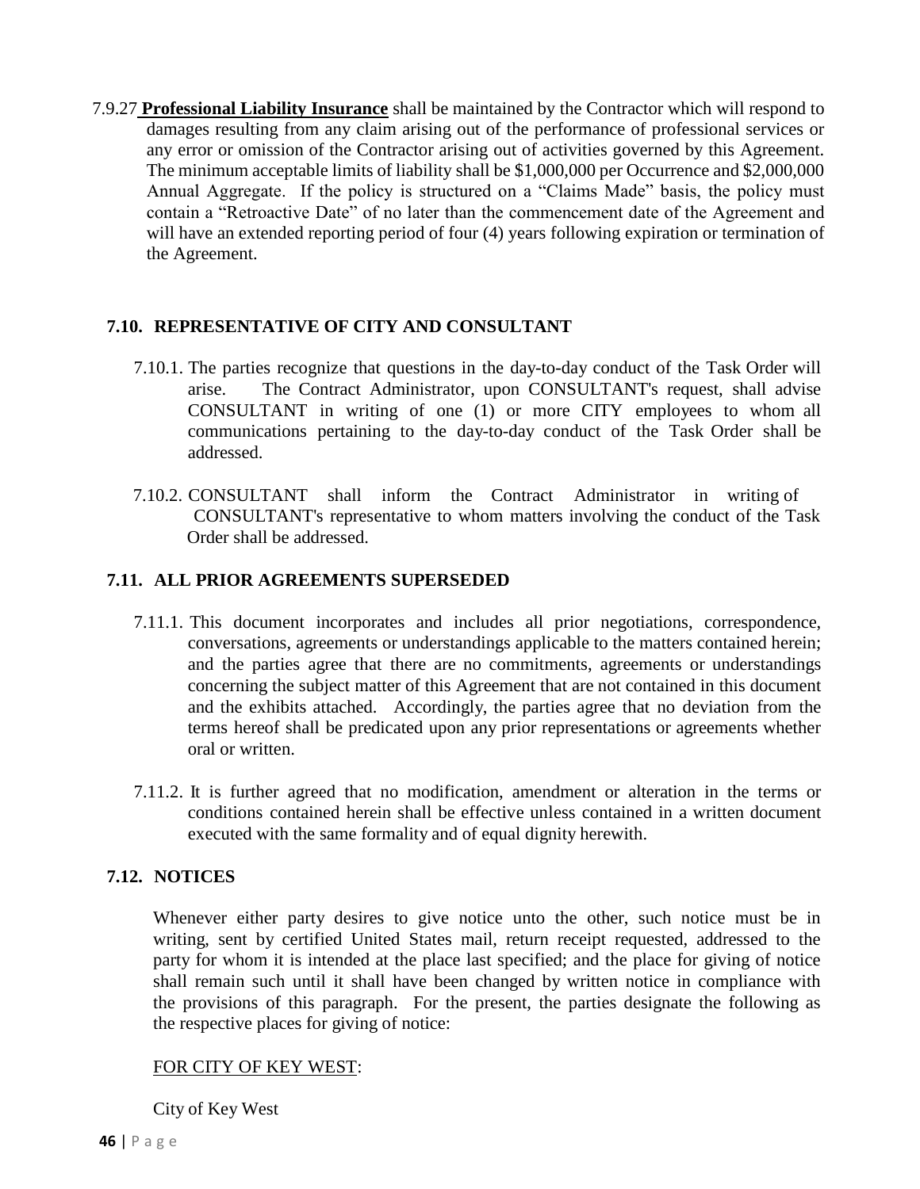7.9.27 **Professional Liability Insurance** shall be maintained by the Contractor which will respond to damages resulting from any claim arising out of the performance of professional services or any error or omission of the Contractor arising out of activities governed by this Agreement. The minimum acceptable limits of liability shall be $1,000,000 per Occurrence and $2,000,000 Annual Aggregate. If the policy is structured on a "Claims Made" basis, the policy must contain a "Retroactive Date" of no later than the commencement date of the Agreement and will have an extended reporting period of four (4) years following expiration or termination of the Agreement.

### 7.10. REPRESENTATIVE OF CITY AND CONSULTANT

7.10.1. The parties recognize that questions in the day-to-day conduct of the Task Order will arise. The Contract Administrator, upon CONSULTANT's request, shall advise CONSULTANT in writing of one (1) or more CITY employees to whom all communications pertaining to the day-to-day conduct of the Task Order shall be addressed.

7.10.2. CONSULTANT shall inform the Contract Administrator in writing of CONSULTANT's representative to whom matters involving the conduct of the Task Order shall be addressed.

### 7.11. ALL PRIOR AGREEMENTS SUPERSEDED

7.11.1. This document incorporates and includes all prior negotiations, correspondence, conversations, agreements or understandings applicable to the matters contained herein; and the parties agree that there are no commitments, agreements or understandings concerning the subject matter of this Agreement that are not contained in this document and the exhibits attached. Accordingly, the parties agree that no deviation from the terms hereof shall be predicated upon any prior representations or agreements whether oral or written.

7.11.2. It is further agreed that no modification, amendment or alteration in the terms or conditions contained herein shall be effective unless contained in a written document executed with the same formality and of equal dignity herewith.

### 7.12. NOTICES

Whenever either party desires to give notice unto the other, such notice must be in writing, sent by certified United States mail, return receipt requested, addressed to the party for whom it is intended at the place last specified; and the place for giving of notice shall remain such until it shall have been changed by written notice in compliance with the provisions of this paragraph. For the present, the parties designate the following as the respective places for giving of notice:

<u>FOR CITY OF KEY WEST</u>:

City of Key West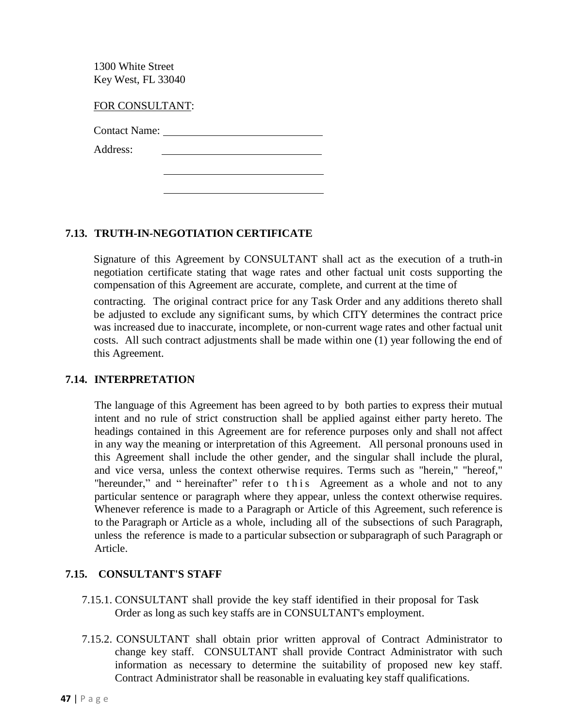1300 White Street
Key West, FL 33040

FOR CONSULTANT:

Contact Name: ______________________________

Address: ______________________________

______________________________

______________________________

### 7.13. TRUTH-IN-NEGOTIATION CERTIFICATE

Signature of this Agreement by CONSULTANT shall act as the execution of a truth-in negotiation certificate stating that wage rates and other factual unit costs supporting the compensation of this Agreement are accurate, complete, and current at the time of contracting. The original contract price for any Task Order and any additions thereto shall be adjusted to exclude any significant sums, by which CITY determines the contract price was increased due to inaccurate, incomplete, or non-current wage rates and other factual unit costs. All such contract adjustments shall be made within one (1) year following the end of this Agreement.

### 7.14. INTERPRETATION

The language of this Agreement has been agreed to by both parties to express their mutual intent and no rule of strict construction shall be applied against either party hereto. The headings contained in this Agreement are for reference purposes only and shall not affect in any way the meaning or interpretation of this Agreement. All personal pronouns used in this Agreement shall include the other gender, and the singular shall include the plural, and vice versa, unless the context otherwise requires. Terms such as "herein," "hereof," "hereunder," and "hereinafter" refer to this Agreement as a whole and not to any particular sentence or paragraph where they appear, unless the context otherwise requires. Whenever reference is made to a Paragraph or Article of this Agreement, such reference is to the Paragraph or Article as a whole, including all of the subsections of such Paragraph, unless the reference is made to a particular subsection or subparagraph of such Paragraph or Article.

### 7.15. CONSULTANT'S STAFF

7.15.1. CONSULTANT shall provide the key staff identified in their proposal for Task Order as long as such key staffs are in CONSULTANT's employment.

7.15.2. CONSULTANT shall obtain prior written approval of Contract Administrator to change key staff. CONSULTANT shall provide Contract Administrator with such information as necessary to determine the suitability of proposed new key staff. Contract Administrator shall be reasonable in evaluating key staff qualifications.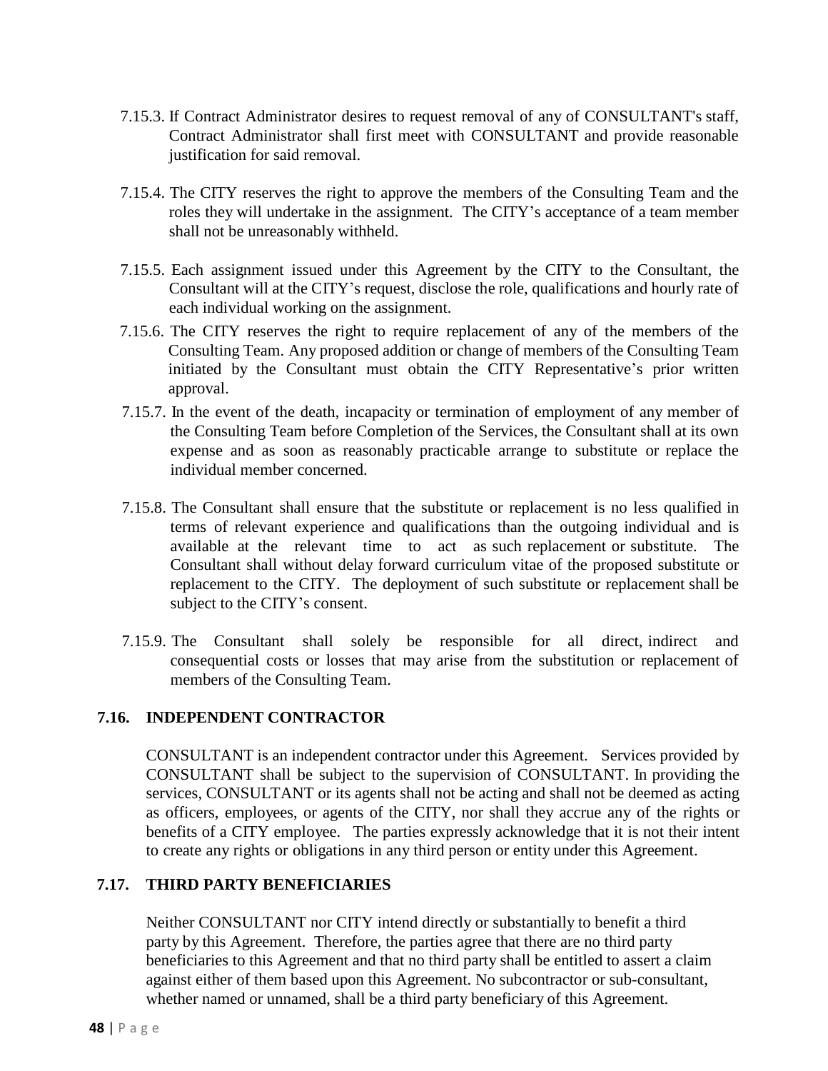7.15.3. If Contract Administrator desires to request removal of any of CONSULTANT's staff, Contract Administrator shall first meet with CONSULTANT and provide reasonable justification for said removal.

7.15.4. The CITY reserves the right to approve the members of the Consulting Team and the roles they will undertake in the assignment. The CITY's acceptance of a team member shall not be unreasonably withheld.

7.15.5. Each assignment issued under this Agreement by the CITY to the Consultant, the Consultant will at the CITY's request, disclose the role, qualifications and hourly rate of each individual working on the assignment.

7.15.6. The CITY reserves the right to require replacement of any of the members of the Consulting Team. Any proposed addition or change of members of the Consulting Team initiated by the Consultant must obtain the CITY Representative's prior written approval.

7.15.7. In the event of the death, incapacity or termination of employment of any member of the Consulting Team before Completion of the Services, the Consultant shall at its own expense and as soon as reasonably practicable arrange to substitute or replace the individual member concerned.

7.15.8. The Consultant shall ensure that the substitute or replacement is no less qualified in terms of relevant experience and qualifications than the outgoing individual and is available at the relevant time to act as such replacement or substitute. The Consultant shall without delay forward curriculum vitae of the proposed substitute or replacement to the CITY. The deployment of such substitute or replacement shall be subject to the CITY's consent.

7.15.9. The Consultant shall solely be responsible for all direct, indirect and consequential costs or losses that may arise from the substitution or replacement of members of the Consulting Team.

## 7.16. INDEPENDENT CONTRACTOR

CONSULTANT is an independent contractor under this Agreement. Services provided by CONSULTANT shall be subject to the supervision of CONSULTANT. In providing the services, CONSULTANT or its agents shall not be acting and shall not be deemed as acting as officers, employees, or agents of the CITY, nor shall they accrue any of the rights or benefits of a CITY employee. The parties expressly acknowledge that it is not their intent to create any rights or obligations in any third person or entity under this Agreement.

## 7.17. THIRD PARTY BENEFICIARIES

Neither CONSULTANT nor CITY intend directly or substantially to benefit a third party by this Agreement. Therefore, the parties agree that there are no third party beneficiaries to this Agreement and that no third party shall be entitled to assert a claim against either of them based upon this Agreement. No subcontractor or sub-consultant, whether named or unnamed, shall be a third party beneficiary of this Agreement.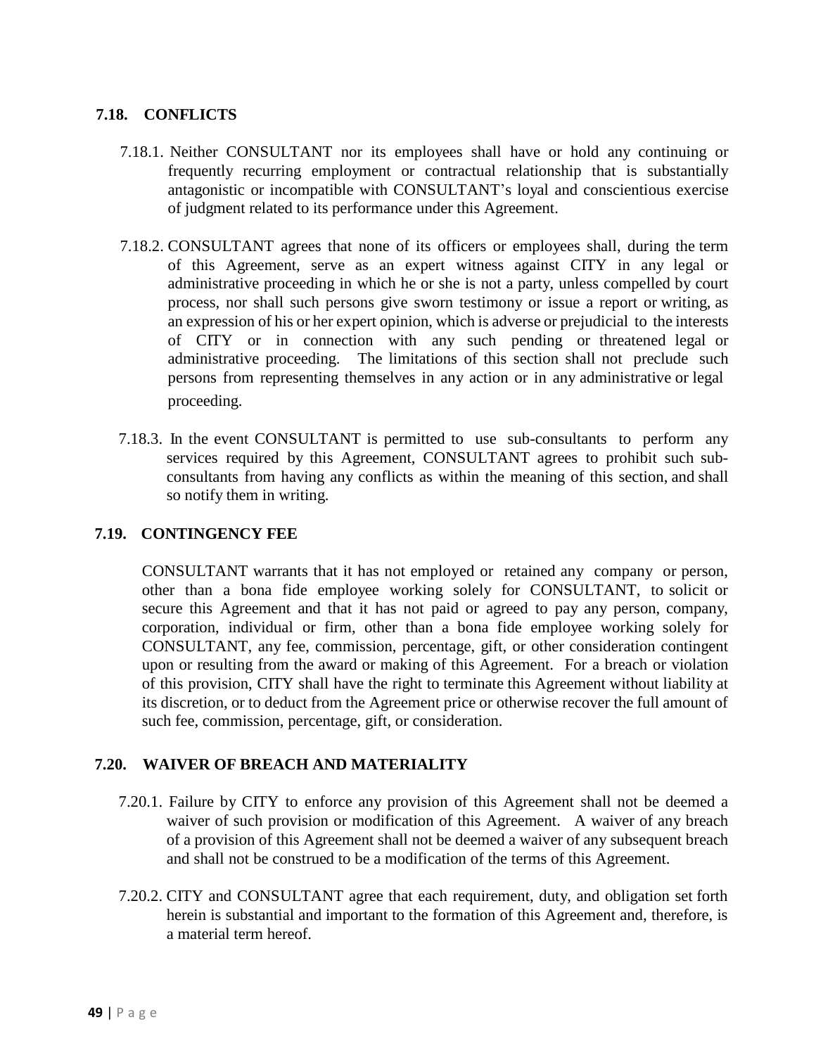### 7.18. CONFLICTS

7.18.1. Neither CONSULTANT nor its employees shall have or hold any continuing or frequently recurring employment or contractual relationship that is substantially antagonistic or incompatible with CONSULTANT's loyal and conscientious exercise of judgment related to its performance under this Agreement.

7.18.2. CONSULTANT agrees that none of its officers or employees shall, during the term of this Agreement, serve as an expert witness against CITY in any legal or administrative proceeding in which he or she is not a party, unless compelled by court process, nor shall such persons give sworn testimony or issue a report or writing, as an expression of his or her expert opinion, which is adverse or prejudicial to the interests of CITY or in connection with any such pending or threatened legal or administrative proceeding. The limitations of this section shall not preclude such persons from representing themselves in any action or in any administrative or legal proceeding.

7.18.3. In the event CONSULTANT is permitted to use sub-consultants to perform any services required by this Agreement, CONSULTANT agrees to prohibit such sub-consultants from having any conflicts as within the meaning of this section, and shall so notify them in writing.

### 7.19. CONTINGENCY FEE

CONSULTANT warrants that it has not employed or retained any company or person, other than a bona fide employee working solely for CONSULTANT, to solicit or secure this Agreement and that it has not paid or agreed to pay any person, company, corporation, individual or firm, other than a bona fide employee working solely for CONSULTANT, any fee, commission, percentage, gift, or other consideration contingent upon or resulting from the award or making of this Agreement. For a breach or violation of this provision, CITY shall have the right to terminate this Agreement without liability at its discretion, or to deduct from the Agreement price or otherwise recover the full amount of such fee, commission, percentage, gift, or consideration.

### 7.20. WAIVER OF BREACH AND MATERIALITY

7.20.1. Failure by CITY to enforce any provision of this Agreement shall not be deemed a waiver of such provision or modification of this Agreement. A waiver of any breach of a provision of this Agreement shall not be deemed a waiver of any subsequent breach and shall not be construed to be a modification of the terms of this Agreement.

7.20.2. CITY and CONSULTANT agree that each requirement, duty, and obligation set forth herein is substantial and important to the formation of this Agreement and, therefore, is a material term hereof.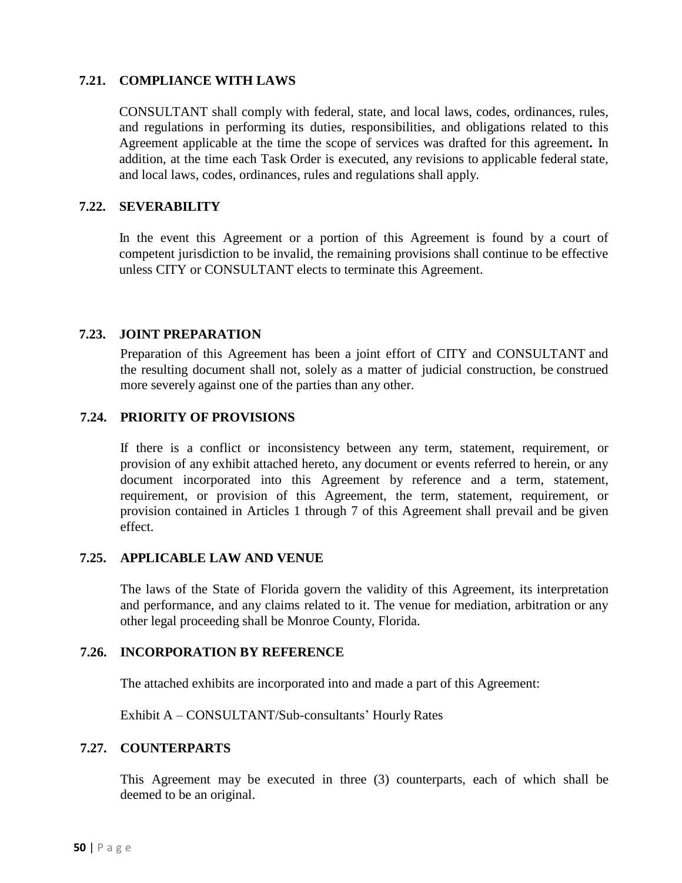### 7.21. COMPLIANCE WITH LAWS

CONSULTANT shall comply with federal, state, and local laws, codes, ordinances, rules, and regulations in performing its duties, responsibilities, and obligations related to this Agreement applicable at the time the scope of services was drafted for this agreement**.** In addition, at the time each Task Order is executed, any revisions to applicable federal state, and local laws, codes, ordinances, rules and regulations shall apply.

### 7.22. SEVERABILITY

In the event this Agreement or a portion of this Agreement is found by a court of competent jurisdiction to be invalid, the remaining provisions shall continue to be effective unless CITY or CONSULTANT elects to terminate this Agreement.

### 7.23. JOINT PREPARATION

Preparation of this Agreement has been a joint effort of CITY and CONSULTANT and the resulting document shall not, solely as a matter of judicial construction, be construed more severely against one of the parties than any other.

### 7.24. PRIORITY OF PROVISIONS

If there is a conflict or inconsistency between any term, statement, requirement, or provision of any exhibit attached hereto, any document or events referred to herein, or any document incorporated into this Agreement by reference and a term, statement, requirement, or provision of this Agreement, the term, statement, requirement, or provision contained in Articles 1 through 7 of this Agreement shall prevail and be given effect.

### 7.25. APPLICABLE LAW AND VENUE

The laws of the State of Florida govern the validity of this Agreement, its interpretation and performance, and any claims related to it. The venue for mediation, arbitration or any other legal proceeding shall be Monroe County, Florida.

### 7.26. INCORPORATION BY REFERENCE

The attached exhibits are incorporated into and made a part of this Agreement:

Exhibit A – CONSULTANT/Sub-consultants' Hourly Rates

### 7.27. COUNTERPARTS

This Agreement may be executed in three (3) counterparts, each of which shall be deemed to be an original.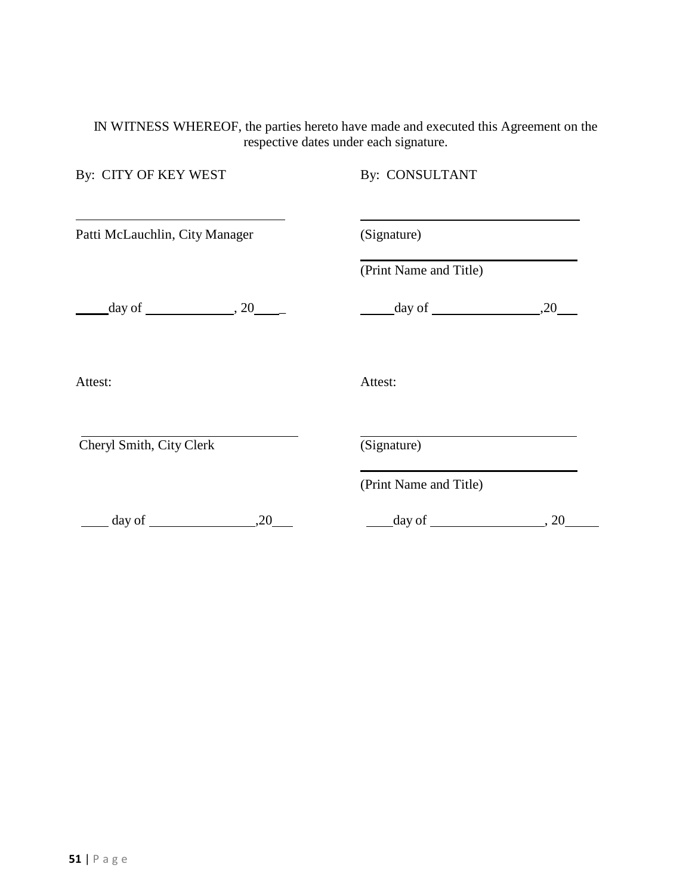IN WITNESS WHEREOF, the parties hereto have made and executed this Agreement on the respective dates under each signature.

| By: CITY OF KEY WEST | By: CONSULTANT |
|---|---|
| ______________________________ | ______________________________ |
| Patti McLauchlin, City Manager | (Signature) |
| | ______________________________ |
| | (Print Name and Title) |
| _____day of _____________, 20____ | _____day of _______________,20___ |
| | |
| Attest: | Attest: |
| ______________________________ | ______________________________ |
| Cheryl Smith, City Clerk | (Signature) |
| | ______________________________ |
| | (Print Name and Title) |
| ____ day of _______________,20___ | ____day of ________________, 20_____ |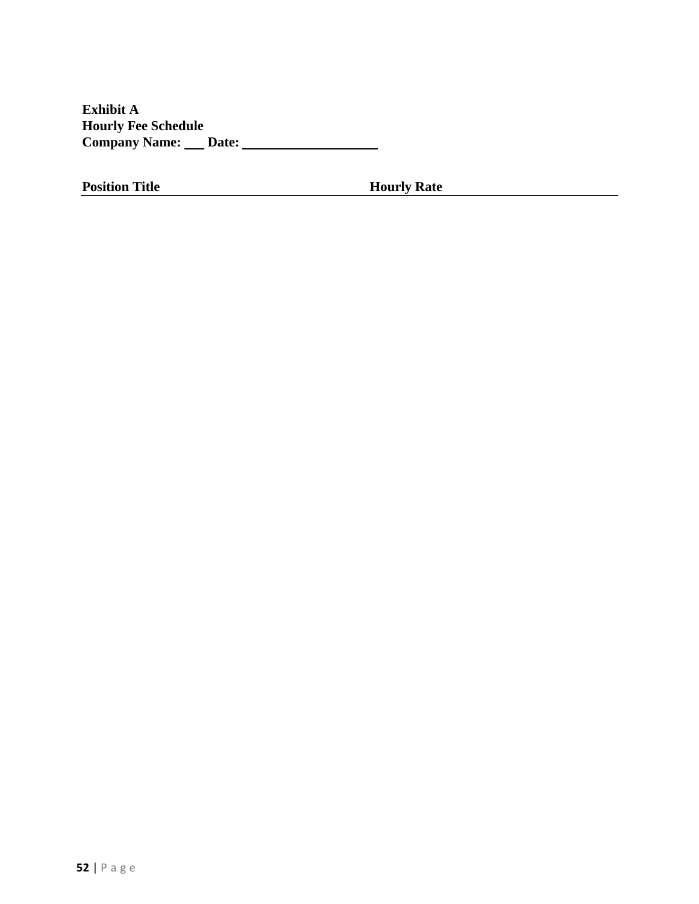**Exhibit A**
**Hourly Fee Schedule**
**Company Name: \_\_\_ Date: \_\_\_\_\_\_\_\_\_\_\_\_\_\_\_\_\_\_\_\_**

| Position Title | Hourly Rate |
|---|---|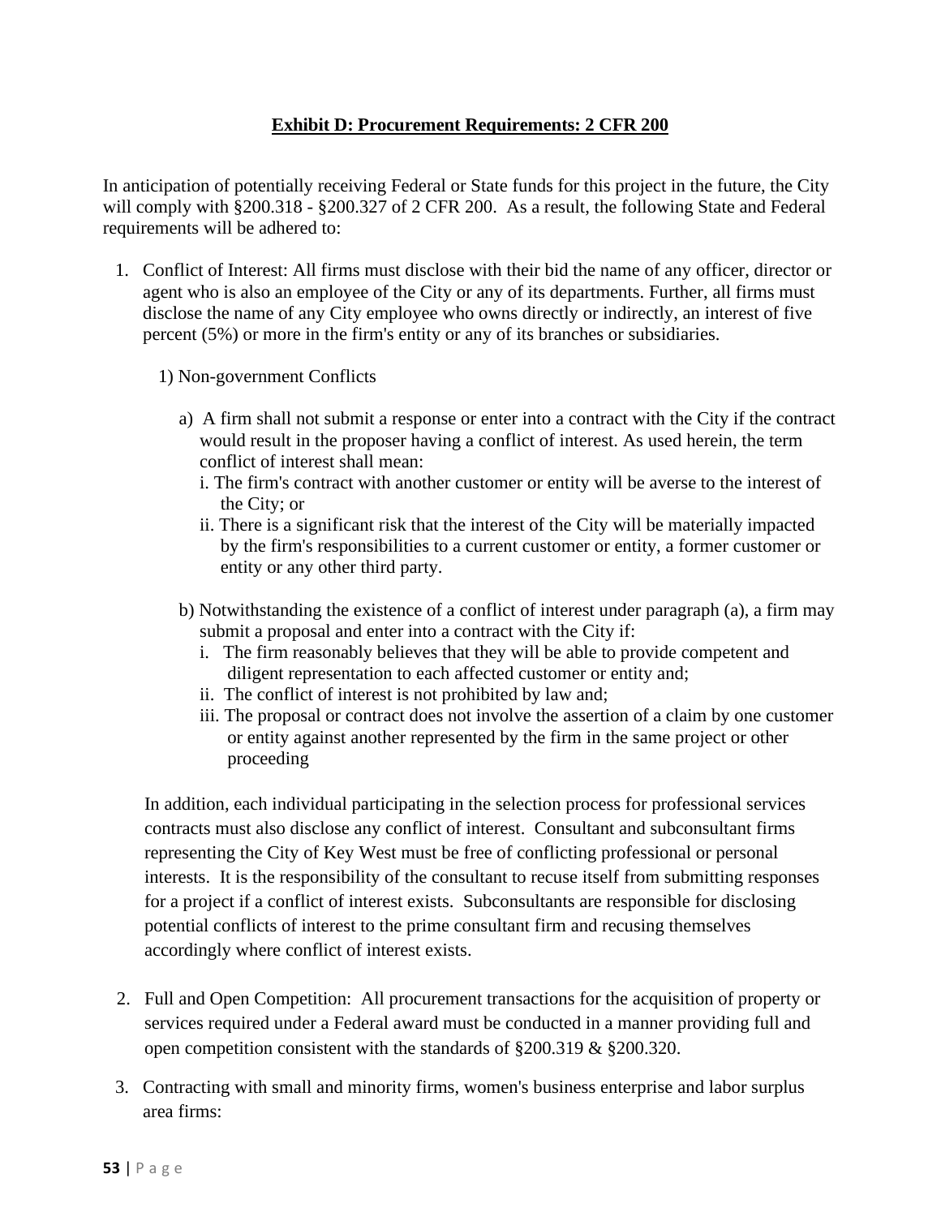## Exhibit D: Procurement Requirements: 2 CFR 200

In anticipation of potentially receiving Federal or State funds for this project in the future, the City will comply with §200.318 - §200.327 of 2 CFR 200. As a result, the following State and Federal requirements will be adhered to:

1. Conflict of Interest: All firms must disclose with their bid the name of any officer, director or agent who is also an employee of the City or any of its departments. Further, all firms must disclose the name of any City employee who owns directly or indirectly, an interest of five percent (5%) or more in the firm's entity or any of its branches or subsidiaries.

   1) Non-government Conflicts

      a) A firm shall not submit a response or enter into a contract with the City if the contract would result in the proposer having a conflict of interest. As used herein, the term conflict of interest shall mean:
         i. The firm's contract with another customer or entity will be averse to the interest of the City; or
         ii. There is a significant risk that the interest of the City will be materially impacted by the firm's responsibilities to a current customer or entity, a former customer or entity or any other third party.

      b) Notwithstanding the existence of a conflict of interest under paragraph (a), a firm may submit a proposal and enter into a contract with the City if:
         i. The firm reasonably believes that they will be able to provide competent and diligent representation to each affected customer or entity and;
         ii. The conflict of interest is not prohibited by law and;
         iii. The proposal or contract does not involve the assertion of a claim by one customer or entity against another represented by the firm in the same project or other proceeding

   In addition, each individual participating in the selection process for professional services contracts must also disclose any conflict of interest. Consultant and subconsultant firms representing the City of Key West must be free of conflicting professional or personal interests. It is the responsibility of the consultant to recuse itself from submitting responses for a project if a conflict of interest exists. Subconsultants are responsible for disclosing potential conflicts of interest to the prime consultant firm and recusing themselves accordingly where conflict of interest exists.

2. Full and Open Competition: All procurement transactions for the acquisition of property or services required under a Federal award must be conducted in a manner providing full and open competition consistent with the standards of §200.319 & §200.320.

3. Contracting with small and minority firms, women's business enterprise and labor surplus area firms: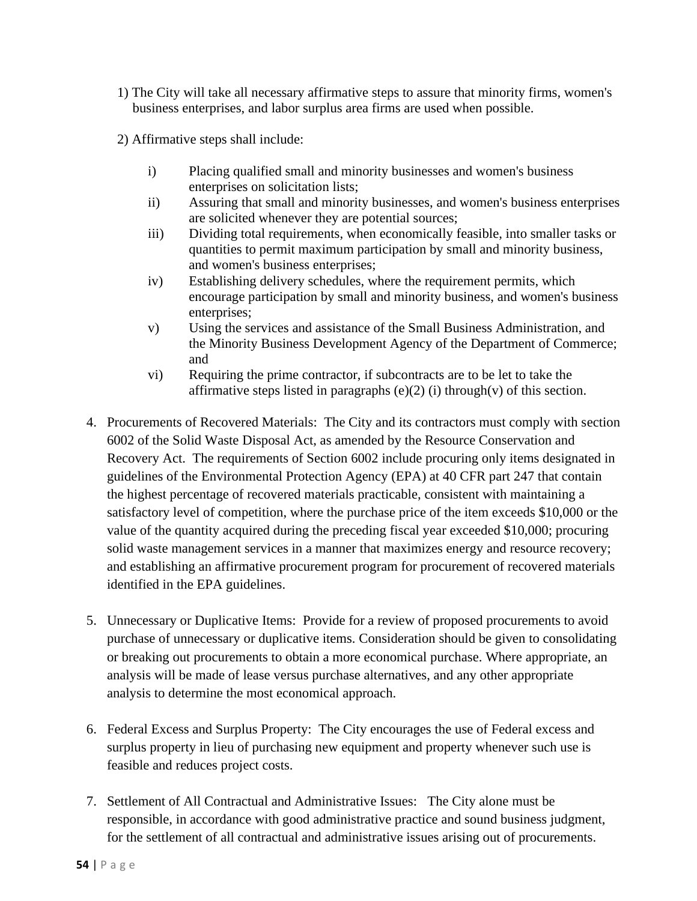1) The City will take all necessary affirmative steps to assure that minority firms, women's business enterprises, and labor surplus area firms are used when possible.

2) Affirmative steps shall include:

   i) Placing qualified small and minority businesses and women's business enterprises on solicitation lists;
   ii) Assuring that small and minority businesses, and women's business enterprises are solicited whenever they are potential sources;
   iii) Dividing total requirements, when economically feasible, into smaller tasks or quantities to permit maximum participation by small and minority business, and women's business enterprises;
   iv) Establishing delivery schedules, where the requirement permits, which encourage participation by small and minority business, and women's business enterprises;
   v) Using the services and assistance of the Small Business Administration, and the Minority Business Development Agency of the Department of Commerce; and
   vi) Requiring the prime contractor, if subcontracts are to be let to take the affirmative steps listed in paragraphs (e)(2) (i) through(v) of this section.

4. Procurements of Recovered Materials: The City and its contractors must comply with section 6002 of the Solid Waste Disposal Act, as amended by the Resource Conservation and Recovery Act. The requirements of Section 6002 include procuring only items designated in guidelines of the Environmental Protection Agency (EPA) at 40 CFR part 247 that contain the highest percentage of recovered materials practicable, consistent with maintaining a satisfactory level of competition, where the purchase price of the item exceeds $10,000 or the value of the quantity acquired during the preceding fiscal year exceeded $10,000; procuring solid waste management services in a manner that maximizes energy and resource recovery; and establishing an affirmative procurement program for procurement of recovered materials identified in the EPA guidelines.

5. Unnecessary or Duplicative Items: Provide for a review of proposed procurements to avoid purchase of unnecessary or duplicative items. Consideration should be given to consolidating or breaking out procurements to obtain a more economical purchase. Where appropriate, an analysis will be made of lease versus purchase alternatives, and any other appropriate analysis to determine the most economical approach.

6. Federal Excess and Surplus Property: The City encourages the use of Federal excess and surplus property in lieu of purchasing new equipment and property whenever such use is feasible and reduces project costs.

7. Settlement of All Contractual and Administrative Issues: The City alone must be responsible, in accordance with good administrative practice and sound business judgment, for the settlement of all contractual and administrative issues arising out of procurements.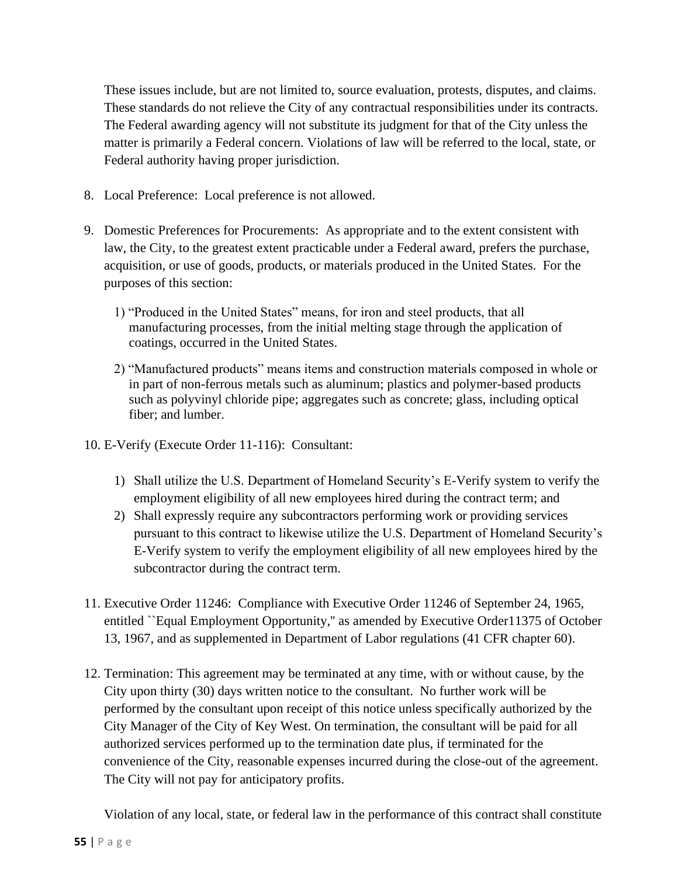These issues include, but are not limited to, source evaluation, protests, disputes, and claims. These standards do not relieve the City of any contractual responsibilities under its contracts. The Federal awarding agency will not substitute its judgment for that of the City unless the matter is primarily a Federal concern. Violations of law will be referred to the local, state, or Federal authority having proper jurisdiction.

8. Local Preference: Local preference is not allowed.

9. Domestic Preferences for Procurements: As appropriate and to the extent consistent with law, the City, to the greatest extent practicable under a Federal award, prefers the purchase, acquisition, or use of goods, products, or materials produced in the United States. For the purposes of this section:

   1) "Produced in the United States" means, for iron and steel products, that all manufacturing processes, from the initial melting stage through the application of coatings, occurred in the United States.

   2) "Manufactured products" means items and construction materials composed in whole or in part of non-ferrous metals such as aluminum; plastics and polymer-based products such as polyvinyl chloride pipe; aggregates such as concrete; glass, including optical fiber; and lumber.

10. E-Verify (Execute Order 11-116): Consultant:

    1) Shall utilize the U.S. Department of Homeland Security's E-Verify system to verify the employment eligibility of all new employees hired during the contract term; and
    2) Shall expressly require any subcontractors performing work or providing services pursuant to this contract to likewise utilize the U.S. Department of Homeland Security's E-Verify system to verify the employment eligibility of all new employees hired by the subcontractor during the contract term.

11. Executive Order 11246: Compliance with Executive Order 11246 of September 24, 1965, entitled ``Equal Employment Opportunity,'' as amended by Executive Order11375 of October 13, 1967, and as supplemented in Department of Labor regulations (41 CFR chapter 60).

12. Termination: This agreement may be terminated at any time, with or without cause, by the City upon thirty (30) days written notice to the consultant. No further work will be performed by the consultant upon receipt of this notice unless specifically authorized by the City Manager of the City of Key West. On termination, the consultant will be paid for all authorized services performed up to the termination date plus, if terminated for the convenience of the City, reasonable expenses incurred during the close-out of the agreement. The City will not pay for anticipatory profits.

    Violation of any local, state, or federal law in the performance of this contract shall constitute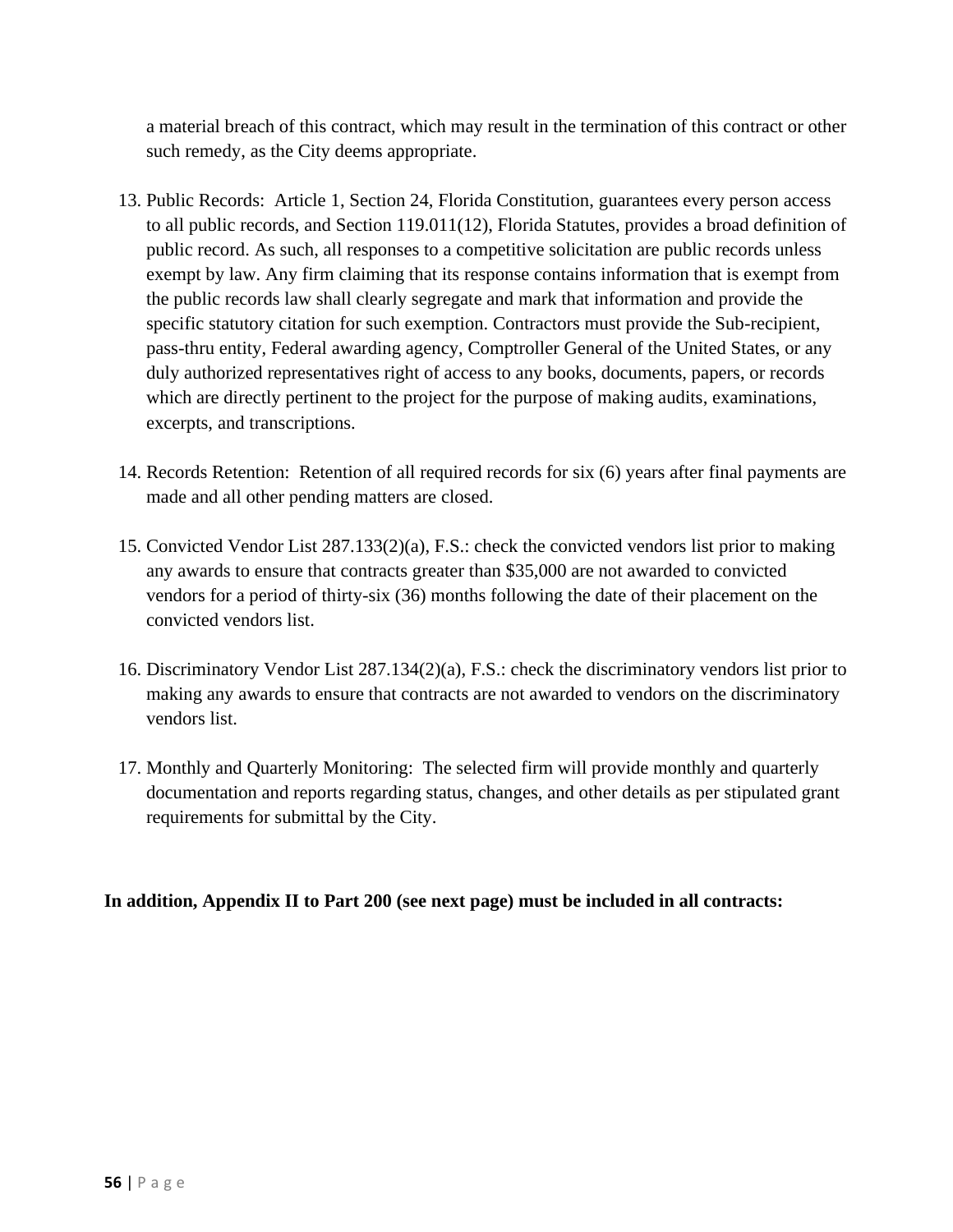a material breach of this contract, which may result in the termination of this contract or other such remedy, as the City deems appropriate.

13. Public Records: Article 1, Section 24, Florida Constitution, guarantees every person access to all public records, and Section 119.011(12), Florida Statutes, provides a broad definition of public record. As such, all responses to a competitive solicitation are public records unless exempt by law. Any firm claiming that its response contains information that is exempt from the public records law shall clearly segregate and mark that information and provide the specific statutory citation for such exemption. Contractors must provide the Sub-recipient, pass-thru entity, Federal awarding agency, Comptroller General of the United States, or any duly authorized representatives right of access to any books, documents, papers, or records which are directly pertinent to the project for the purpose of making audits, examinations, excerpts, and transcriptions.

14. Records Retention: Retention of all required records for six (6) years after final payments are made and all other pending matters are closed.

15. Convicted Vendor List 287.133(2)(a), F.S.: check the convicted vendors list prior to making any awards to ensure that contracts greater than $35,000 are not awarded to convicted vendors for a period of thirty-six (36) months following the date of their placement on the convicted vendors list.

16. Discriminatory Vendor List 287.134(2)(a), F.S.: check the discriminatory vendors list prior to making any awards to ensure that contracts are not awarded to vendors on the discriminatory vendors list.

17. Monthly and Quarterly Monitoring: The selected firm will provide monthly and quarterly documentation and reports regarding status, changes, and other details as per stipulated grant requirements for submittal by the City.

**In addition, Appendix II to Part 200 (see next page) must be included in all contracts:**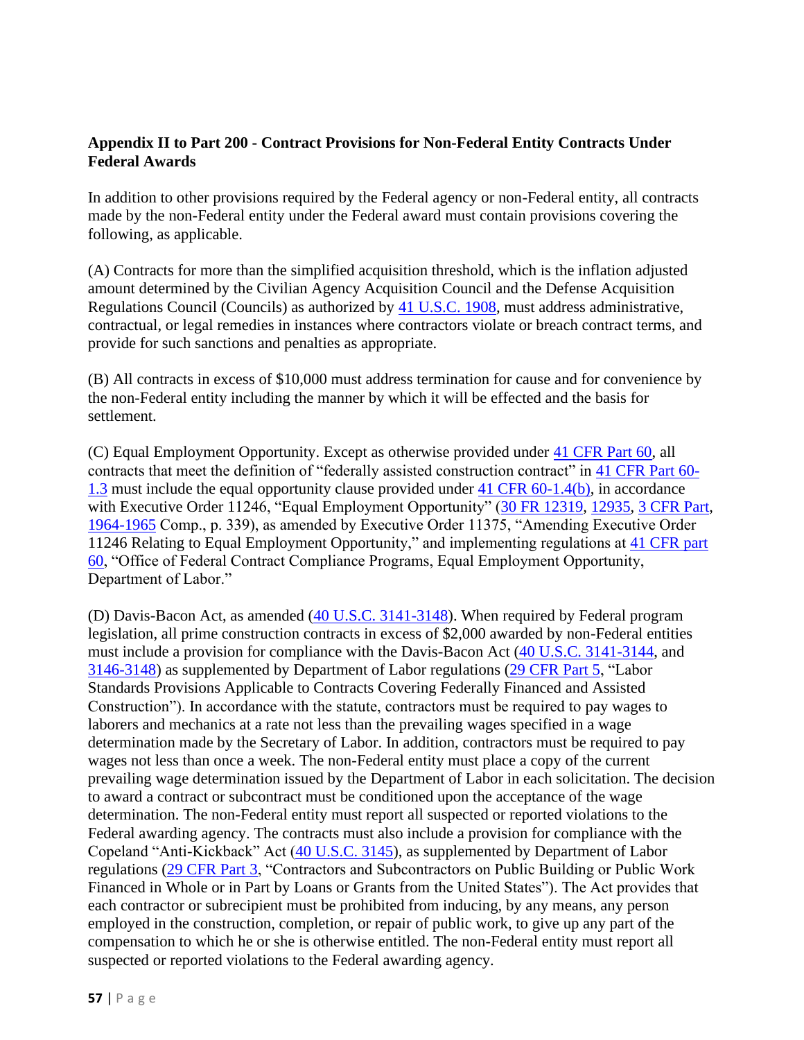**Appendix II to Part 200 - Contract Provisions for Non-Federal Entity Contracts Under Federal Awards**

In addition to other provisions required by the Federal agency or non-Federal entity, all contracts made by the non-Federal entity under the Federal award must contain provisions covering the following, as applicable.

(A) Contracts for more than the simplified acquisition threshold, which is the inflation adjusted amount determined by the Civilian Agency Acquisition Council and the Defense Acquisition Regulations Council (Councils) as authorized by 41 U.S.C. 1908, must address administrative, contractual, or legal remedies in instances where contractors violate or breach contract terms, and provide for such sanctions and penalties as appropriate.

(B) All contracts in excess of $10,000 must address termination for cause and for convenience by the non-Federal entity including the manner by which it will be effected and the basis for settlement.

(C) Equal Employment Opportunity. Except as otherwise provided under 41 CFR Part 60, all contracts that meet the definition of "federally assisted construction contract" in 41 CFR Part 60-1.3 must include the equal opportunity clause provided under 41 CFR 60-1.4(b), in accordance with Executive Order 11246, "Equal Employment Opportunity" (30 FR 12319, 12935, 3 CFR Part, 1964-1965 Comp., p. 339), as amended by Executive Order 11375, "Amending Executive Order 11246 Relating to Equal Employment Opportunity," and implementing regulations at 41 CFR part 60, "Office of Federal Contract Compliance Programs, Equal Employment Opportunity, Department of Labor."

(D) Davis-Bacon Act, as amended (40 U.S.C. 3141-3148). When required by Federal program legislation, all prime construction contracts in excess of $2,000 awarded by non-Federal entities must include a provision for compliance with the Davis-Bacon Act (40 U.S.C. 3141-3144, and 3146-3148) as supplemented by Department of Labor regulations (29 CFR Part 5, "Labor Standards Provisions Applicable to Contracts Covering Federally Financed and Assisted Construction"). In accordance with the statute, contractors must be required to pay wages to laborers and mechanics at a rate not less than the prevailing wages specified in a wage determination made by the Secretary of Labor. In addition, contractors must be required to pay wages not less than once a week. The non-Federal entity must place a copy of the current prevailing wage determination issued by the Department of Labor in each solicitation. The decision to award a contract or subcontract must be conditioned upon the acceptance of the wage determination. The non-Federal entity must report all suspected or reported violations to the Federal awarding agency. The contracts must also include a provision for compliance with the Copeland "Anti-Kickback" Act (40 U.S.C. 3145), as supplemented by Department of Labor regulations (29 CFR Part 3, "Contractors and Subcontractors on Public Building or Public Work Financed in Whole or in Part by Loans or Grants from the United States"). The Act provides that each contractor or subrecipient must be prohibited from inducing, by any means, any person employed in the construction, completion, or repair of public work, to give up any part of the compensation to which he or she is otherwise entitled. The non-Federal entity must report all suspected or reported violations to the Federal awarding agency.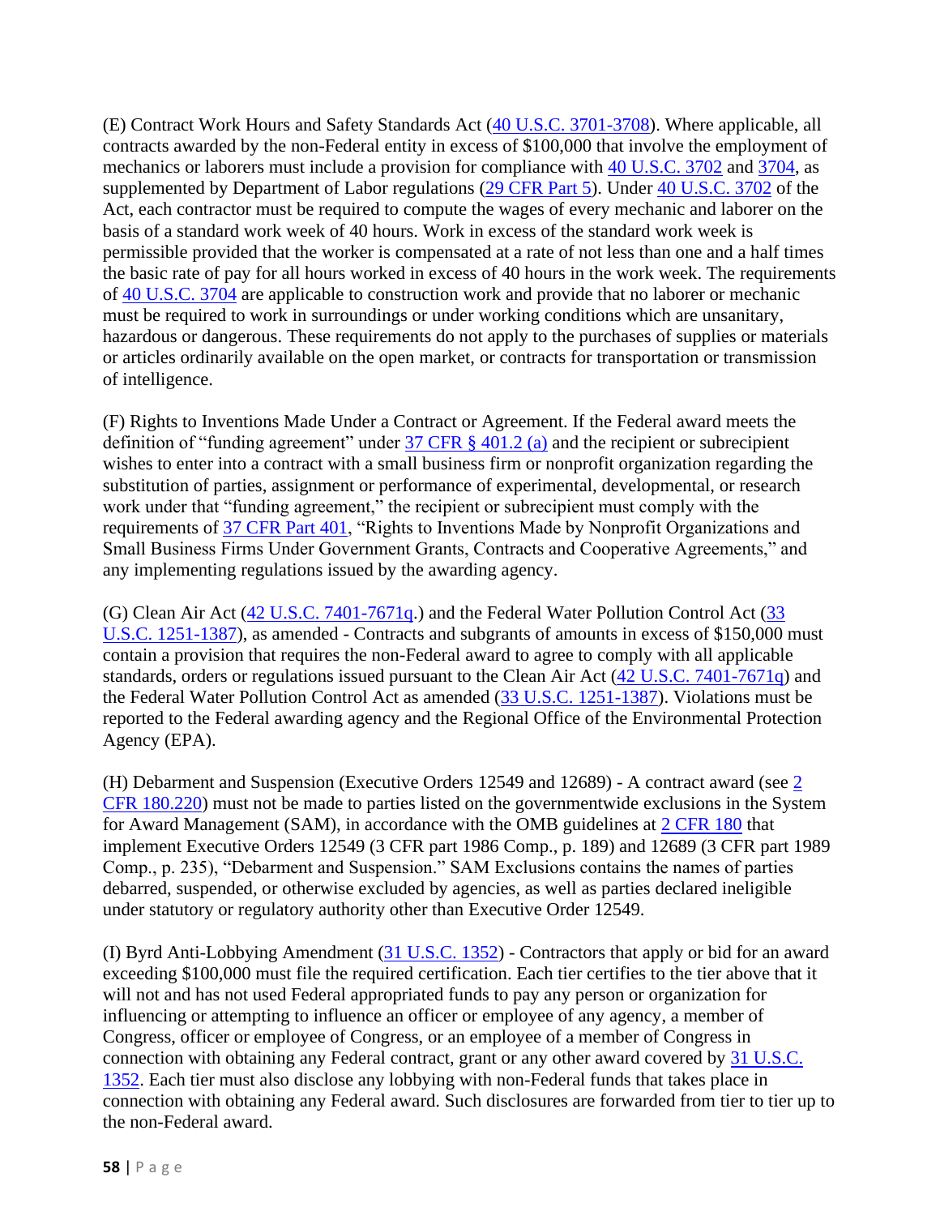(E) Contract Work Hours and Safety Standards Act (40 U.S.C. 3701-3708). Where applicable, all contracts awarded by the non-Federal entity in excess of $100,000 that involve the employment of mechanics or laborers must include a provision for compliance with 40 U.S.C. 3702 and 3704, as supplemented by Department of Labor regulations (29 CFR Part 5). Under 40 U.S.C. 3702 of the Act, each contractor must be required to compute the wages of every mechanic and laborer on the basis of a standard work week of 40 hours. Work in excess of the standard work week is permissible provided that the worker is compensated at a rate of not less than one and a half times the basic rate of pay for all hours worked in excess of 40 hours in the work week. The requirements of 40 U.S.C. 3704 are applicable to construction work and provide that no laborer or mechanic must be required to work in surroundings or under working conditions which are unsanitary, hazardous or dangerous. These requirements do not apply to the purchases of supplies or materials or articles ordinarily available on the open market, or contracts for transportation or transmission of intelligence.

(F) Rights to Inventions Made Under a Contract or Agreement. If the Federal award meets the definition of "funding agreement" under 37 CFR § 401.2 (a) and the recipient or subrecipient wishes to enter into a contract with a small business firm or nonprofit organization regarding the substitution of parties, assignment or performance of experimental, developmental, or research work under that "funding agreement," the recipient or subrecipient must comply with the requirements of 37 CFR Part 401, "Rights to Inventions Made by Nonprofit Organizations and Small Business Firms Under Government Grants, Contracts and Cooperative Agreements," and any implementing regulations issued by the awarding agency.

(G) Clean Air Act (42 U.S.C. 7401-7671q.) and the Federal Water Pollution Control Act (33 U.S.C. 1251-1387), as amended - Contracts and subgrants of amounts in excess of $150,000 must contain a provision that requires the non-Federal award to agree to comply with all applicable standards, orders or regulations issued pursuant to the Clean Air Act (42 U.S.C. 7401-7671q) and the Federal Water Pollution Control Act as amended (33 U.S.C. 1251-1387). Violations must be reported to the Federal awarding agency and the Regional Office of the Environmental Protection Agency (EPA).

(H) Debarment and Suspension (Executive Orders 12549 and 12689) - A contract award (see 2 CFR 180.220) must not be made to parties listed on the governmentwide exclusions in the System for Award Management (SAM), in accordance with the OMB guidelines at 2 CFR 180 that implement Executive Orders 12549 (3 CFR part 1986 Comp., p. 189) and 12689 (3 CFR part 1989 Comp., p. 235), "Debarment and Suspension." SAM Exclusions contains the names of parties debarred, suspended, or otherwise excluded by agencies, as well as parties declared ineligible under statutory or regulatory authority other than Executive Order 12549.

(I) Byrd Anti-Lobbying Amendment (31 U.S.C. 1352) - Contractors that apply or bid for an award exceeding $100,000 must file the required certification. Each tier certifies to the tier above that it will not and has not used Federal appropriated funds to pay any person or organization for influencing or attempting to influence an officer or employee of any agency, a member of Congress, officer or employee of Congress, or an employee of a member of Congress in connection with obtaining any Federal contract, grant or any other award covered by 31 U.S.C. 1352. Each tier must also disclose any lobbying with non-Federal funds that takes place in connection with obtaining any Federal award. Such disclosures are forwarded from tier to tier up to the non-Federal award.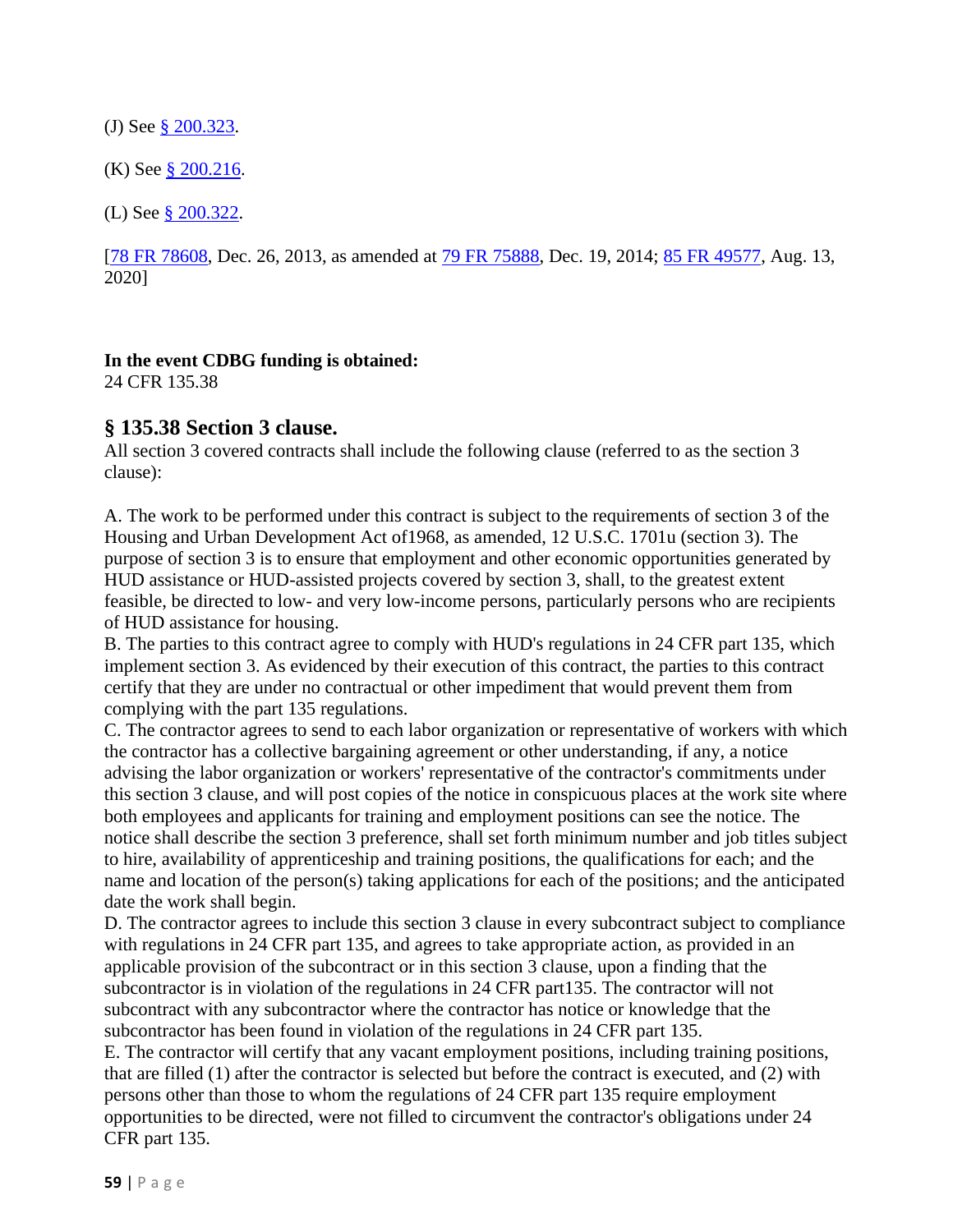(J) See [§ 200.323](#).

(K) See [§ 200.216](#).

(L) See [§ 200.322](#).

[[78 FR 78608](#), Dec. 26, 2013, as amended at [79 FR 75888](#), Dec. 19, 2014; [85 FR 49577](#), Aug. 13, 2020]

**In the event CDBG funding is obtained:**
24 CFR 135.38

## § 135.38 Section 3 clause.

All section 3 covered contracts shall include the following clause (referred to as the section 3 clause):

A. The work to be performed under this contract is subject to the requirements of section 3 of the Housing and Urban Development Act of1968, as amended, 12 U.S.C. 1701u (section 3). The purpose of section 3 is to ensure that employment and other economic opportunities generated by HUD assistance or HUD-assisted projects covered by section 3, shall, to the greatest extent feasible, be directed to low- and very low-income persons, particularly persons who are recipients of HUD assistance for housing.
B. The parties to this contract agree to comply with HUD's regulations in 24 CFR part 135, which implement section 3. As evidenced by their execution of this contract, the parties to this contract certify that they are under no contractual or other impediment that would prevent them from complying with the part 135 regulations.
C. The contractor agrees to send to each labor organization or representative of workers with which the contractor has a collective bargaining agreement or other understanding, if any, a notice advising the labor organization or workers' representative of the contractor's commitments under this section 3 clause, and will post copies of the notice in conspicuous places at the work site where both employees and applicants for training and employment positions can see the notice. The notice shall describe the section 3 preference, shall set forth minimum number and job titles subject to hire, availability of apprenticeship and training positions, the qualifications for each; and the name and location of the person(s) taking applications for each of the positions; and the anticipated date the work shall begin.
D. The contractor agrees to include this section 3 clause in every subcontract subject to compliance with regulations in 24 CFR part 135, and agrees to take appropriate action, as provided in an applicable provision of the subcontract or in this section 3 clause, upon a finding that the subcontractor is in violation of the regulations in 24 CFR part135. The contractor will not subcontract with any subcontractor where the contractor has notice or knowledge that the subcontractor has been found in violation of the regulations in 24 CFR part 135.
E. The contractor will certify that any vacant employment positions, including training positions, that are filled (1) after the contractor is selected but before the contract is executed, and (2) with persons other than those to whom the regulations of 24 CFR part 135 require employment opportunities to be directed, were not filled to circumvent the contractor's obligations under 24 CFR part 135.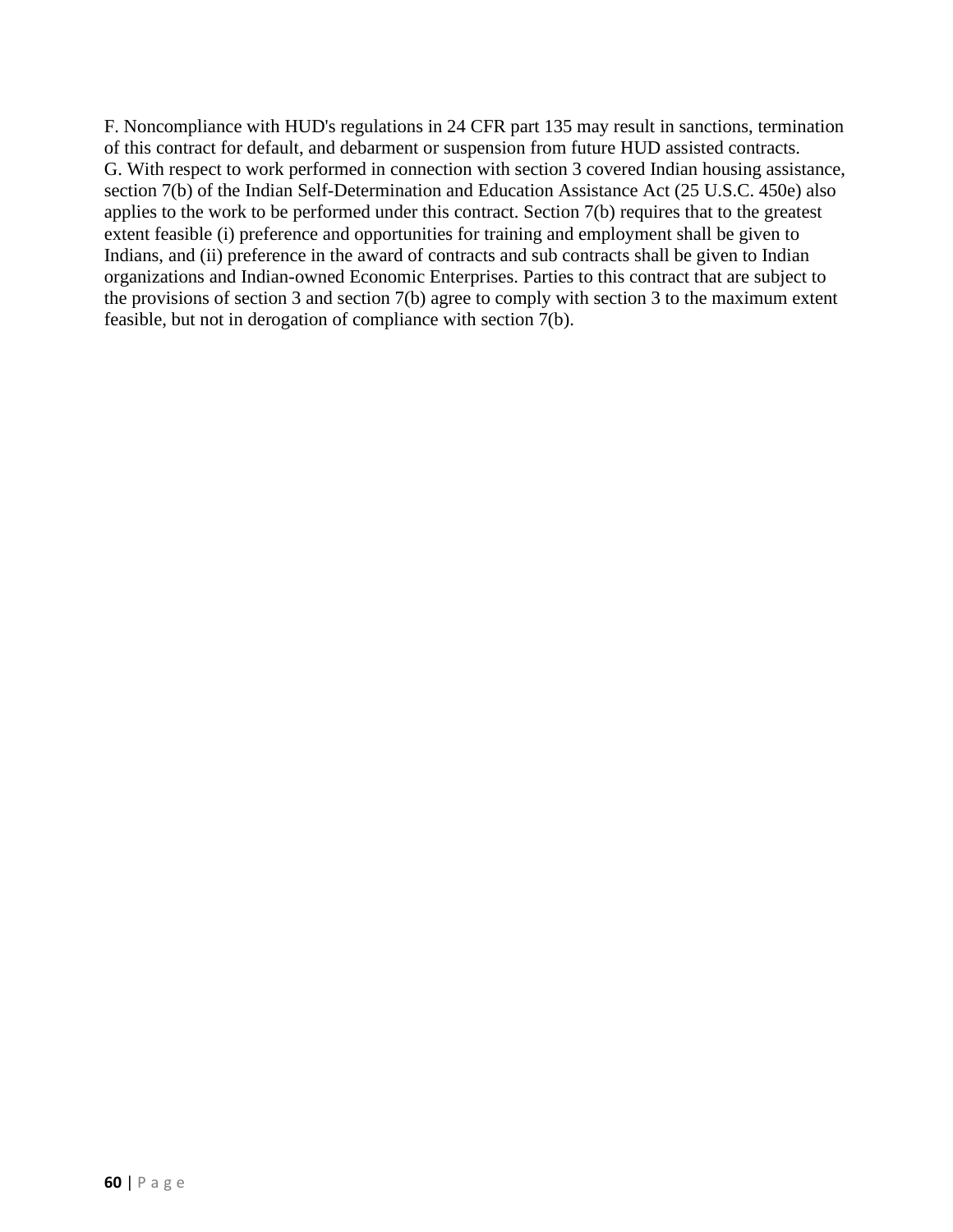F. Noncompliance with HUD's regulations in 24 CFR part 135 may result in sanctions, termination of this contract for default, and debarment or suspension from future HUD assisted contracts.

G. With respect to work performed in connection with section 3 covered Indian housing assistance, section 7(b) of the Indian Self-Determination and Education Assistance Act (25 U.S.C. 450e) also applies to the work to be performed under this contract. Section 7(b) requires that to the greatest extent feasible (i) preference and opportunities for training and employment shall be given to Indians, and (ii) preference in the award of contracts and sub contracts shall be given to Indian organizations and Indian-owned Economic Enterprises. Parties to this contract that are subject to the provisions of section 3 and section 7(b) agree to comply with section 3 to the maximum extent feasible, but not in derogation of compliance with section 7(b).